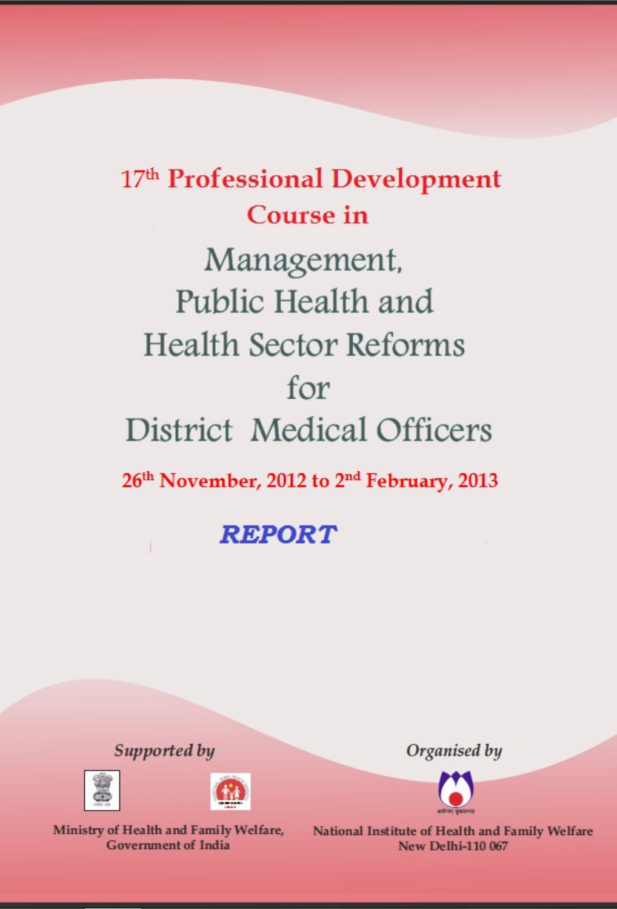# 17th Professional Development Course in

# Management, Public Health and Health Sector Reforms for District Medical Officers

**26th November, 2012 to 2nd February, 2013**

***REPORT***

*Supported by*

Ministry of Health and Family Welfare, Government of India

*Organised by*

National Institute of Health and Family Welfare
New Delhi-110 067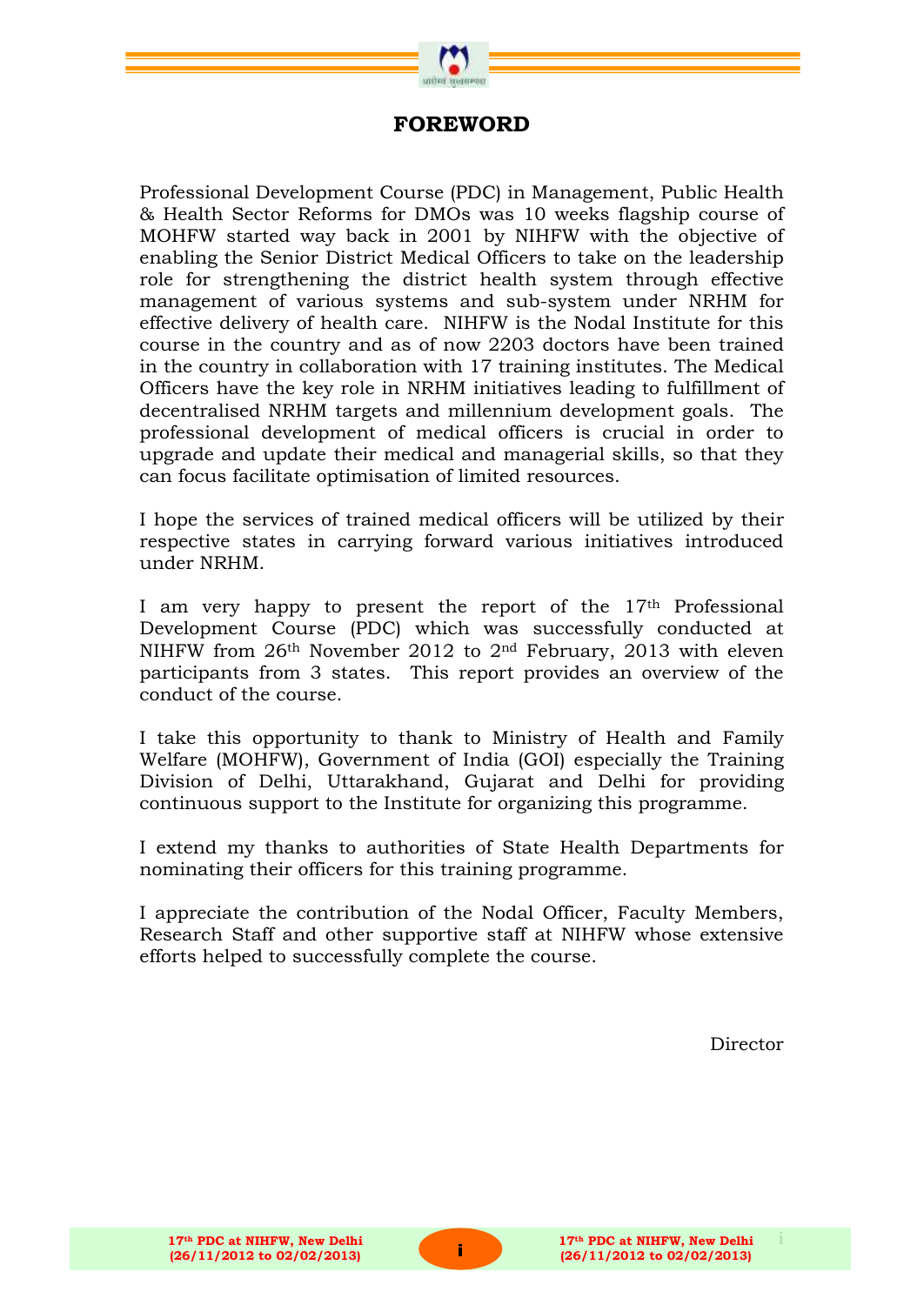# FOREWORD

Professional Development Course (PDC) in Management, Public Health & Health Sector Reforms for DMOs was 10 weeks flagship course of MOHFW started way back in 2001 by NIHFW with the objective of enabling the Senior District Medical Officers to take on the leadership role for strengthening the district health system through effective management of various systems and sub-system under NRHM for effective delivery of health care. NIHFW is the Nodal Institute for this course in the country and as of now 2203 doctors have been trained in the country in collaboration with 17 training institutes. The Medical Officers have the key role in NRHM initiatives leading to fulfillment of decentralised NRHM targets and millennium development goals. The professional development of medical officers is crucial in order to upgrade and update their medical and managerial skills, so that they can focus facilitate optimisation of limited resources.

I hope the services of trained medical officers will be utilized by their respective states in carrying forward various initiatives introduced under NRHM.

I am very happy to present the report of the 17th Professional Development Course (PDC) which was successfully conducted at NIHFW from 26th November 2012 to 2nd February, 2013 with eleven participants from 3 states. This report provides an overview of the conduct of the course.

I take this opportunity to thank to Ministry of Health and Family Welfare (MOHFW), Government of India (GOI) especially the Training Division of Delhi, Uttarakhand, Gujarat and Delhi for providing continuous support to the Institute for organizing this programme.

I extend my thanks to authorities of State Health Departments for nominating their officers for this training programme.

I appreciate the contribution of the Nodal Officer, Faculty Members, Research Staff and other supportive staff at NIHFW whose extensive efforts helped to successfully complete the course.

Director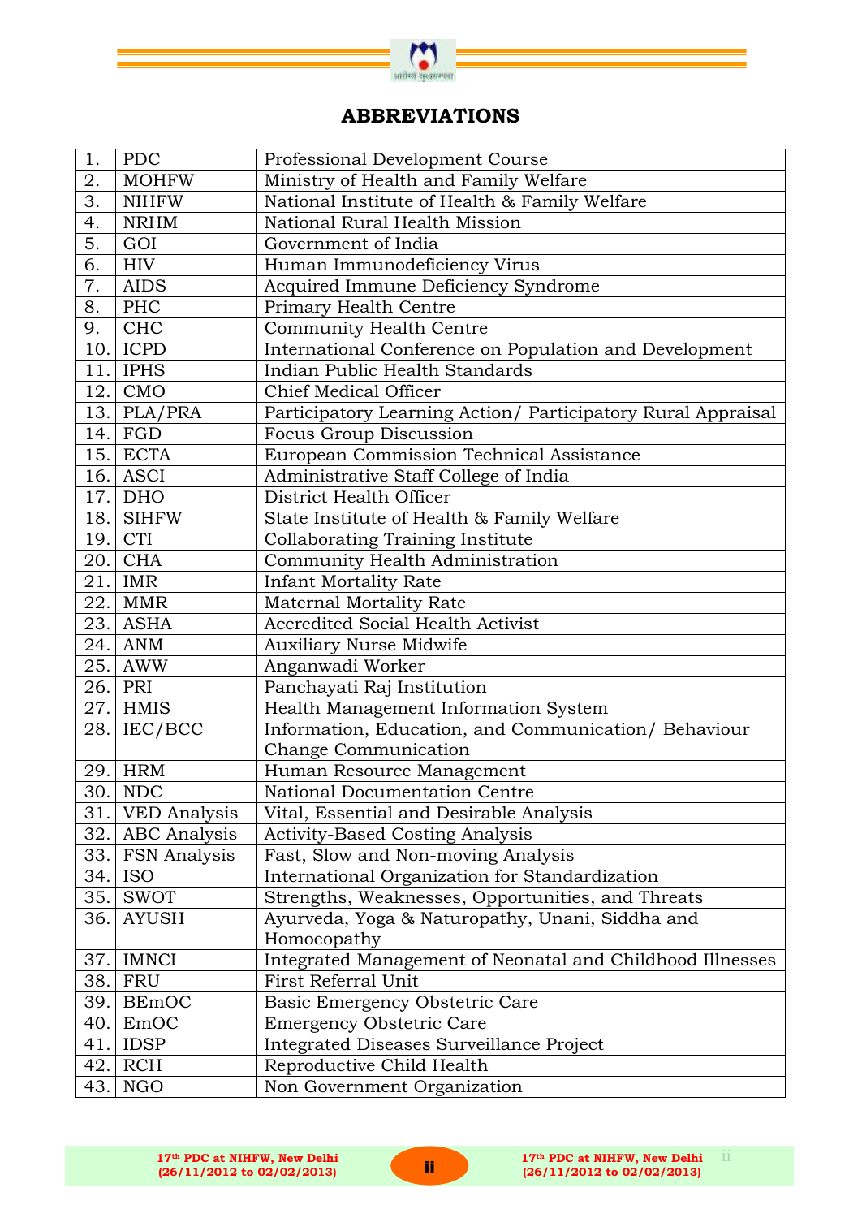# ABBREVIATIONS

| | | |
|---|---|---|
| 1. | PDC | Professional Development Course |
| 2. | MOHFW | Ministry of Health and Family Welfare |
| 3. | NIHFW | National Institute of Health & Family Welfare |
| 4. | NRHM | National Rural Health Mission |
| 5. | GOI | Government of India |
| 6. | HIV | Human Immunodeficiency Virus |
| 7. | AIDS | Acquired Immune Deficiency Syndrome |
| 8. | PHC | Primary Health Centre |
| 9. | CHC | Community Health Centre |
| 10. | ICPD | International Conference on Population and Development |
| 11. | IPHS | Indian Public Health Standards |
| 12. | CMO | Chief Medical Officer |
| 13. | PLA/PRA | Participatory Learning Action/ Participatory Rural Appraisal |
| 14. | FGD | Focus Group Discussion |
| 15. | ECTA | European Commission Technical Assistance |
| 16. | ASCI | Administrative Staff College of India |
| 17. | DHO | District Health Officer |
| 18. | SIHFW | State Institute of Health & Family Welfare |
| 19. | CTI | Collaborating Training Institute |
| 20. | CHA | Community Health Administration |
| 21. | IMR | Infant Mortality Rate |
| 22. | MMR | Maternal Mortality Rate |
| 23. | ASHA | Accredited Social Health Activist |
| 24. | ANM | Auxiliary Nurse Midwife |
| 25. | AWW | Anganwadi Worker |
| 26. | PRI | Panchayati Raj Institution |
| 27. | HMIS | Health Management Information System |
| 28. | IEC/BCC | Information, Education, and Communication/ Behaviour Change Communication |
| 29. | HRM | Human Resource Management |
| 30. | NDC | National Documentation Centre |
| 31. | VED Analysis | Vital, Essential and Desirable Analysis |
| 32. | ABC Analysis | Activity-Based Costing Analysis |
| 33. | FSN Analysis | Fast, Slow and Non-moving Analysis |
| 34. | ISO | International Organization for Standardization |
| 35. | SWOT | Strengths, Weaknesses, Opportunities, and Threats |
| 36. | AYUSH | Ayurveda, Yoga & Naturopathy, Unani, Siddha and Homoeopathy |
| 37. | IMNCI | Integrated Management of Neonatal and Childhood Illnesses |
| 38. | FRU | First Referral Unit |
| 39. | BEmOC | Basic Emergency Obstetric Care |
| 40. | EmOC | Emergency Obstetric Care |
| 41. | IDSP | Integrated Diseases Surveillance Project |
| 42. | RCH | Reproductive Child Health |
| 43. | NGO | Non Government Organization |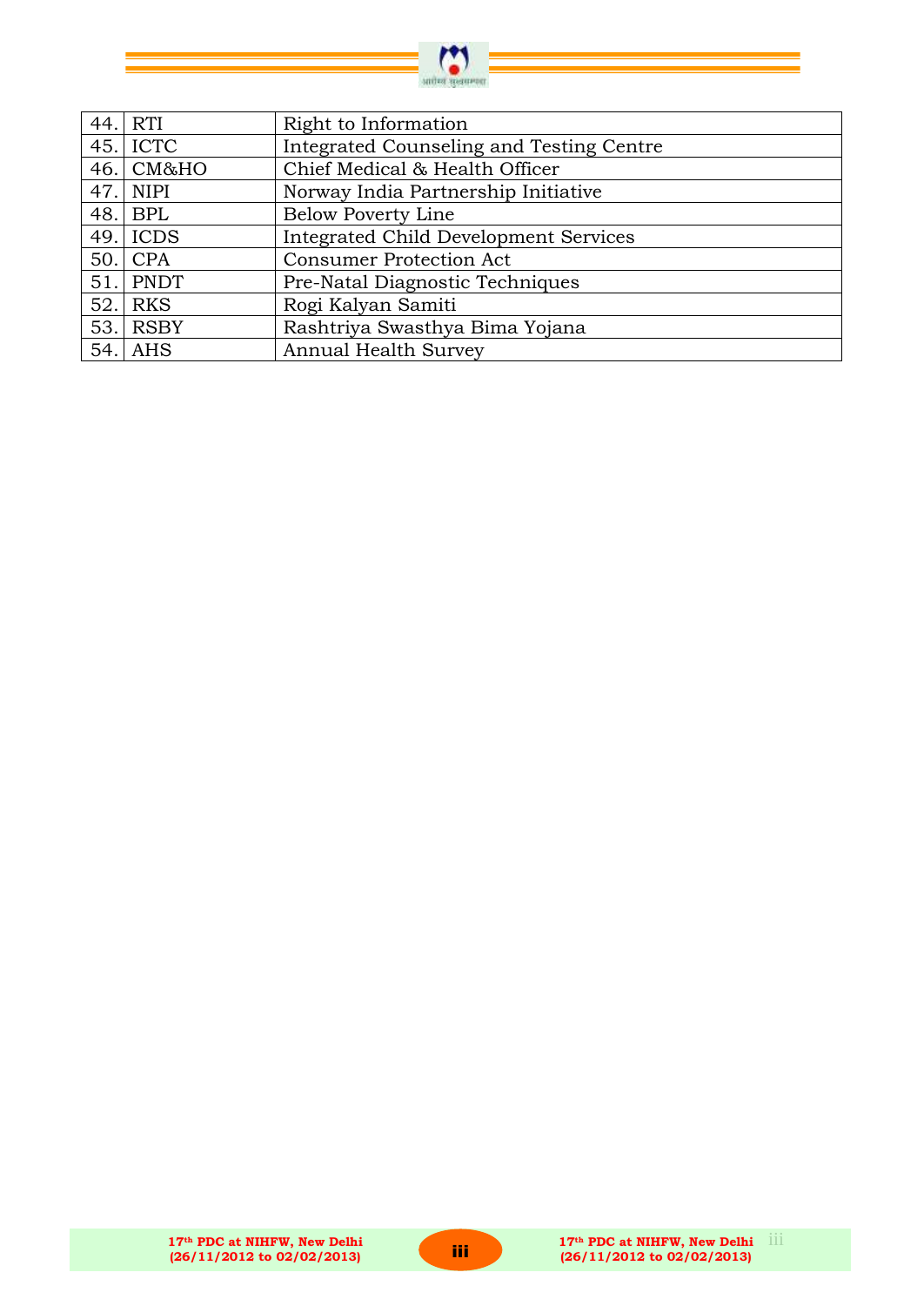| | | |
|---|---|---|
| 44. | RTI | Right to Information |
| 45. | ICTC | Integrated Counseling and Testing Centre |
| 46. | CM&HO | Chief Medical & Health Officer |
| 47. | NIPI | Norway India Partnership Initiative |
| 48. | BPL | Below Poverty Line |
| 49. | ICDS | Integrated Child Development Services |
| 50. | CPA | Consumer Protection Act |
| 51. | PNDT | Pre-Natal Diagnostic Techniques |
| 52. | RKS | Rogi Kalyan Samiti |
| 53. | RSBY | Rashtriya Swasthya Bima Yojana |
| 54. | AHS | Annual Health Survey |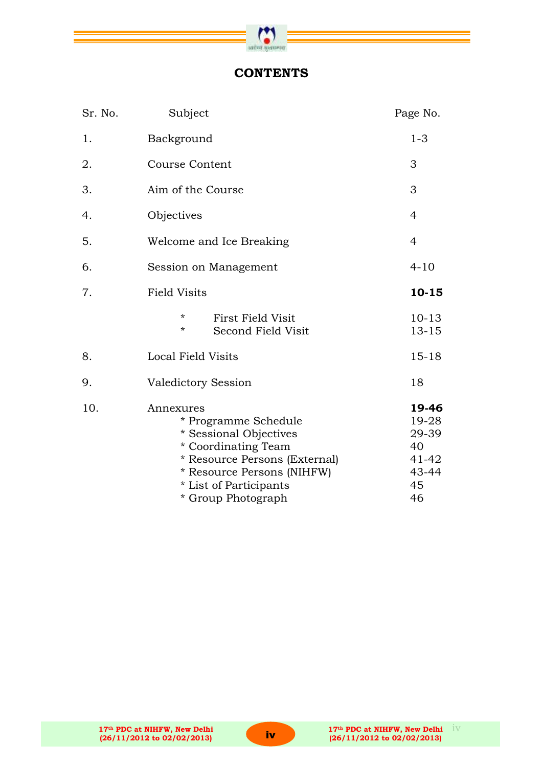# CONTENTS

| Sr. No. | Subject | Page No. |
|---|---|---|
| 1. | Background | 1-3 |
| 2. | Course Content | 3 |
| 3. | Aim of the Course | 3 |
| 4. | Objectives | 4 |
| 5. | Welcome and Ice Breaking | 4 |
| 6. | Session on Management | 4-10 |
| 7. | Field Visits | **10-15** |
| | * First Field Visit | 10-13 |
| | * Second Field Visit | 13-15 |
| 8. | Local Field Visits | 15-18 |
| 9. | Valedictory Session | 18 |
| 10. | Annexures | **19-46** |
| | * Programme Schedule | 19-28 |
| | * Sessional Objectives | 29-39 |
| | * Coordinating Team | 40 |
| | * Resource Persons (External) | 41-42 |
| | * Resource Persons (NIHFW) | 43-44 |
| | * List of Participants | 45 |
| | * Group Photograph | 46 |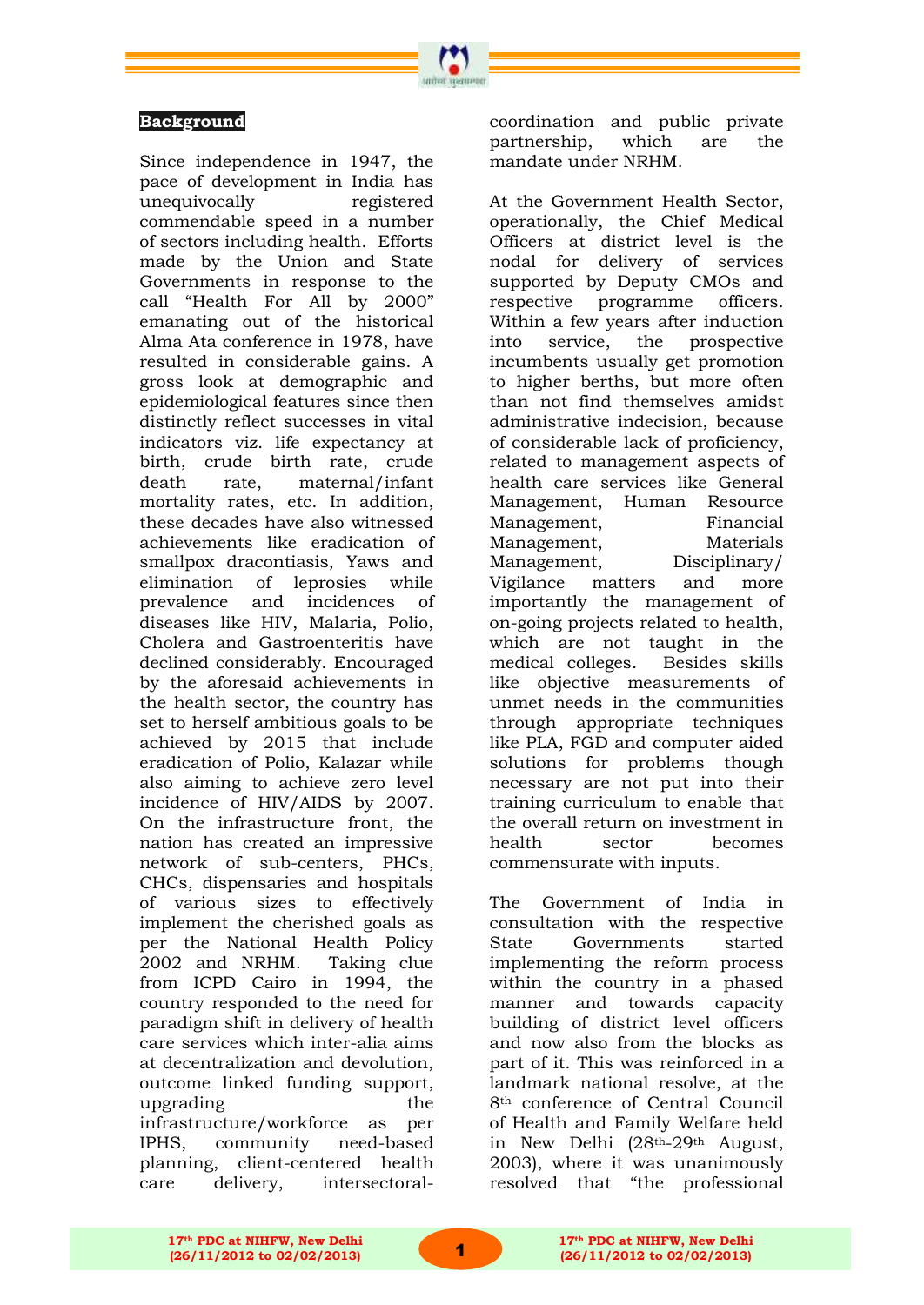## Background

Since independence in 1947, the pace of development in India has unequivocally registered commendable speed in a number of sectors including health. Efforts made by the Union and State Governments in response to the call "Health For All by 2000" emanating out of the historical Alma Ata conference in 1978, have resulted in considerable gains. A gross look at demographic and epidemiological features since then distinctly reflect successes in vital indicators viz. life expectancy at birth, crude birth rate, crude death rate, maternal/infant mortality rates, etc. In addition, these decades have also witnessed achievements like eradication of smallpox dracontiasis, Yaws and elimination of leprosies while prevalence and incidences of diseases like HIV, Malaria, Polio, Cholera and Gastroenteritis have declined considerably. Encouraged by the aforesaid achievements in the health sector, the country has set to herself ambitious goals to be achieved by 2015 that include eradication of Polio, Kalazar while also aiming to achieve zero level incidence of HIV/AIDS by 2007. On the infrastructure front, the nation has created an impressive network of sub-centers, PHCs, CHCs, dispensaries and hospitals of various sizes to effectively implement the cherished goals as per the National Health Policy 2002 and NRHM. Taking clue from ICPD Cairo in 1994, the country responded to the need for paradigm shift in delivery of health care services which inter-alia aims at decentralization and devolution, outcome linked funding support, upgrading the infrastructure/workforce as per IPHS, community need-based planning, client-centered health care delivery, intersectoral-coordination and public private partnership, which are the mandate under NRHM.

At the Government Health Sector, operationally, the Chief Medical Officers at district level is the nodal for delivery of services supported by Deputy CMOs and respective programme officers. Within a few years after induction into service, the prospective incumbents usually get promotion to higher berths, but more often than not find themselves amidst administrative indecision, because of considerable lack of proficiency, related to management aspects of health care services like General Management, Human Resource Management, Financial Management, Materials Management, Disciplinary/ Vigilance matters and more importantly the management of on-going projects related to health, which are not taught in the medical colleges. Besides skills like objective measurements of unmet needs in the communities through appropriate techniques like PLA, FGD and computer aided solutions for problems though necessary are not put into their training curriculum to enable that the overall return on investment in health sector becomes commensurate with inputs.

The Government of India in consultation with the respective State Governments started implementing the reform process within the country in a phased manner and towards capacity building of district level officers and now also from the blocks as part of it. This was reinforced in a landmark national resolve, at the 8th conference of Central Council of Health and Family Welfare held in New Delhi (28th-29th August, 2003), where it was unanimously resolved that "the professional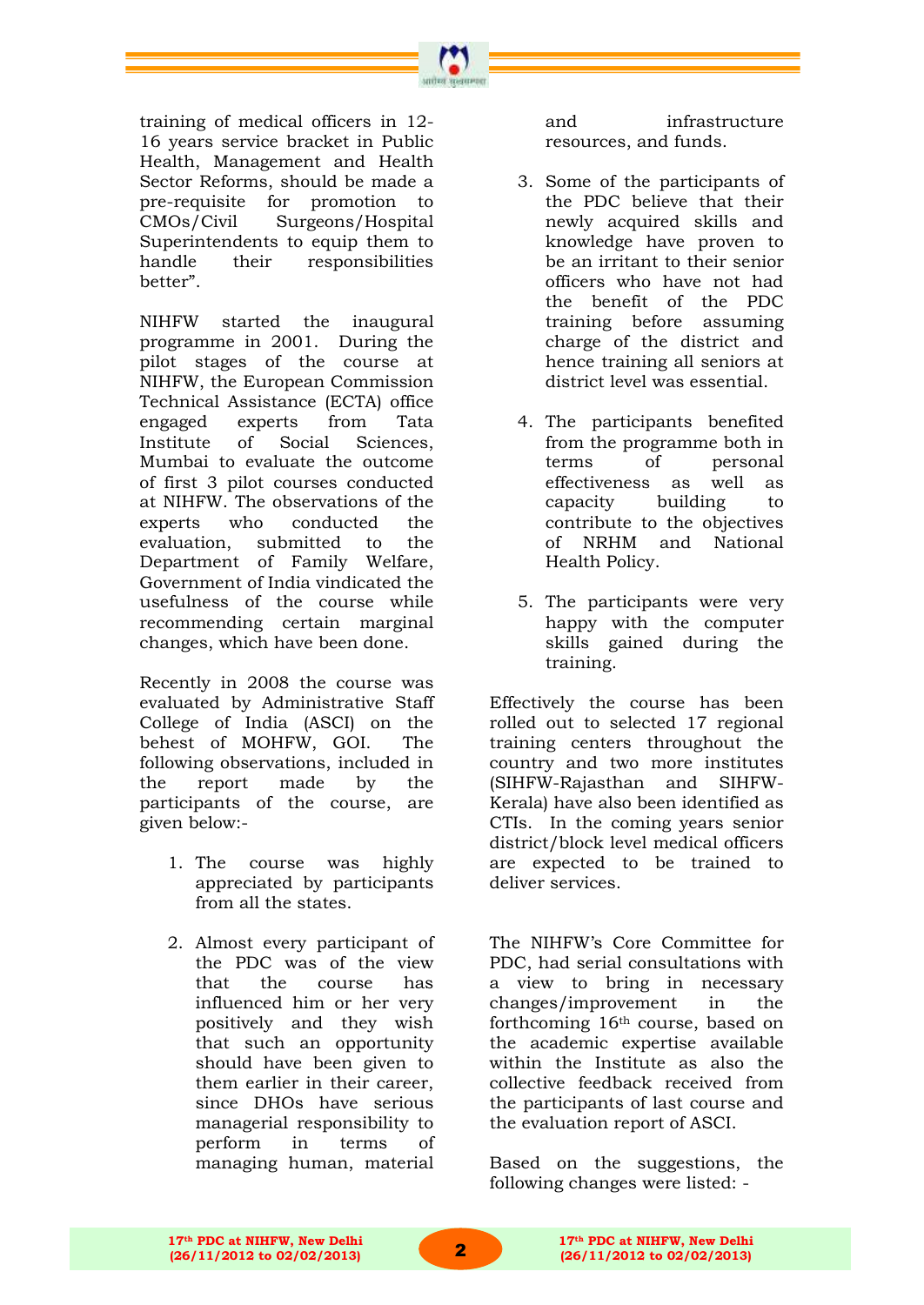training of medical officers in 12-16 years service bracket in Public Health, Management and Health Sector Reforms, should be made a pre-requisite for promotion to CMOs/Civil Surgeons/Hospital Superintendents to equip them to handle their responsibilities better".

NIHFW started the inaugural programme in 2001. During the pilot stages of the course at NIHFW, the European Commission Technical Assistance (ECTA) office engaged experts from Tata Institute of Social Sciences, Mumbai to evaluate the outcome of first 3 pilot courses conducted at NIHFW. The observations of the experts who conducted the evaluation, submitted to the Department of Family Welfare, Government of India vindicated the usefulness of the course while recommending certain marginal changes, which have been done.

Recently in 2008 the course was evaluated by Administrative Staff College of India (ASCI) on the behest of MOHFW, GOI. The following observations, included in the report made by the participants of the course, are given below:-

1. The course was highly appreciated by participants from all the states.
2. Almost every participant of the PDC was of the view that the course has influenced him or her very positively and they wish that such an opportunity should have been given to them earlier in their career, since DHOs have serious managerial responsibility to perform in terms of managing human, material and infrastructure resources, and funds.
3. Some of the participants of the PDC believe that their newly acquired skills and knowledge have proven to be an irritant to their senior officers who have not had the benefit of the PDC training before assuming charge of the district and hence training all seniors at district level was essential.
4. The participants benefited from the programme both in terms of personal effectiveness as well as capacity building to contribute to the objectives of NRHM and National Health Policy.
5. The participants were very happy with the computer skills gained during the training.

Effectively the course has been rolled out to selected 17 regional training centers throughout the country and two more institutes (SIHFW-Rajasthan and SIHFW-Kerala) have also been identified as CTIs. In the coming years senior district/block level medical officers are expected to be trained to deliver services.

The NIHFW's Core Committee for PDC, had serial consultations with a view to bring in necessary changes/improvement in the forthcoming 16th course, based on the academic expertise available within the Institute as also the collective feedback received from the participants of last course and the evaluation report of ASCI.

Based on the suggestions, the following changes were listed: -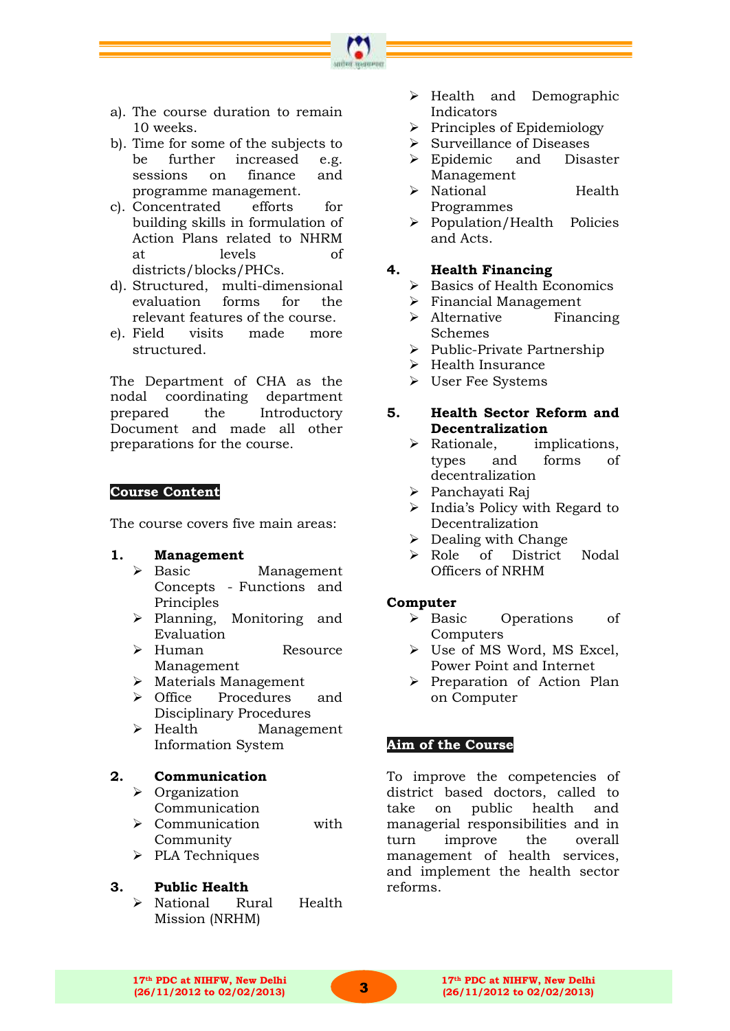a). The course duration to remain 10 weeks.
b). Time for some of the subjects to be further increased e.g. sessions on finance and programme management.
c). Concentrated efforts for building skills in formulation of Action Plans related to NHRM at levels of districts/blocks/PHCs.
d). Structured, multi-dimensional evaluation forms for the relevant features of the course.
e). Field visits made more structured.

The Department of CHA as the nodal coordinating department prepared the Introductory Document and made all other preparations for the course.

## Course Content

The course covers five main areas:

**1. Management**
- Basic Management Concepts - Functions and Principles
- Planning, Monitoring and Evaluation
- Human Resource Management
- Materials Management
- Office Procedures and Disciplinary Procedures
- Health Management Information System

**2. Communication**
- Organization Communication
- Communication with Community
- PLA Techniques

**3. Public Health**
- National Rural Health Mission (NRHM)
- Health and Demographic Indicators
- Principles of Epidemiology
- Surveillance of Diseases
- Epidemic and Disaster Management
- National Health Programmes
- Population/Health Policies and Acts.

**4. Health Financing**
- Basics of Health Economics
- Financial Management
- Alternative Financing Schemes
- Public-Private Partnership
- Health Insurance
- User Fee Systems

**5. Health Sector Reform and Decentralization**
- Rationale, implications, types and forms of decentralization
- Panchayati Raj
- India's Policy with Regard to Decentralization
- Dealing with Change
- Role of District Nodal Officers of NRHM

**Computer**
- Basic Operations of Computers
- Use of MS Word, MS Excel, Power Point and Internet
- Preparation of Action Plan on Computer

## Aim of the Course

To improve the competencies of district based doctors, called to take on public health and managerial responsibilities and in turn improve the overall management of health services, and implement the health sector reforms.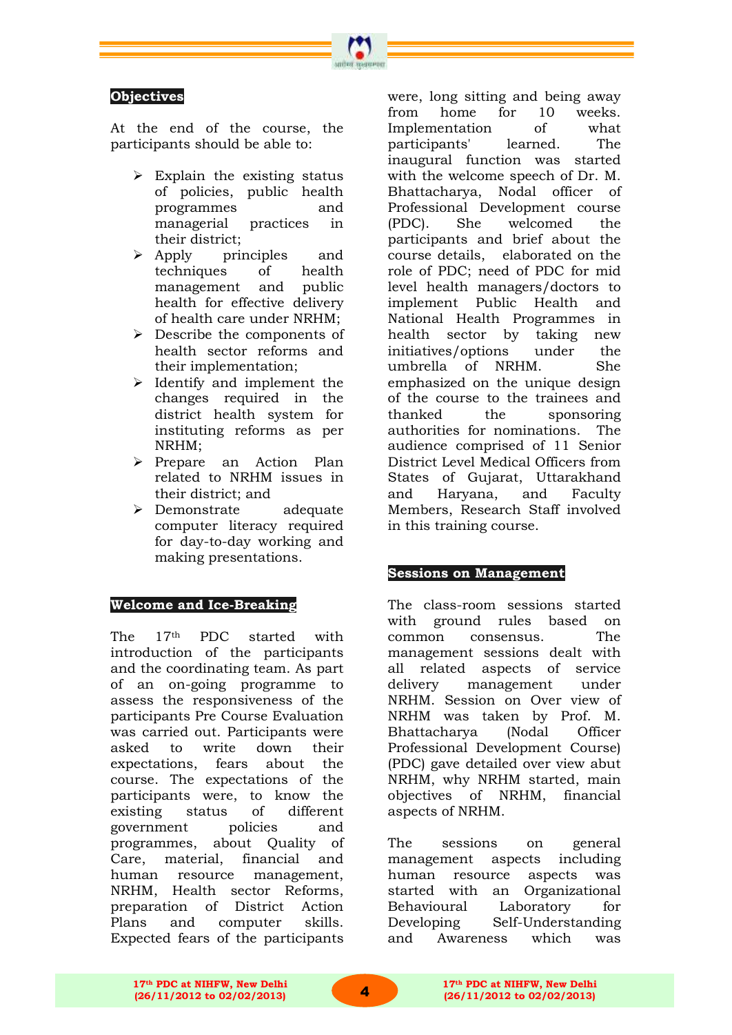## Objectives

At the end of the course, the participants should be able to:

- Explain the existing status of policies, public health programmes and managerial practices in their district;
- Apply principles and techniques of health management and public health for effective delivery of health care under NRHM;
- Describe the components of health sector reforms and their implementation;
- Identify and implement the changes required in the district health system for instituting reforms as per NRHM;
- Prepare an Action Plan related to NRHM issues in their district; and
- Demonstrate adequate computer literacy required for day-to-day working and making presentations.

## Welcome and Ice-Breaking

The 17th PDC started with introduction of the participants and the coordinating team. As part of an on-going programme to assess the responsiveness of the participants Pre Course Evaluation was carried out. Participants were asked to write down their expectations, fears about the course. The expectations of the participants were, to know the existing status of different government policies and programmes, about Quality of Care, material, financial and human resource management, NRHM, Health sector Reforms, preparation of District Action Plans and computer skills. Expected fears of the participants were, long sitting and being away from home for 10 weeks. Implementation of what participants' learned. The inaugural function was started with the welcome speech of Dr. M. Bhattacharya, Nodal officer of Professional Development course (PDC). She welcomed the participants and brief about the course details, elaborated on the role of PDC; need of PDC for mid level health managers/doctors to implement Public Health and National Health Programmes in health sector by taking new initiatives/options under the umbrella of NRHM. She emphasized on the unique design of the course to the trainees and thanked the sponsoring authorities for nominations. The audience comprised of 11 Senior District Level Medical Officers from States of Gujarat, Uttarakhand and Haryana, and Faculty Members, Research Staff involved in this training course.

## Sessions on Management

The class-room sessions started with ground rules based on common consensus. The management sessions dealt with all related aspects of service delivery management under NRHM. Session on Over view of NRHM was taken by Prof. M. Bhattacharya (Nodal Officer Professional Development Course) (PDC) gave detailed over view abut NRHM, why NRHM started, main objectives of NRHM, financial aspects of NRHM.

The sessions on general management aspects including human resource aspects was started with an Organizational Behavioural Laboratory for Developing Self-Understanding and Awareness which was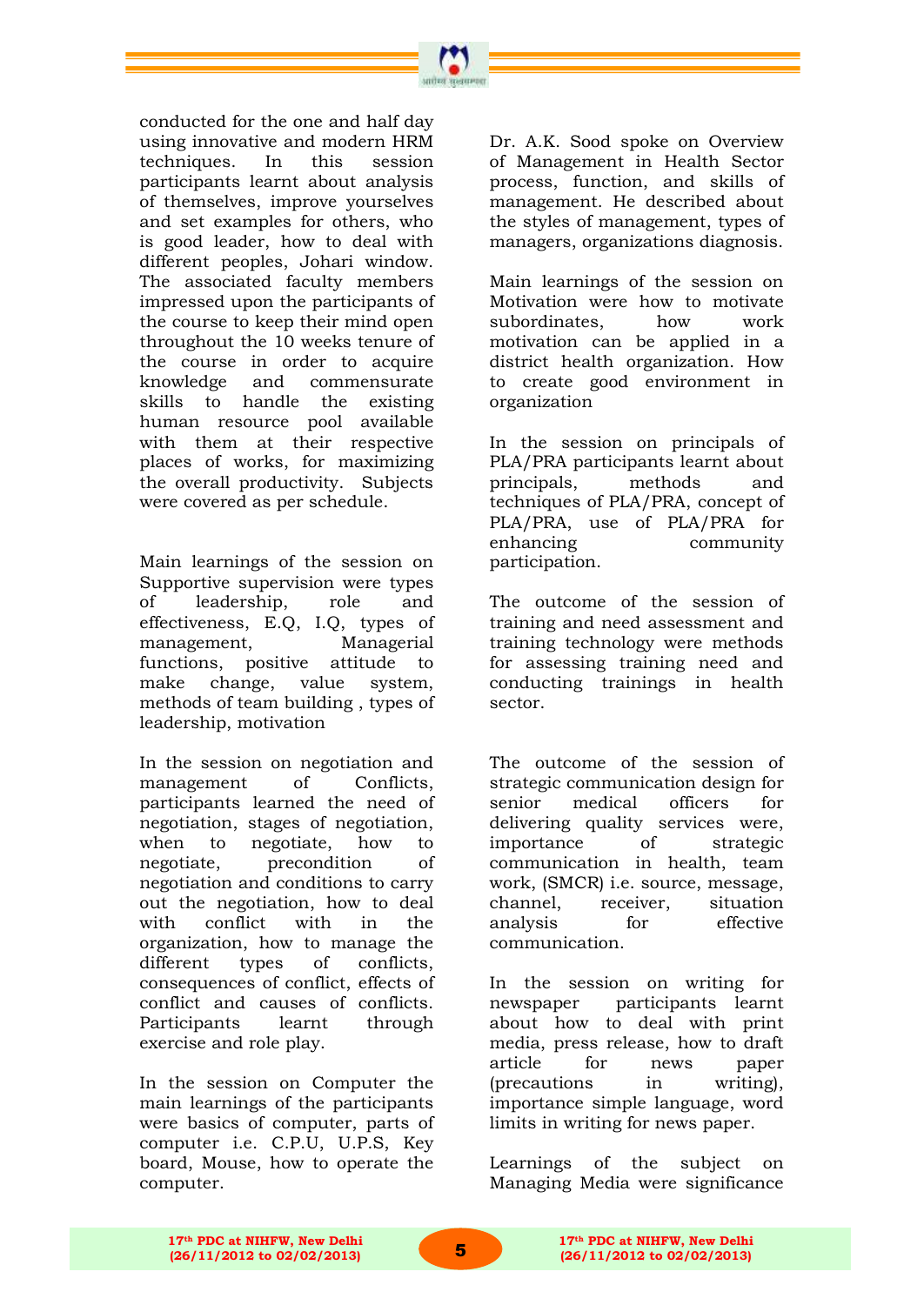conducted for the one and half day using innovative and modern HRM techniques. In this session participants learnt about analysis of themselves, improve yourselves and set examples for others, who is good leader, how to deal with different peoples, Johari window. The associated faculty members impressed upon the participants of the course to keep their mind open throughout the 10 weeks tenure of the course in order to acquire knowledge and commensurate skills to handle the existing human resource pool available with them at their respective places of works, for maximizing the overall productivity. Subjects were covered as per schedule.

Main learnings of the session on Supportive supervision were types of leadership, role and effectiveness, E.Q, I.Q, types of management, Managerial functions, positive attitude to make change, value system, methods of team building , types of leadership, motivation

In the session on negotiation and management of Conflicts, participants learned the need of negotiation, stages of negotiation, when to negotiate, how to negotiate, precondition of negotiation and conditions to carry out the negotiation, how to deal with conflict with in the organization, how to manage the different types of conflicts, consequences of conflict, effects of conflict and causes of conflicts. Participants learnt through exercise and role play.

In the session on Computer the main learnings of the participants were basics of computer, parts of computer i.e. C.P.U, U.P.S, Key board, Mouse, how to operate the computer.

Dr. A.K. Sood spoke on Overview of Management in Health Sector process, function, and skills of management. He described about the styles of management, types of managers, organizations diagnosis.

Main learnings of the session on Motivation were how to motivate subordinates, how work motivation can be applied in a district health organization. How to create good environment in organization

In the session on principals of PLA/PRA participants learnt about principals, methods and techniques of PLA/PRA, concept of PLA/PRA, use of PLA/PRA for enhancing community participation.

The outcome of the session of training and need assessment and training technology were methods for assessing training need and conducting trainings in health sector.

The outcome of the session of strategic communication design for senior medical officers for delivering quality services were, importance of strategic communication in health, team work, (SMCR) i.e. source, message, channel, receiver, situation analysis for effective communication.

In the session on writing for newspaper participants learnt about how to deal with print media, press release, how to draft article for news paper (precautions in writing), importance simple language, word limits in writing for news paper.

Learnings of the subject on Managing Media were significance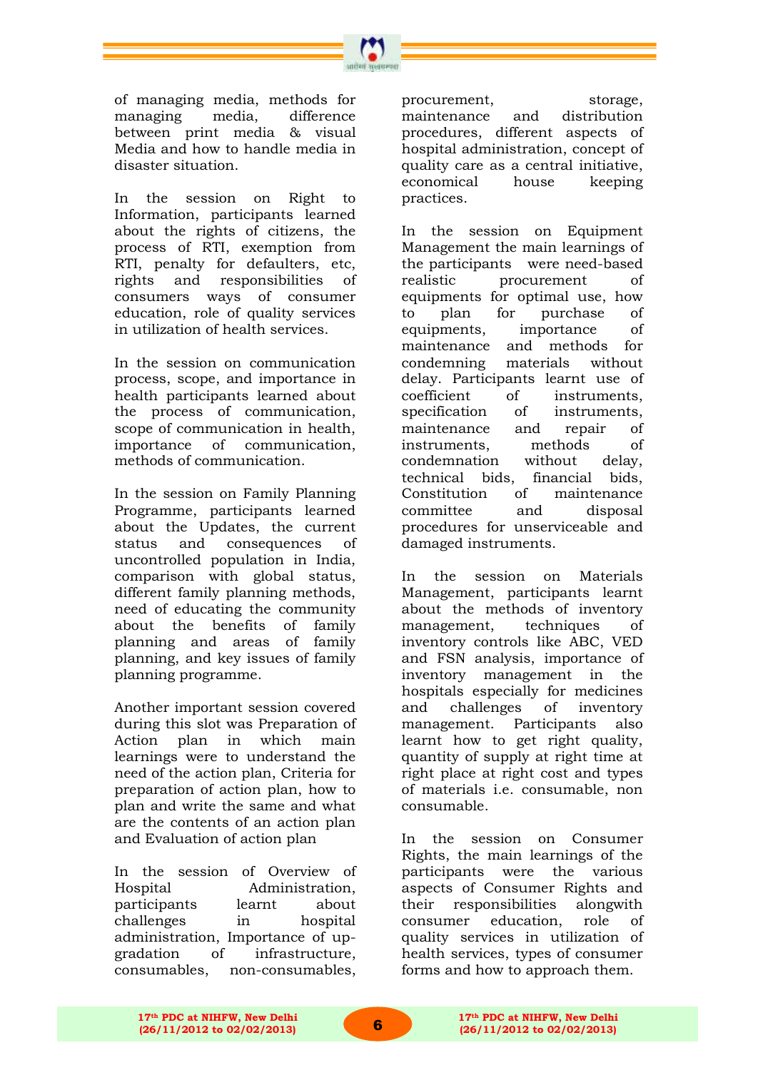of managing media, methods for managing media, difference between print media & visual Media and how to handle media in disaster situation.

In the session on Right to Information, participants learned about the rights of citizens, the process of RTI, exemption from RTI, penalty for defaulters, etc, rights and responsibilities of consumers ways of consumer education, role of quality services in utilization of health services.

In the session on communication process, scope, and importance in health participants learned about the process of communication, scope of communication in health, importance of communication, methods of communication.

In the session on Family Planning Programme, participants learned about the Updates, the current status and consequences of uncontrolled population in India, comparison with global status, different family planning methods, need of educating the community about the benefits of family planning and areas of family planning, and key issues of family planning programme.

Another important session covered during this slot was Preparation of Action plan in which main learnings were to understand the need of the action plan, Criteria for preparation of action plan, how to plan and write the same and what are the contents of an action plan and Evaluation of action plan

In the session of Overview of Hospital Administration, participants learnt about challenges in hospital administration, Importance of up-gradation of infrastructure, consumables, non-consumables, procurement, storage, maintenance and distribution procedures, different aspects of hospital administration, concept of quality care as a central initiative, economical house keeping practices.

In the session on Equipment Management the main learnings of the participants were need-based realistic procurement of equipments for optimal use, how to plan for purchase of equipments, importance of maintenance and methods for condemning materials without delay. Participants learnt use of coefficient of instruments, specification of instruments, maintenance and repair of instruments, methods of condemnation without delay, technical bids, financial bids, Constitution of maintenance committee and disposal procedures for unserviceable and damaged instruments.

In the session on Materials Management, participants learnt about the methods of inventory management, techniques of inventory controls like ABC, VED and FSN analysis, importance of inventory management in the hospitals especially for medicines and challenges of inventory management. Participants also learnt how to get right quality, quantity of supply at right time at right place at right cost and types of materials i.e. consumable, non consumable.

In the session on Consumer Rights, the main learnings of the participants were the various aspects of Consumer Rights and their responsibilities alongwith consumer education, role of quality services in utilization of health services, types of consumer forms and how to approach them.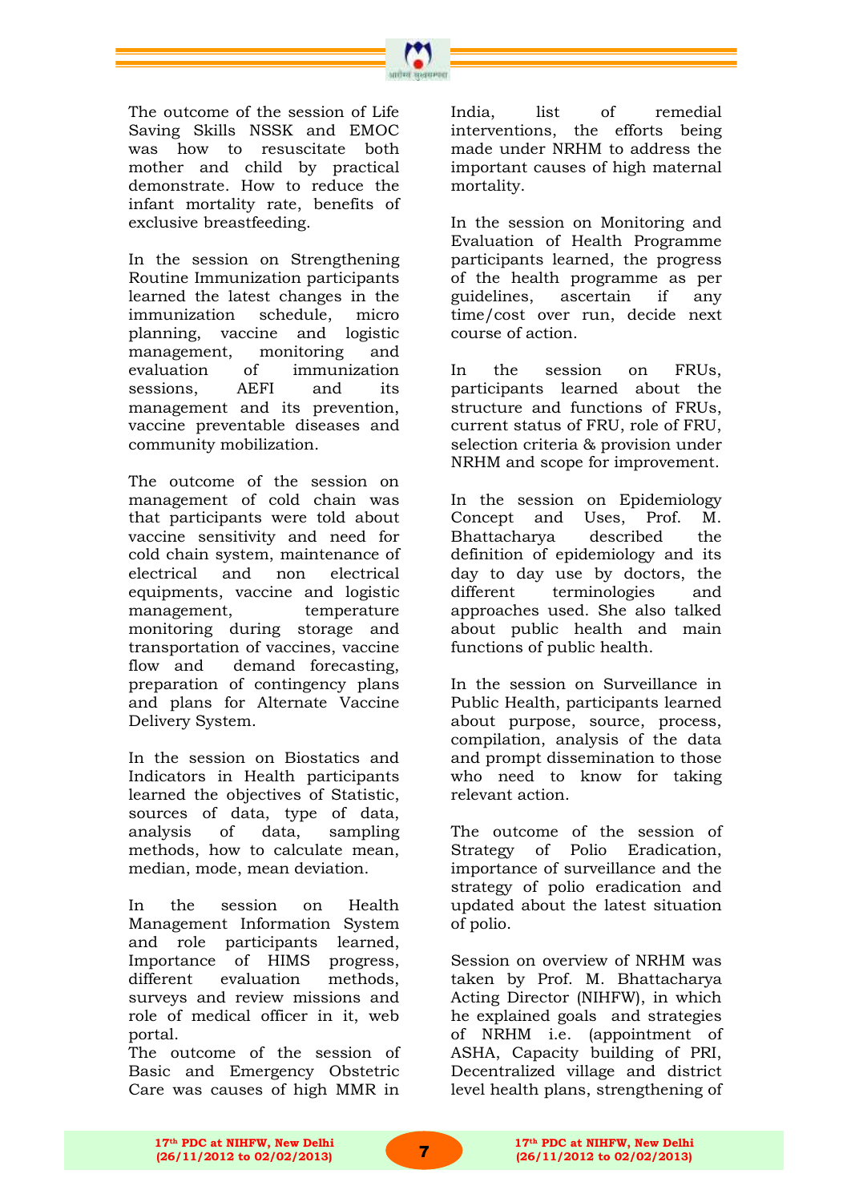The outcome of the session of Life Saving Skills NSSK and EMOC was how to resuscitate both mother and child by practical demonstrate. How to reduce the infant mortality rate, benefits of exclusive breastfeeding.

In the session on Strengthening Routine Immunization participants learned the latest changes in the immunization schedule, micro planning, vaccine and logistic management, monitoring and evaluation of immunization sessions, AEFI and its management and its prevention, vaccine preventable diseases and community mobilization.

The outcome of the session on management of cold chain was that participants were told about vaccine sensitivity and need for cold chain system, maintenance of electrical and non electrical equipments, vaccine and logistic management, temperature monitoring during storage and transportation of vaccines, vaccine flow and demand forecasting, preparation of contingency plans and plans for Alternate Vaccine Delivery System.

In the session on Biostatics and Indicators in Health participants learned the objectives of Statistic, sources of data, type of data, analysis of data, sampling methods, how to calculate mean, median, mode, mean deviation.

In the session on Health Management Information System and role participants learned, Importance of HIMS progress, different evaluation methods, surveys and review missions and role of medical officer in it, web portal.

The outcome of the session of Basic and Emergency Obstetric Care was causes of high MMR in India, list of remedial interventions, the efforts being made under NRHM to address the important causes of high maternal mortality.

In the session on Monitoring and Evaluation of Health Programme participants learned, the progress of the health programme as per guidelines, ascertain if any time/cost over run, decide next course of action.

In the session on FRUs, participants learned about the structure and functions of FRUs, current status of FRU, role of FRU, selection criteria & provision under NRHM and scope for improvement.

In the session on Epidemiology Concept and Uses, Prof. M. Bhattacharya described the definition of epidemiology and its day to day use by doctors, the different terminologies and approaches used. She also talked about public health and main functions of public health.

In the session on Surveillance in Public Health, participants learned about purpose, source, process, compilation, analysis of the data and prompt dissemination to those who need to know for taking relevant action.

The outcome of the session of Strategy of Polio Eradication, importance of surveillance and the strategy of polio eradication and updated about the latest situation of polio.

Session on overview of NRHM was taken by Prof. M. Bhattacharya Acting Director (NIHFW), in which he explained goals and strategies of NRHM i.e. (appointment of ASHA, Capacity building of PRI, Decentralized village and district level health plans, strengthening of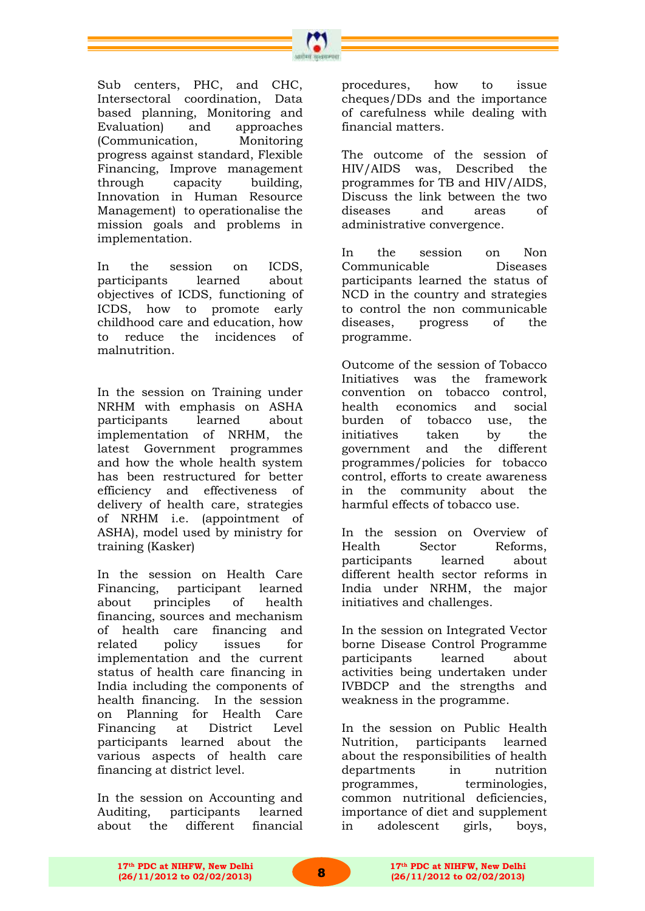Sub centers, PHC, and CHC, Intersectoral coordination, Data based planning, Monitoring and Evaluation) and approaches (Communication, Monitoring progress against standard, Flexible Financing, Improve management through capacity building, Innovation in Human Resource Management) to operationalise the mission goals and problems in implementation.

In the session on ICDS, participants learned about objectives of ICDS, functioning of ICDS, how to promote early childhood care and education, how to reduce the incidences of malnutrition.

In the session on Training under NRHM with emphasis on ASHA participants learned about implementation of NRHM, the latest Government programmes and how the whole health system has been restructured for better efficiency and effectiveness of delivery of health care, strategies of NRHM i.e. (appointment of ASHA), model used by ministry for training (Kasker)

In the session on Health Care Financing, participant learned about principles of health financing, sources and mechanism of health care financing and related policy issues for implementation and the current status of health care financing in India including the components of health financing. In the session on Planning for Health Care Financing at District Level participants learned about the various aspects of health care financing at district level.

In the session on Accounting and Auditing, participants learned about the different financial procedures, how to issue cheques/DDs and the importance of carefulness while dealing with financial matters.

The outcome of the session of HIV/AIDS was, Described the programmes for TB and HIV/AIDS, Discuss the link between the two diseases and areas of administrative convergence.

In the session on Non Communicable Diseases participants learned the status of NCD in the country and strategies to control the non communicable diseases, progress of the programme.

Outcome of the session of Tobacco Initiatives was the framework convention on tobacco control, health economics and social burden of tobacco use, the initiatives taken by the government and the different programmes/policies for tobacco control, efforts to create awareness in the community about the harmful effects of tobacco use.

In the session on Overview of Health Sector Reforms, participants learned about different health sector reforms in India under NRHM, the major initiatives and challenges.

In the session on Integrated Vector borne Disease Control Programme participants learned about activities being undertaken under IVBDCP and the strengths and weakness in the programme.

In the session on Public Health Nutrition, participants learned about the responsibilities of health departments in nutrition programmes, terminologies, common nutritional deficiencies, importance of diet and supplement in adolescent girls, boys,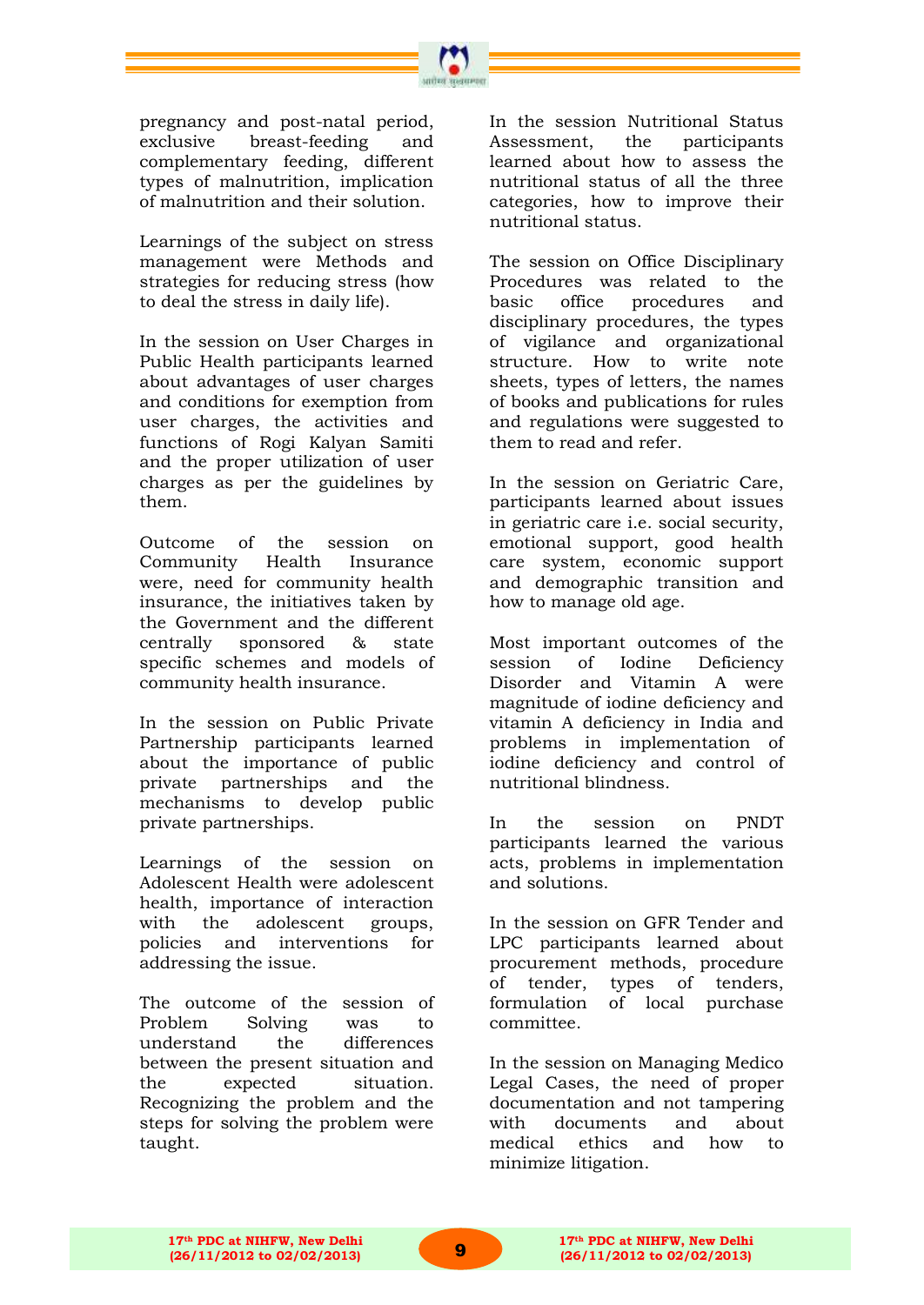pregnancy and post-natal period, exclusive breast-feeding and complementary feeding, different types of malnutrition, implication of malnutrition and their solution.

Learnings of the subject on stress management were Methods and strategies for reducing stress (how to deal the stress in daily life).

In the session on User Charges in Public Health participants learned about advantages of user charges and conditions for exemption from user charges, the activities and functions of Rogi Kalyan Samiti and the proper utilization of user charges as per the guidelines by them.

Outcome of the session on Community Health Insurance were, need for community health insurance, the initiatives taken by the Government and the different centrally sponsored & state specific schemes and models of community health insurance.

In the session on Public Private Partnership participants learned about the importance of public private partnerships and the mechanisms to develop public private partnerships.

Learnings of the session on Adolescent Health were adolescent health, importance of interaction with the adolescent groups, policies and interventions for addressing the issue.

The outcome of the session of Problem Solving was to understand the differences between the present situation and the expected situation. Recognizing the problem and the steps for solving the problem were taught.

In the session Nutritional Status Assessment, the participants learned about how to assess the nutritional status of all the three categories, how to improve their nutritional status.

The session on Office Disciplinary Procedures was related to the basic office procedures and disciplinary procedures, the types of vigilance and organizational structure. How to write note sheets, types of letters, the names of books and publications for rules and regulations were suggested to them to read and refer.

In the session on Geriatric Care, participants learned about issues in geriatric care i.e. social security, emotional support, good health care system, economic support and demographic transition and how to manage old age.

Most important outcomes of the session of Iodine Deficiency Disorder and Vitamin A were magnitude of iodine deficiency and vitamin A deficiency in India and problems in implementation of iodine deficiency and control of nutritional blindness.

In the session on PNDT participants learned the various acts, problems in implementation and solutions.

In the session on GFR Tender and LPC participants learned about procurement methods, procedure of tender, types of tenders, formulation of local purchase committee.

In the session on Managing Medico Legal Cases, the need of proper documentation and not tampering with documents and about medical ethics and how to minimize litigation.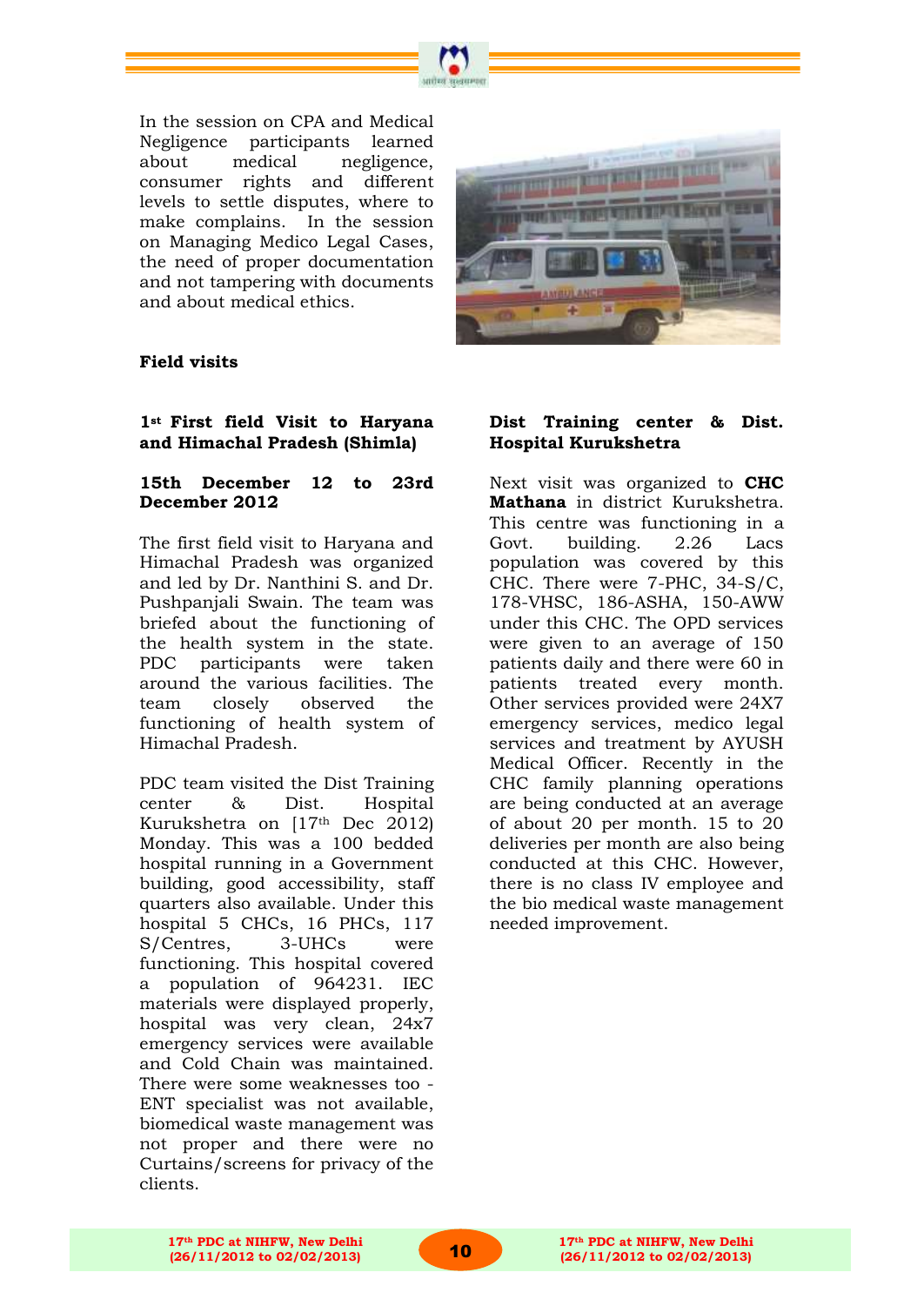In the session on CPA and Medical Negligence participants learned about medical negligence, consumer rights and different levels to settle disputes, where to make complains. In the session on Managing Medico Legal Cases, the need of proper documentation and not tampering with documents and about medical ethics.

**Field visits**

**1st First field Visit to Haryana and Himachal Pradesh (Shimla)**

**15th December 12 to 23rd December 2012**

The first field visit to Haryana and Himachal Pradesh was organized and led by Dr. Nanthini S. and Dr. Pushpanjali Swain. The team was briefed about the functioning of the health system in the state. PDC participants were taken around the various facilities. The team closely observed the functioning of health system of Himachal Pradesh.

PDC team visited the Dist Training center & Dist. Hospital Kurukshetra on [17th Dec 2012) Monday. This was a 100 bedded hospital running in a Government building, good accessibility, staff quarters also available. Under this hospital 5 CHCs, 16 PHCs, 117 S/Centres, 3-UHCs were functioning. This hospital covered a population of 964231. IEC materials were displayed properly, hospital was very clean, 24x7 emergency services were available and Cold Chain was maintained. There were some weaknesses too - ENT specialist was not available, biomedical waste management was not proper and there were no Curtains/screens for privacy of the clients.

**Dist Training center & Dist. Hospital Kurukshetra**

Next visit was organized to **CHC Mathana** in district Kurukshetra. This centre was functioning in a Govt. building. 2.26 Lacs population was covered by this CHC. There were 7-PHC, 34-S/C, 178-VHSC, 186-ASHA, 150-AWW under this CHC. The OPD services were given to an average of 150 patients daily and there were 60 in patients treated every month. Other services provided were 24X7 emergency services, medico legal services and treatment by AYUSH Medical Officer. Recently in the CHC family planning operations are being conducted at an average of about 20 per month. 15 to 20 deliveries per month are also being conducted at this CHC. However, there is no class IV employee and the bio medical waste management needed improvement.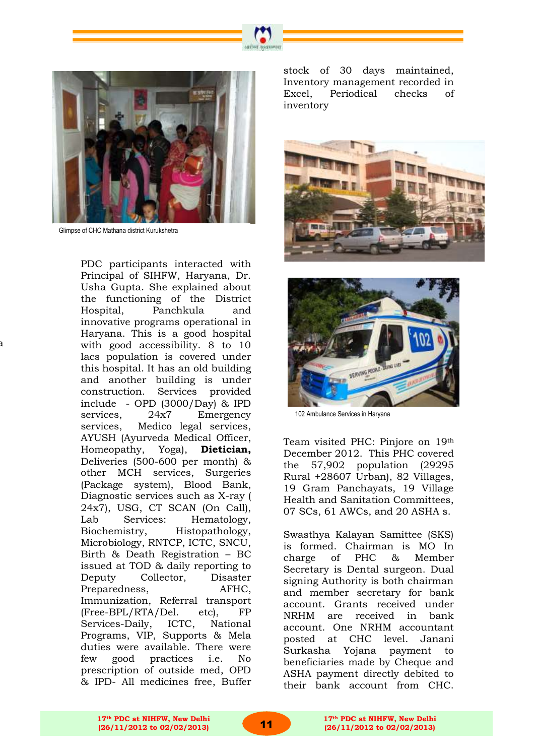Glimpse of CHC Mathana district Kurukshetra

PDC participants interacted with Principal of SIHFW, Haryana, Dr. Usha Gupta. She explained about the functioning of the District Hospital, Panchkula and innovative programs operational in Haryana. This is a good hospital with good accessibility. 8 to 10 lacs population is covered under this hospital. It has an old building and another building is under construction. Services provided include - OPD (3000/Day) & IPD services, 24x7 Emergency services, Medico legal services, AYUSH (Ayurveda Medical Officer, Homeopathy, Yoga), **Dietician,** Deliveries (500-600 per month) & other MCH services, Surgeries (Package system), Blood Bank, Diagnostic services such as X-ray ( 24x7), USG, CT SCAN (On Call), Lab Services: Hematology, Biochemistry, Histopathology, Microbiology, RNTCP, ICTC, SNCU, Birth & Death Registration – BC issued at TOD & daily reporting to Deputy Collector, Disaster Preparedness, AFHC, Immunization, Referral transport (Free-BPL/RTA/Del. etc), FP Services-Daily, ICTC, National Programs, VIP, Supports & Mela duties were available. There were few good practices i.e. No prescription of outside med, OPD & IPD- All medicines free, Buffer stock of 30 days maintained, Inventory management recorded in Excel, Periodical checks of inventory

102 Ambulance Services in Haryana

Team visited PHC: Pinjore on 19th December 2012. This PHC covered the 57,902 population (29295 Rural +28607 Urban), 82 Villages, 19 Gram Panchayats, 19 Village Health and Sanitation Committees, 07 SCs, 61 AWCs, and 20 ASHA s.

Swasthya Kalayan Samittee (SKS) is formed. Chairman is MO In charge of PHC & Member Secretary is Dental surgeon. Dual signing Authority is both chairman and member secretary for bank account. Grants received under NRHM are received in bank account. One NRHM accountant posted at CHC level. Janani Surkasha Yojana payment to beneficiaries made by Cheque and ASHA payment directly debited to their bank account from CHC.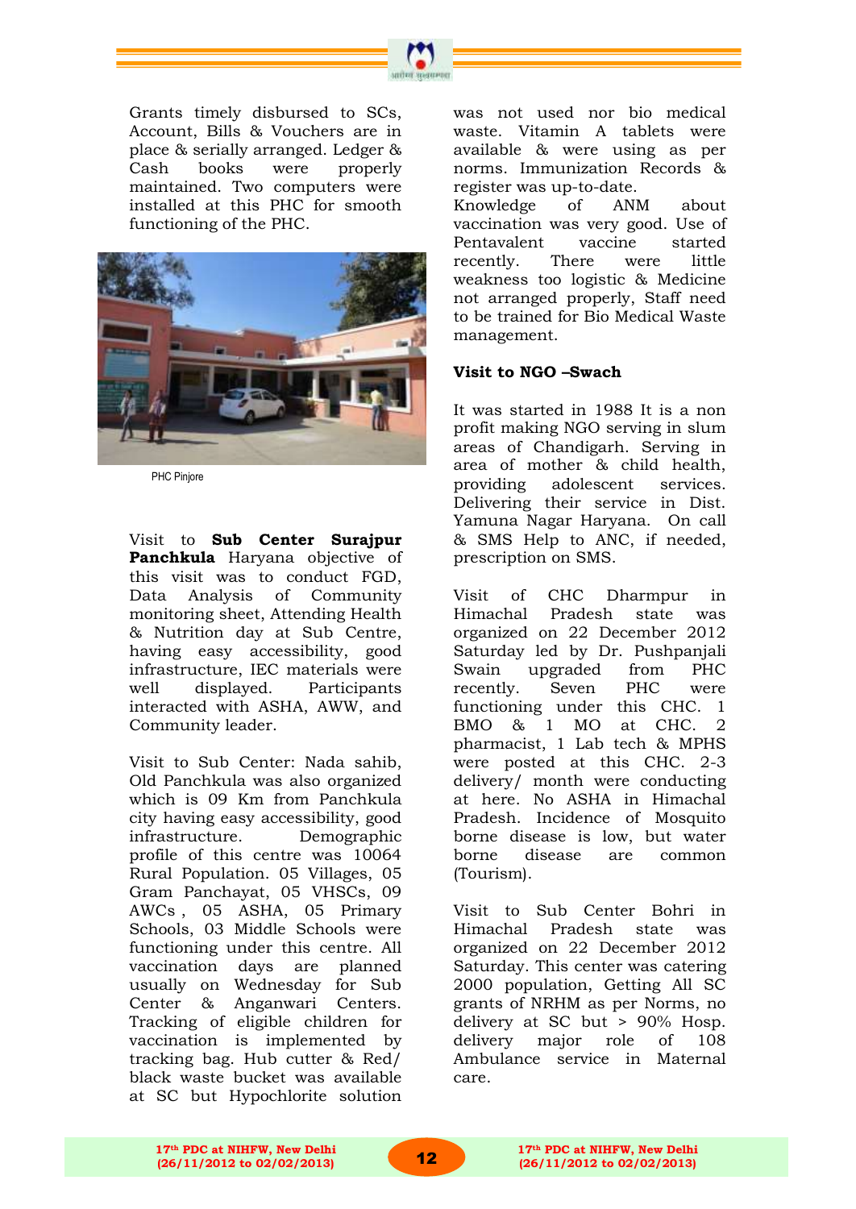Grants timely disbursed to SCs, Account, Bills & Vouchers are in place & serially arranged. Ledger & Cash books were properly maintained. Two computers were installed at this PHC for smooth functioning of the PHC.

PHC Pinjore

Visit to **Sub Center Surajpur Panchkula** Haryana objective of this visit was to conduct FGD, Data Analysis of Community monitoring sheet, Attending Health & Nutrition day at Sub Centre, having easy accessibility, good infrastructure, IEC materials were well displayed. Participants interacted with ASHA, AWW, and Community leader.

Visit to Sub Center: Nada sahib, Old Panchkula was also organized which is 09 Km from Panchkula city having easy accessibility, good infrastructure. Demographic profile of this centre was 10064 Rural Population. 05 Villages, 05 Gram Panchayat, 05 VHSCs, 09 AWCs , 05 ASHA, 05 Primary Schools, 03 Middle Schools were functioning under this centre. All vaccination days are planned usually on Wednesday for Sub Center & Anganwari Centers. Tracking of eligible children for vaccination is implemented by tracking bag. Hub cutter & Red/ black waste bucket was available at SC but Hypochlorite solution was not used nor bio medical waste. Vitamin A tablets were available & were using as per norms. Immunization Records & register was up-to-date.

Knowledge of ANM about vaccination was very good. Use of Pentavalent vaccine started recently. There were little weakness too logistic & Medicine not arranged properly, Staff need to be trained for Bio Medical Waste management.

**Visit to NGO –Swach**

It was started in 1988 It is a non profit making NGO serving in slum areas of Chandigarh. Serving in area of mother & child health, providing adolescent services. Delivering their service in Dist. Yamuna Nagar Haryana. On call & SMS Help to ANC, if needed, prescription on SMS.

Visit of CHC Dharmpur in Himachal Pradesh state was organized on 22 December 2012 Saturday led by Dr. Pushpanjali Swain upgraded from PHC recently. Seven PHC were functioning under this CHC. 1 BMO & 1 MO at CHC. 2 pharmacist, 1 Lab tech & MPHS were posted at this CHC. 2-3 delivery/ month were conducting at here. No ASHA in Himachal Pradesh. Incidence of Mosquito borne disease is low, but water borne disease are common (Tourism).

Visit to Sub Center Bohri in Himachal Pradesh state was organized on 22 December 2012 Saturday. This center was catering 2000 population, Getting All SC grants of NRHM as per Norms, no delivery at SC but > 90% Hosp. delivery major role of 108 Ambulance service in Maternal care.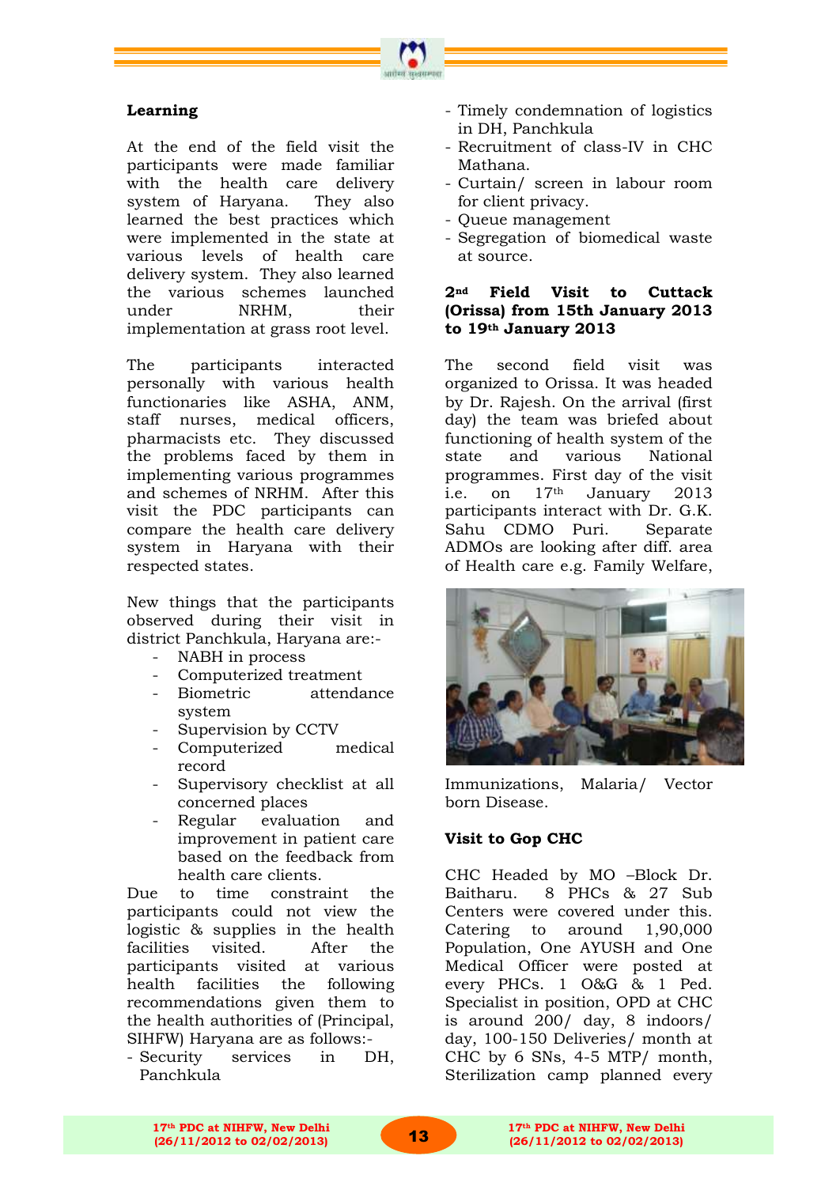## Learning

At the end of the field visit the participants were made familiar with the health care delivery system of Haryana. They also learned the best practices which were implemented in the state at various levels of health care delivery system. They also learned the various schemes launched under NRHM, their implementation at grass root level.

The participants interacted personally with various health functionaries like ASHA, ANM, staff nurses, medical officers, pharmacists etc. They discussed the problems faced by them in implementing various programmes and schemes of NRHM. After this visit the PDC participants can compare the health care delivery system in Haryana with their respected states.

New things that the participants observed during their visit in district Panchkula, Haryana are:-

- NABH in process
- Computerized treatment
- Biometric attendance system
- Supervision by CCTV
- Computerized medical record
- Supervisory checklist at all concerned places
- Regular evaluation and improvement in patient care based on the feedback from health care clients.

Due to time constraint the participants could not view the logistic & supplies in the health facilities visited. After the participants visited at various health facilities the following recommendations given them to the health authorities of (Principal, SIHFW) Haryana are as follows:-

- Security services in DH, Panchkula
- Timely condemnation of logistics in DH, Panchkula
- Recruitment of class-IV in CHC Mathana.
- Curtain/ screen in labour room for client privacy.
- Queue management
- Segregation of biomedical waste at source.

## 2nd Field Visit to Cuttack (Orissa) from 15th January 2013 to 19th January 2013

The second field visit was organized to Orissa. It was headed by Dr. Rajesh. On the arrival (first day) the team was briefed about functioning of health system of the state and various National programmes. First day of the visit i.e. on 17th January 2013 participants interact with Dr. G.K. Sahu CDMO Puri. Separate ADMOs are looking after diff. area of Health care e.g. Family Welfare, Immunizations, Malaria/ Vector born Disease.

### Visit to Gop CHC

CHC Headed by MO –Block Dr. Baitharu. 8 PHCs & 27 Sub Centers were covered under this. Catering to around 1,90,000 Population, One AYUSH and One Medical Officer were posted at every PHCs. 1 O&G & 1 Ped. Specialist in position, OPD at CHC is around 200/ day, 8 indoors/ day, 100-150 Deliveries/ month at CHC by 6 SNs, 4-5 MTP/ month, Sterilization camp planned every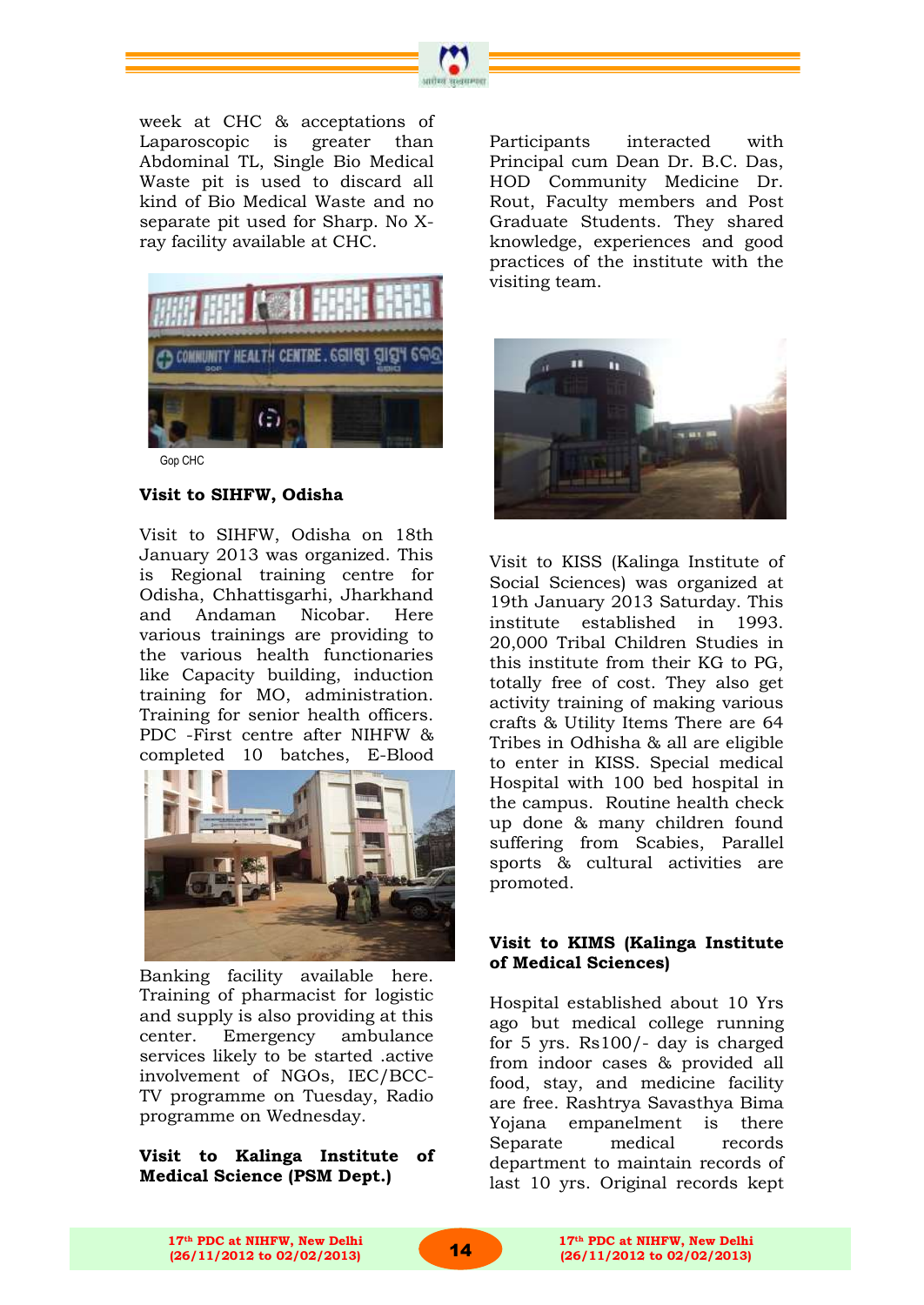week at CHC & acceptations of Laparoscopic is greater than Abdominal TL, Single Bio Medical Waste pit is used to discard all kind of Bio Medical Waste and no separate pit used for Sharp. No X-ray facility available at CHC.

Gop CHC

**Visit to SIHFW, Odisha**

Visit to SIHFW, Odisha on 18th January 2013 was organized. This is Regional training centre for Odisha, Chhattisgarhi, Jharkhand and Andaman Nicobar. Here various trainings are providing to the various health functionaries like Capacity building, induction training for MO, administration. Training for senior health officers. PDC -First centre after NIHFW & completed 10 batches, E-Blood Banking facility available here. Training of pharmacist for logistic and supply is also providing at this center. Emergency ambulance services likely to be started .active involvement of NGOs, IEC/BCC-TV programme on Tuesday, Radio programme on Wednesday.

**Visit to Kalinga Institute of Medical Science (PSM Dept.)**

Participants interacted with Principal cum Dean Dr. B.C. Das, HOD Community Medicine Dr. Rout, Faculty members and Post Graduate Students. They shared knowledge, experiences and good practices of the institute with the visiting team.

Visit to KISS (Kalinga Institute of Social Sciences) was organized at 19th January 2013 Saturday. This institute established in 1993. 20,000 Tribal Children Studies in this institute from their KG to PG, totally free of cost. They also get activity training of making various crafts & Utility Items There are 64 Tribes in Odhisha & all are eligible to enter in KISS. Special medical Hospital with 100 bed hospital in the campus. Routine health check up done & many children found suffering from Scabies, Parallel sports & cultural activities are promoted.

**Visit to KIMS (Kalinga Institute of Medical Sciences)**

Hospital established about 10 Yrs ago but medical college running for 5 yrs. Rs100/- day is charged from indoor cases & provided all food, stay, and medicine facility are free. Rashtrya Savasthya Bima Yojana empanelment is there Separate medical records department to maintain records of last 10 yrs. Original records kept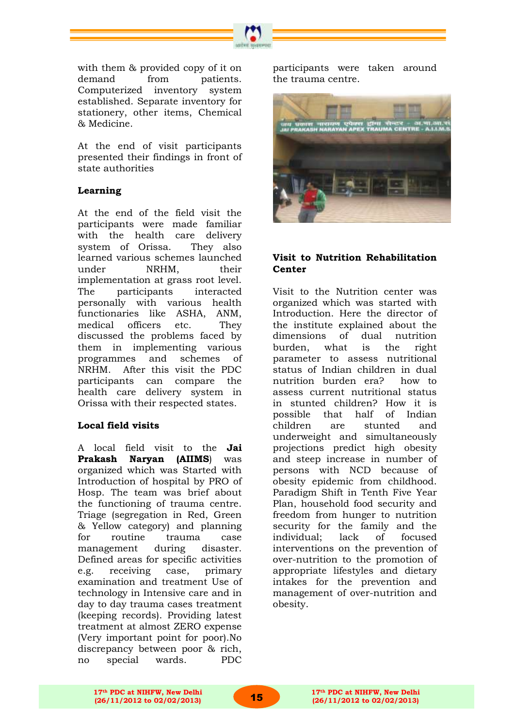with them & provided copy of it on demand from patients. Computerized inventory system established. Separate inventory for stationery, other items, Chemical & Medicine.

At the end of visit participants presented their findings in front of state authorities

**Learning**

At the end of the field visit the participants were made familiar with the health care delivery system of Orissa. They also learned various schemes launched under NRHM, their implementation at grass root level. The participants interacted personally with various health functionaries like ASHA, ANM, medical officers etc. They discussed the problems faced by them in implementing various programmes and schemes of NRHM. After this visit the PDC participants can compare the health care delivery system in Orissa with their respected states.

**Local field visits**

A local field visit to the **Jai Prakash Naryan (AIIMS)** was organized which was Started with Introduction of hospital by PRO of Hosp. The team was brief about the functioning of trauma centre. Triage (segregation in Red, Green & Yellow category) and planning for routine trauma case management during disaster. Defined areas for specific activities e.g. receiving case, primary examination and treatment Use of technology in Intensive care and in day to day trauma cases treatment (keeping records). Providing latest treatment at almost ZERO expense (Very important point for poor).No discrepancy between poor & rich, no special wards. PDC participants were taken around the trauma centre.

**Visit to Nutrition Rehabilitation Center**

Visit to the Nutrition center was organized which was started with Introduction. Here the director of the institute explained about the dimensions of dual nutrition burden, what is the right parameter to assess nutritional status of Indian children in dual nutrition burden era? how to assess current nutritional status in stunted children? How it is possible that half of Indian children are stunted and underweight and simultaneously projections predict high obesity and steep increase in number of persons with NCD because of obesity epidemic from childhood. Paradigm Shift in Tenth Five Year Plan, household food security and freedom from hunger to nutrition security for the family and the individual; lack of focused interventions on the prevention of over-nutrition to the promotion of appropriate lifestyles and dietary intakes for the prevention and management of over-nutrition and obesity.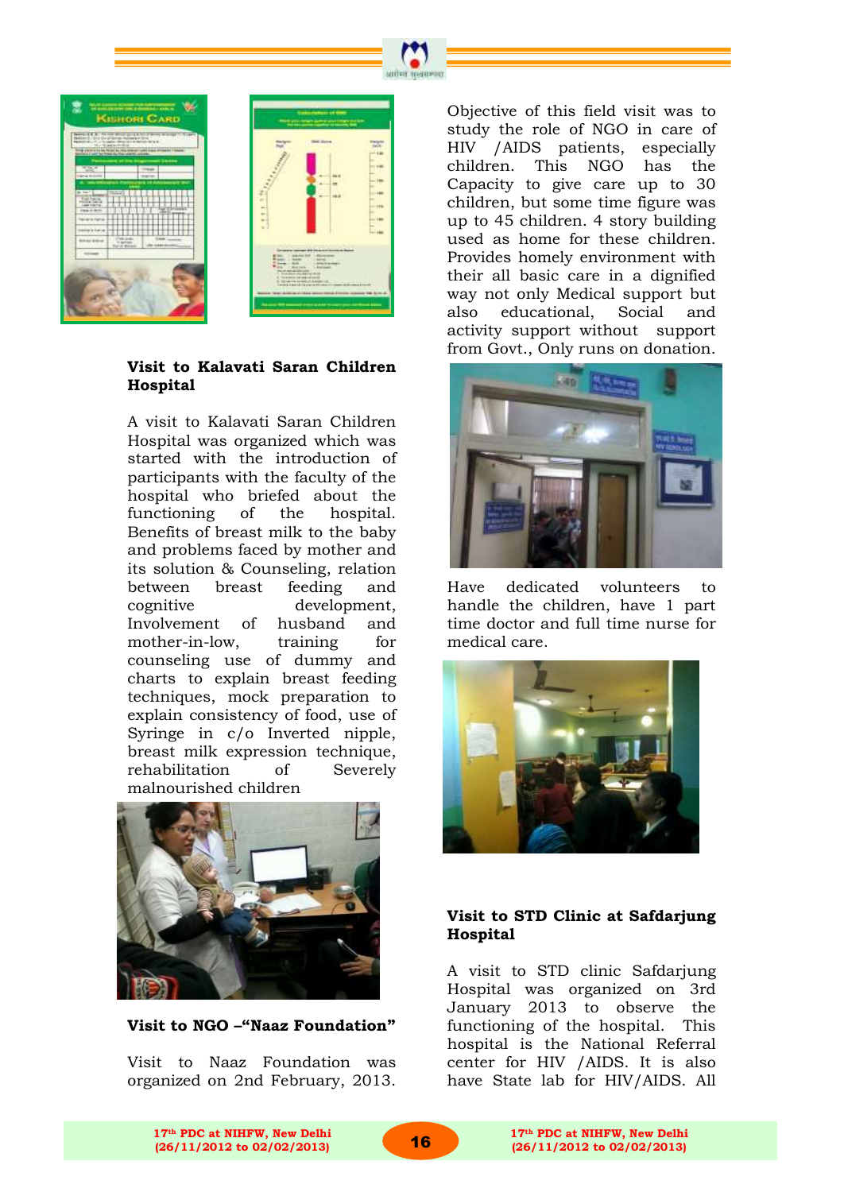### Visit to Kalavati Saran Children Hospital

A visit to Kalavati Saran Children Hospital was organized which was started with the introduction of participants with the faculty of the hospital who briefed about the functioning of the hospital. Benefits of breast milk to the baby and problems faced by mother and its solution & Counseling, relation between breast feeding and cognitive development, Involvement of husband and mother-in-low, training for counseling use of dummy and charts to explain breast feeding techniques, mock preparation to explain consistency of food, use of Syringe in c/o Inverted nipple, breast milk expression technique, rehabilitation of Severely malnourished children

### Visit to NGO –"Naaz Foundation"

Visit to Naaz Foundation was organized on 2nd February, 2013.

Objective of this field visit was to study the role of NGO in care of HIV /AIDS patients, especially children. This NGO has the Capacity to give care up to 30 children, but some time figure was up to 45 children. 4 story building used as home for these children. Provides homely environment with their all basic care in a dignified way not only Medical support but also educational, Social and activity support without support from Govt., Only runs on donation.

Have dedicated volunteers to handle the children, have 1 part time doctor and full time nurse for medical care.

### Visit to STD Clinic at Safdarjung Hospital

A visit to STD clinic Safdarjung Hospital was organized on 3rd January 2013 to observe the functioning of the hospital. This hospital is the National Referral center for HIV /AIDS. It is also have State lab for HIV/AIDS. All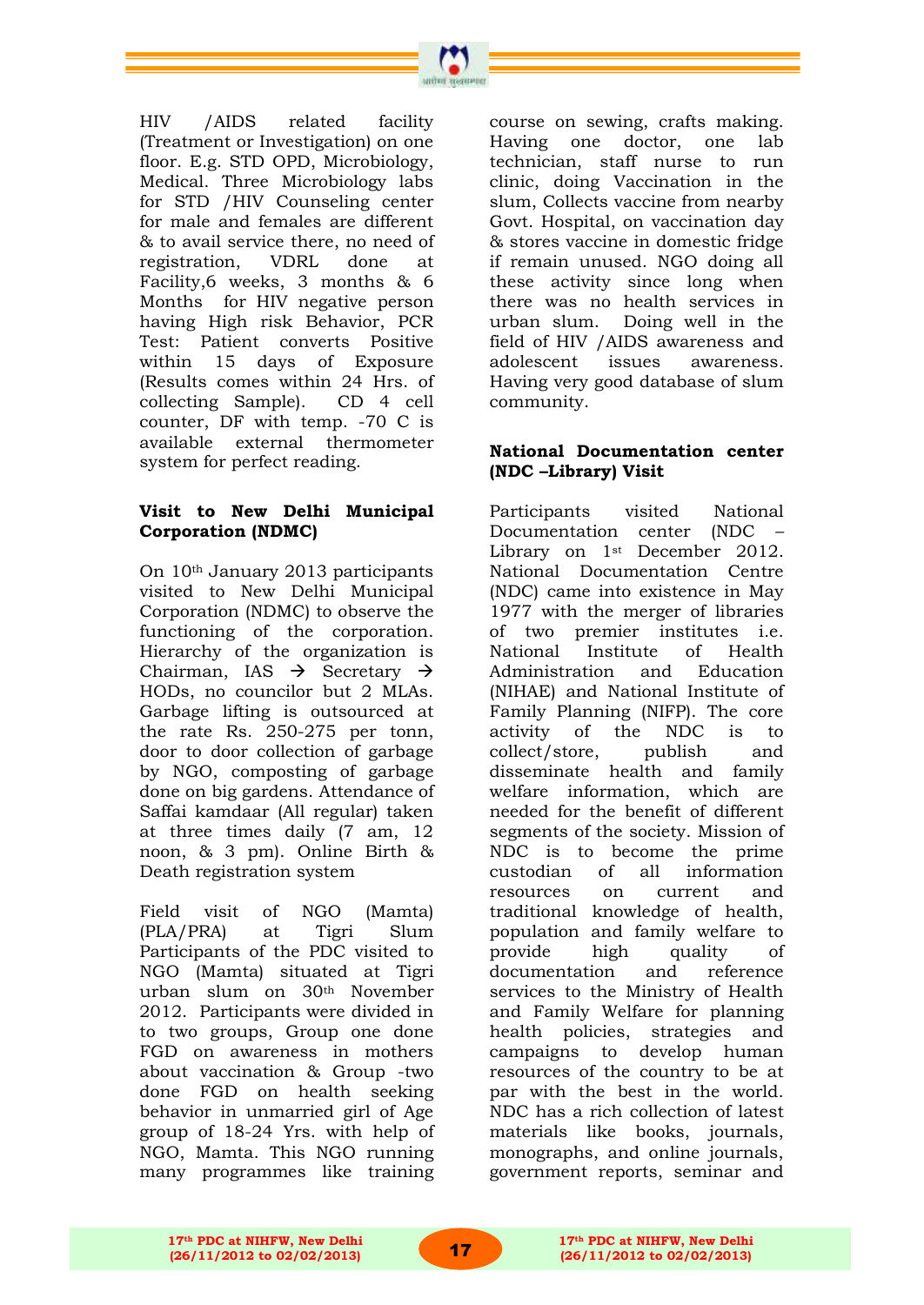HIV /AIDS related facility (Treatment or Investigation) on one floor. E.g. STD OPD, Microbiology, Medical. Three Microbiology labs for STD /HIV Counseling center for male and females are different & to avail service there, no need of registration, VDRL done at Facility,6 weeks, 3 months & 6 Months for HIV negative person having High risk Behavior, PCR Test: Patient converts Positive within 15 days of Exposure (Results comes within 24 Hrs. of collecting Sample). CD 4 cell counter, DF with temp. -70 C is available external thermometer system for perfect reading.

**Visit to New Delhi Municipal Corporation (NDMC)**

On 10th January 2013 participants visited to New Delhi Municipal Corporation (NDMC) to observe the functioning of the corporation. Hierarchy of the organization is Chairman, IAS → Secretary → HODs, no councilor but 2 MLAs. Garbage lifting is outsourced at the rate Rs. 250-275 per tonn, door to door collection of garbage by NGO, composting of garbage done on big gardens. Attendance of Saffai kamdaar (All regular) taken at three times daily (7 am, 12 noon, & 3 pm). Online Birth & Death registration system

Field visit of NGO (Mamta) (PLA/PRA) at Tigri Slum Participants of the PDC visited to NGO (Mamta) situated at Tigri urban slum on 30th November 2012. Participants were divided in to two groups, Group one done FGD on awareness in mothers about vaccination & Group -two done FGD on health seeking behavior in unmarried girl of Age group of 18-24 Yrs. with help of NGO, Mamta. This NGO running many programmes like training course on sewing, crafts making. Having one doctor, one lab technician, staff nurse to run clinic, doing Vaccination in the slum, Collects vaccine from nearby Govt. Hospital, on vaccination day & stores vaccine in domestic fridge if remain unused. NGO doing all these activity since long when there was no health services in urban slum. Doing well in the field of HIV /AIDS awareness and adolescent issues awareness. Having very good database of slum community.

**National Documentation center (NDC –Library) Visit**

Participants visited National Documentation center (NDC – Library on 1st December 2012. National Documentation Centre (NDC) came into existence in May 1977 with the merger of libraries of two premier institutes i.e. National Institute of Health Administration and Education (NIHAE) and National Institute of Family Planning (NIFP). The core activity of the NDC is to collect/store, publish and disseminate health and family welfare information, which are needed for the benefit of different segments of the society. Mission of NDC is to become the prime custodian of all information resources on current and traditional knowledge of health, population and family welfare to provide high quality of documentation and reference services to the Ministry of Health and Family Welfare for planning health policies, strategies and campaigns to develop human resources of the country to be at par with the best in the world. NDC has a rich collection of latest materials like books, journals, monographs, and online journals, government reports, seminar and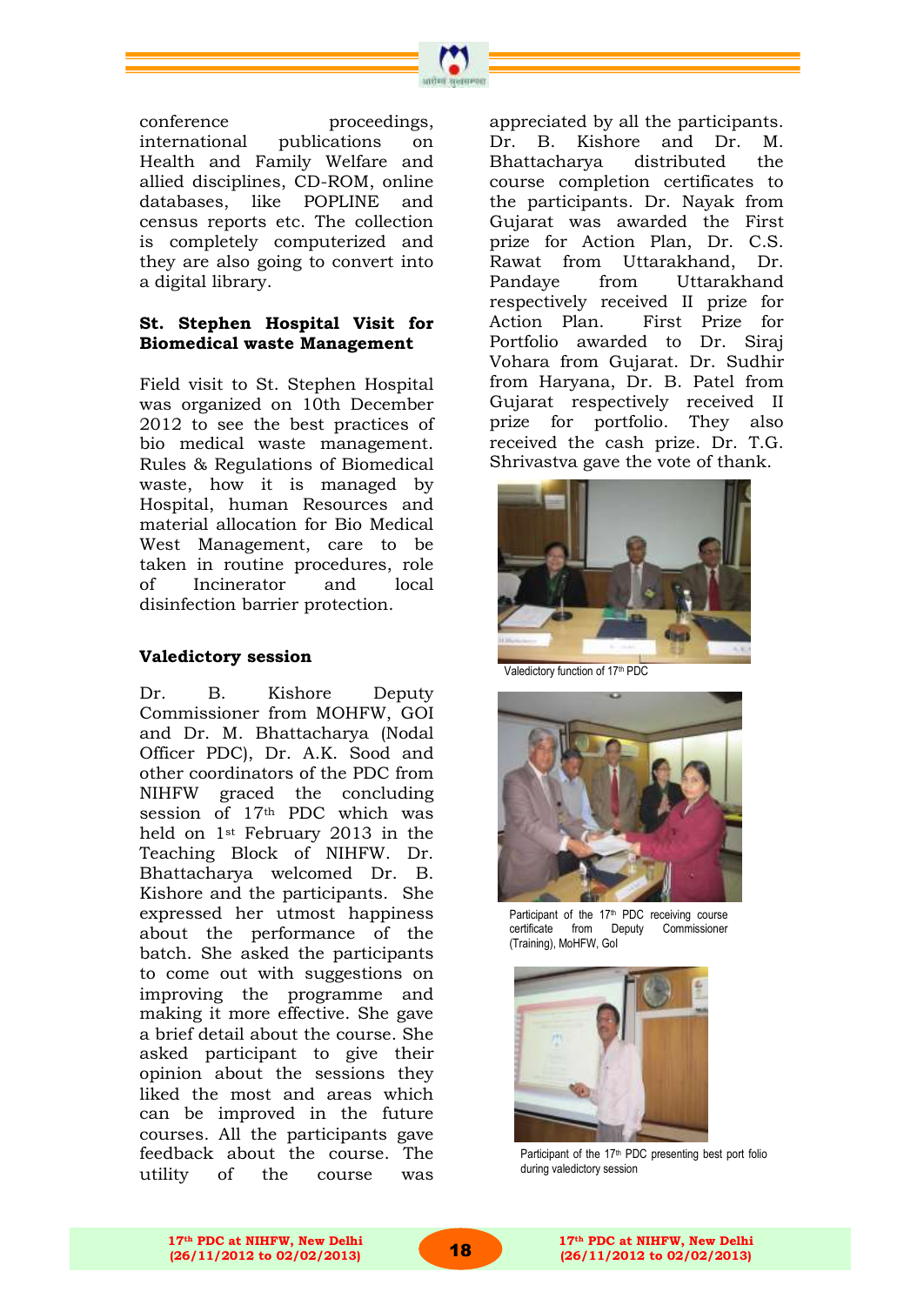conference proceedings, international publications on Health and Family Welfare and allied disciplines, CD-ROM, online databases, like POPLINE and census reports etc. The collection is completely computerized and they are also going to convert into a digital library.

**St. Stephen Hospital Visit for Biomedical waste Management**

Field visit to St. Stephen Hospital was organized on 10th December 2012 to see the best practices of bio medical waste management. Rules & Regulations of Biomedical waste, how it is managed by Hospital, human Resources and material allocation for Bio Medical West Management, care to be taken in routine procedures, role of Incinerator and local disinfection barrier protection.

**Valedictory session**

Dr. B. Kishore Deputy Commissioner from MOHFW, GOI and Dr. M. Bhattacharya (Nodal Officer PDC), Dr. A.K. Sood and other coordinators of the PDC from NIHFW graced the concluding session of 17th PDC which was held on 1st February 2013 in the Teaching Block of NIHFW. Dr. Bhattacharya welcomed Dr. B. Kishore and the participants. She expressed her utmost happiness about the performance of the batch. She asked the participants to come out with suggestions on improving the programme and making it more effective. She gave a brief detail about the course. She asked participant to give their opinion about the sessions they liked the most and areas which can be improved in the future courses. All the participants gave feedback about the course. The utility of the course was appreciated by all the participants. Dr. B. Kishore and Dr. M. Bhattacharya distributed the course completion certificates to the participants. Dr. Nayak from Gujarat was awarded the First prize for Action Plan, Dr. C.S. Rawat from Uttarakhand, Dr. Pandaye from Uttarakhand respectively received II prize for Action Plan. First Prize for Portfolio awarded to Dr. Siraj Vohara from Gujarat. Dr. Sudhir from Haryana, Dr. B. Patel from Gujarat respectively received II prize for portfolio. They also received the cash prize. Dr. T.G. Shrivastva gave the vote of thank.

Valedictory function of 17th PDC

Participant of the 17th PDC receiving course certificate from Deputy Commissioner (Training), MoHFW, GoI

Participant of the 17th PDC presenting best port folio during valedictory session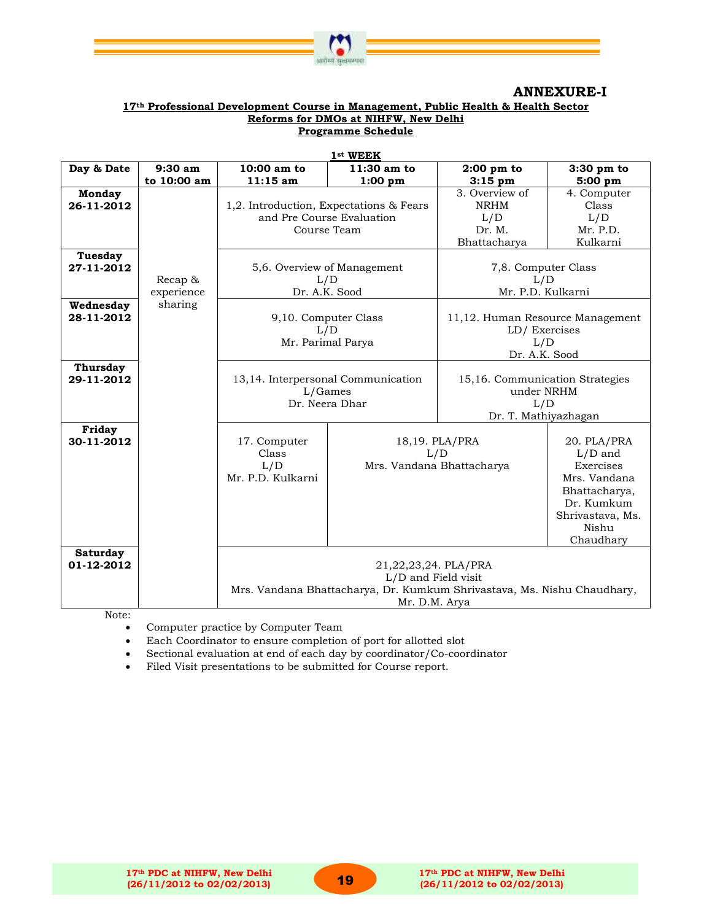## ANNEXURE-I

**17th Professional Development Course in Management, Public Health & Health Sector Reforms for DMOs at NIHFW, New Delhi**

**Programme Schedule**

**1st WEEK**

| Day & Date | 9:30 am to 10:00 am | 10:00 am to 11:15 am | 11:30 am to 1:00 pm | 2:00 pm to 3:15 pm | 3:30 pm to 5:00 pm |
|---|---|---|---|---|---|
| **Monday 26-11-2012** | Recap & experience sharing | 1,2. Introduction, Expectations & Fears and Pre Course Evaluation Course Team | | 3. Overview of NRHM L/D Dr. M. Bhattacharya | 4. Computer Class L/D Mr. P.D. Kulkarni |
| **Tuesday 27-11-2012** | | 5,6. Overview of Management L/D Dr. A.K. Sood | | 7,8. Computer Class L/D Mr. P.D. Kulkarni | |
| **Wednesday 28-11-2012** | | 9,10. Computer Class L/D Mr. Parimal Parya | | 11,12. Human Resource Management LD/ Exercises L/D Dr. A.K. Sood | |
| **Thursday 29-11-2012** | | 13,14. Interpersonal Communication L/Games Dr. Neera Dhar | | 15,16. Communication Strategies under NRHM L/D Dr. T. Mathiyazhagan | |
| **Friday 30-11-2012** | | 17. Computer Class L/D Mr. P.D. Kulkarni | 18,19. PLA/PRA L/D Mrs. Vandana Bhattacharya | | 20. PLA/PRA L/D and Exercises Mrs. Vandana Bhattacharya, Dr. Kumkum Shrivastava, Ms. Nishu Chaudhary |
| **Saturday 01-12-2012** | | 21,22,23,24. PLA/PRA L/D and Field visit Mrs. Vandana Bhattacharya, Dr. Kumkum Shrivastava, Ms. Nishu Chaudhary, Mr. D.M. Arya | | | |

Note:

- Computer practice by Computer Team
- Each Coordinator to ensure completion of port for allotted slot
- Sectional evaluation at end of each day by coordinator/Co-coordinator
- Filed Visit presentations to be submitted for Course report.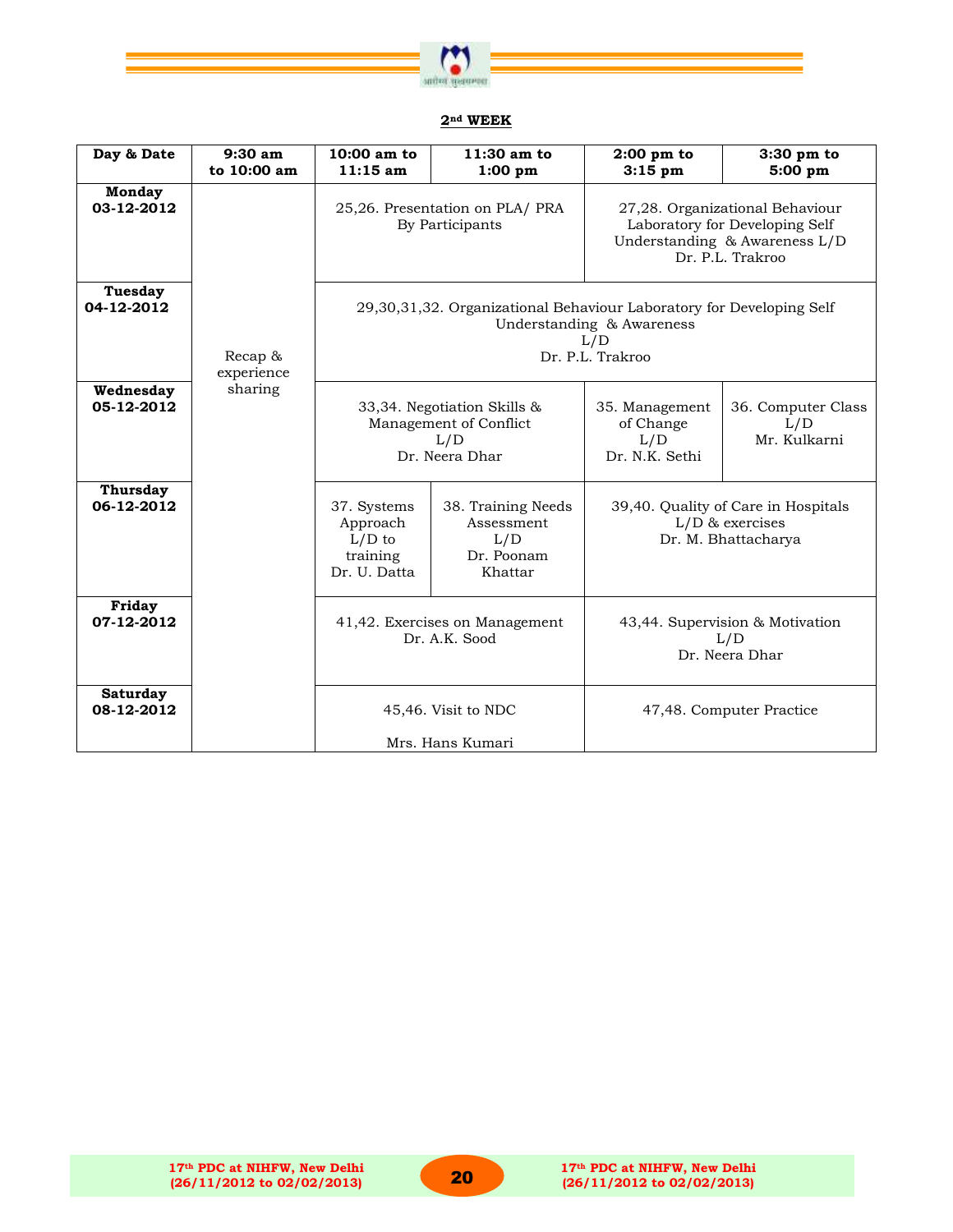**2nd WEEK**

| Day & Date | 9:30 am to 10:00 am | 10:00 am to 11:15 am | 11:30 am to 1:00 pm | 2:00 pm to 3:15 pm | 3:30 pm to 5:00 pm |
|---|---|---|---|---|---|
| **Monday 03-12-2012** | Recap & experience sharing | 25,26. Presentation on PLA/ PRA By Participants | | 27,28. Organizational Behaviour Laboratory for Developing Self Understanding & Awareness L/D Dr. P.L. Trakroo | |
| **Tuesday 04-12-2012** | | 29,30,31,32. Organizational Behaviour Laboratory for Developing Self Understanding & Awareness L/D Dr. P.L. Trakroo | | | |
| **Wednesday 05-12-2012** | | 33,34. Negotiation Skills & Management of Conflict L/D Dr. Neera Dhar | | 35. Management of Change L/D Dr. N.K. Sethi | 36. Computer Class L/D Mr. Kulkarni |
| **Thursday 06-12-2012** | | 37. Systems Approach L/D to training Dr. U. Datta | 38. Training Needs Assessment L/D Dr. Poonam Khattar | 39,40. Quality of Care in Hospitals L/D & exercises Dr. M. Bhattacharya | |
| **Friday 07-12-2012** | | 41,42. Exercises on Management Dr. A.K. Sood | | 43,44. Supervision & Motivation L/D Dr. Neera Dhar | |
| **Saturday 08-12-2012** | | 45,46. Visit to NDC Mrs. Hans Kumari | | 47,48. Computer Practice | |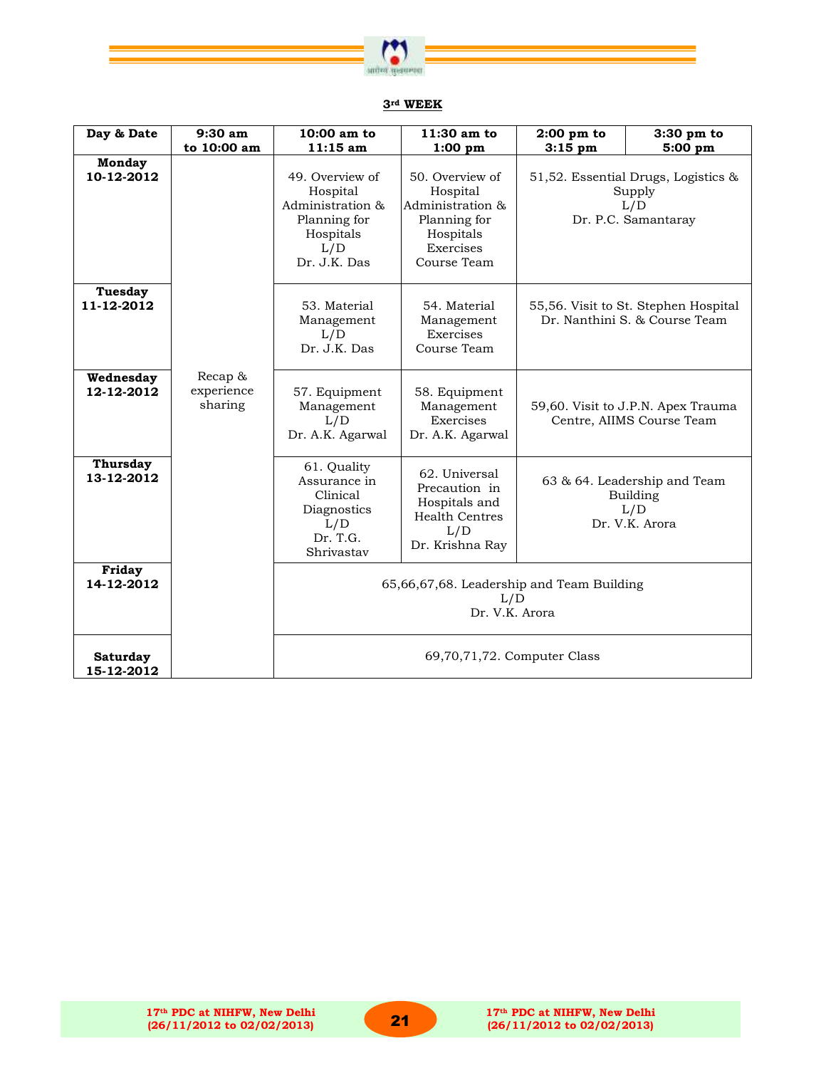**3rd WEEK**

| Day & Date | 9:30 am to 10:00 am | 10:00 am to 11:15 am | 11:30 am to 1:00 pm | 2:00 pm to 3:15 pm | 3:30 pm to 5:00 pm |
|---|---|---|---|---|---|
| **Monday 10-12-2012** | Recap & experience sharing | 49. Overview of Hospital Administration & Planning for Hospitals L/D Dr. J.K. Das | 50. Overview of Hospital Administration & Planning for Hospitals Exercises Course Team | 51,52. Essential Drugs, Logistics & Supply L/D Dr. P.C. Samantaray | |
| **Tuesday 11-12-2012** | | 53. Material Management L/D Dr. J.K. Das | 54. Material Management Exercises Course Team | 55,56. Visit to St. Stephen Hospital Dr. Nanthini S. & Course Team | |
| **Wednesday 12-12-2012** | | 57. Equipment Management L/D Dr. A.K. Agarwal | 58. Equipment Management Exercises Dr. A.K. Agarwal | 59,60. Visit to J.P.N. Apex Trauma Centre, AIIMS Course Team | |
| **Thursday 13-12-2012** | | 61. Quality Assurance in Clinical Diagnostics L/D Dr. T.G. Shrivastav | 62. Universal Precaution in Hospitals and Health Centres L/D Dr. Krishna Ray | 63 & 64. Leadership and Team Building L/D Dr. V.K. Arora | |
| **Friday 14-12-2012** | | 65,66,67,68. Leadership and Team Building L/D Dr. V.K. Arora | | | |
| **Saturday 15-12-2012** | | 69,70,71,72. Computer Class | | | |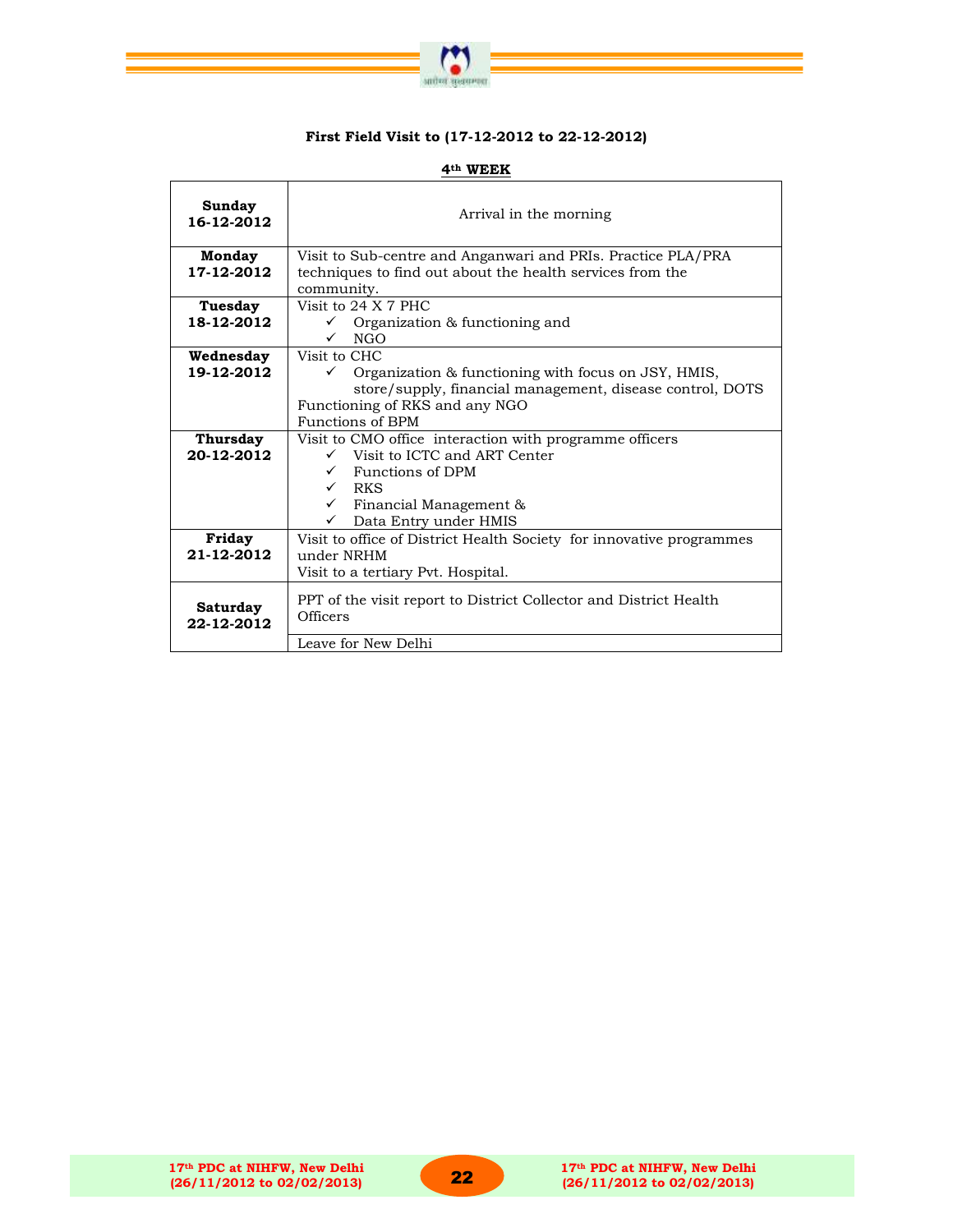### First Field Visit to (17-12-2012 to 22-12-2012)

**4th WEEK**

| Day | Activity |
|---|---|
| **Sunday 16-12-2012** | Arrival in the morning |
| **Monday 17-12-2012** | Visit to Sub-centre and Anganwari and PRIs. Practice PLA/PRA techniques to find out about the health services from the community. |
| **Tuesday 18-12-2012** | Visit to 24 X 7 PHC<br>✓ Organization & functioning and<br>✓ NGO |
| **Wednesday 19-12-2012** | Visit to CHC<br>✓ Organization & functioning with focus on JSY, HMIS, store/supply, financial management, disease control, DOTS<br>Functioning of RKS and any NGO<br>Functions of BPM |
| **Thursday 20-12-2012** | Visit to CMO office interaction with programme officers<br>✓ Visit to ICTC and ART Center<br>✓ Functions of DPM<br>✓ RKS<br>✓ Financial Management &<br>✓ Data Entry under HMIS |
| **Friday 21-12-2012** | Visit to office of District Health Society for innovative programmes under NRHM<br>Visit to a tertiary Pvt. Hospital. |
| **Saturday 22-12-2012** | PPT of the visit report to District Collector and District Health Officers |
| | Leave for New Delhi |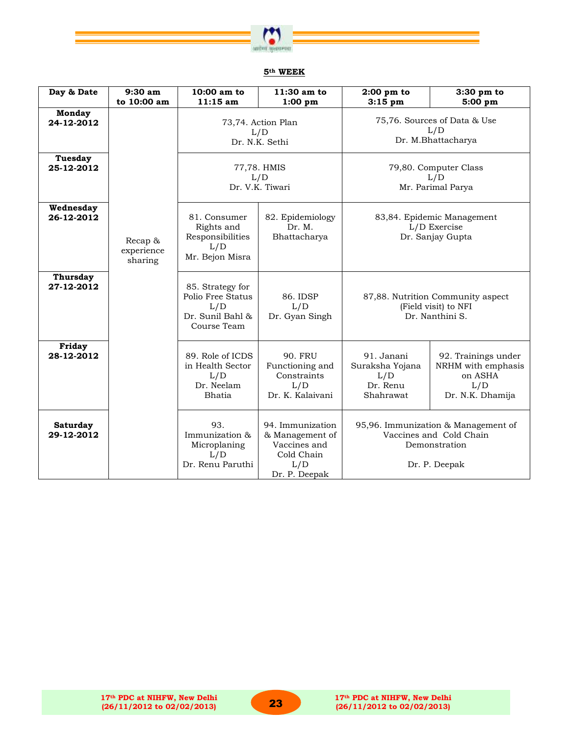**5th WEEK**

| Day & Date | 9:30 am to 10:00 am | 10:00 am to 11:15 am | 11:30 am to 1:00 pm | 2:00 pm to 3:15 pm | 3:30 pm to 5:00 pm |
|---|---|---|---|---|---|
| **Monday 24-12-2012** | Recap & experience sharing | 73,74. Action Plan L/D Dr. N.K. Sethi | | 75,76. Sources of Data & Use L/D Dr. M.Bhattacharya | |
| **Tuesday 25-12-2012** | | 77,78. HMIS L/D Dr. V.K. Tiwari | | 79,80. Computer Class L/D Mr. Parimal Parya | |
| **Wednesday 26-12-2012** | | 81. Consumer Rights and Responsibilities L/D Mr. Bejon Misra | 82. Epidemiology Dr. M. Bhattacharya | 83,84. Epidemic Management L/D Exercise Dr. Sanjay Gupta | |
| **Thursday 27-12-2012** | | 85. Strategy for Polio Free Status L/D Dr. Sunil Bahl & Course Team | 86. IDSP L/D Dr. Gyan Singh | 87,88. Nutrition Community aspect (Field visit) to NFI Dr. Nanthini S. | |
| **Friday 28-12-2012** | | 89. Role of ICDS in Health Sector L/D Dr. Neelam Bhatia | 90. FRU Functioning and Constraints L/D Dr. K. Kalaivani | 91. Janani Suraksha Yojana L/D Dr. Renu Shahrawat | 92. Trainings under NRHM with emphasis on ASHA L/D Dr. N.K. Dhamija |
| **Saturday 29-12-2012** | | 93. Immunization & Microplaning L/D Dr. Renu Paruthi | 94. Immunization & Management of Vaccines and Cold Chain L/D Dr. P. Deepak | 95,96. Immunization & Management of Vaccines and Cold Chain Demonstration Dr. P. Deepak | |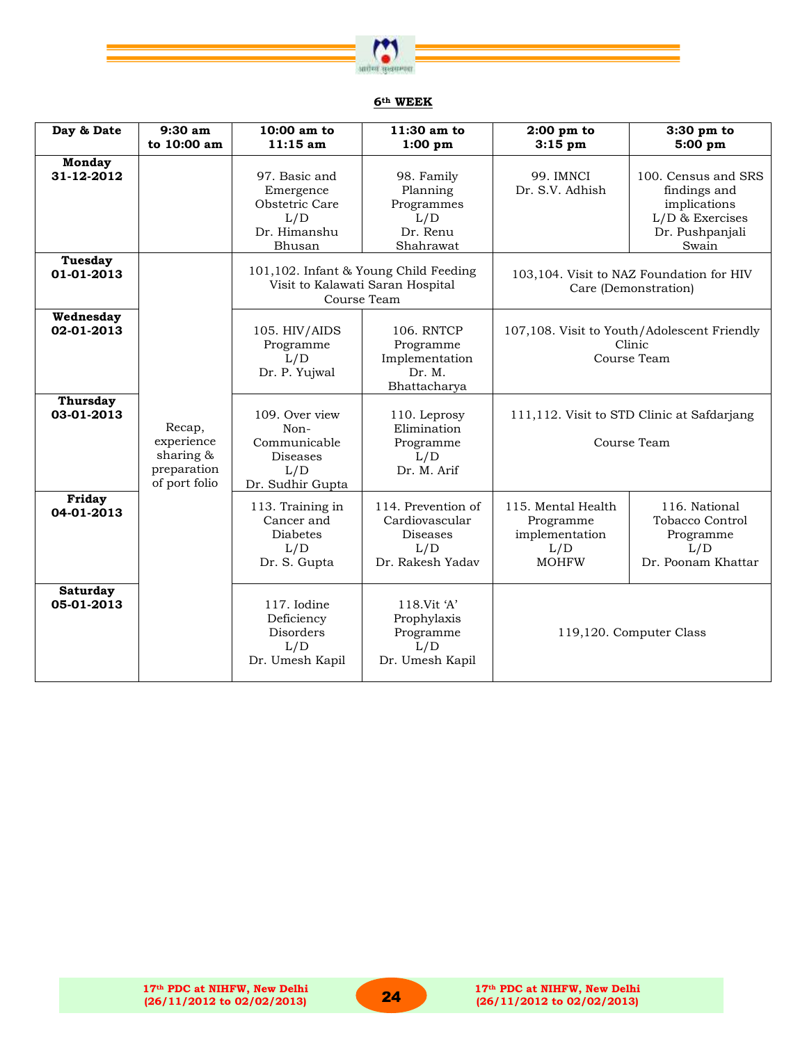**6th WEEK**

| Day & Date | 9:30 am to 10:00 am | 10:00 am to 11:15 am | 11:30 am to 1:00 pm | 2:00 pm to 3:15 pm | 3:30 pm to 5:00 pm |
|---|---|---|---|---|---|
| **Monday 31-12-2012** | | 97. Basic and Emergence Obstetric Care L/D Dr. Himanshu Bhusan | 98. Family Planning Programmes L/D Dr. Renu Shahrawat | 99. IMNCI Dr. S.V. Adhish | 100. Census and SRS findings and implications L/D & Exercises Dr. Pushpanjali Swain |
| **Tuesday 01-01-2013** | Recap, experience sharing & preparation of port folio | 101,102. Infant & Young Child Feeding Visit to Kalawati Saran Hospital Course Team | | 103,104. Visit to NAZ Foundation for HIV Care (Demonstration) | |
| **Wednesday 02-01-2013** | | 105. HIV/AIDS Programme L/D Dr. P. Yujwal | 106. RNTCP Programme Implementation Dr. M. Bhattacharya | 107,108. Visit to Youth/Adolescent Friendly Clinic Course Team | |
| **Thursday 03-01-2013** | | 109. Over view Non-Communicable Diseases L/D Dr. Sudhir Gupta | 110. Leprosy Elimination Programme L/D Dr. M. Arif | 111,112. Visit to STD Clinic at Safdarjang Course Team | |
| **Friday 04-01-2013** | | 113. Training in Cancer and Diabetes L/D Dr. S. Gupta | 114. Prevention of Cardiovascular Diseases L/D Dr. Rakesh Yadav | 115. Mental Health Programme implementation L/D MOHFW | 116. National Tobacco Control Programme L/D Dr. Poonam Khattar |
| **Saturday 05-01-2013** | | 117. Iodine Deficiency Disorders L/D Dr. Umesh Kapil | 118.Vit 'A' Prophylaxis Programme L/D Dr. Umesh Kapil | 119,120. Computer Class | |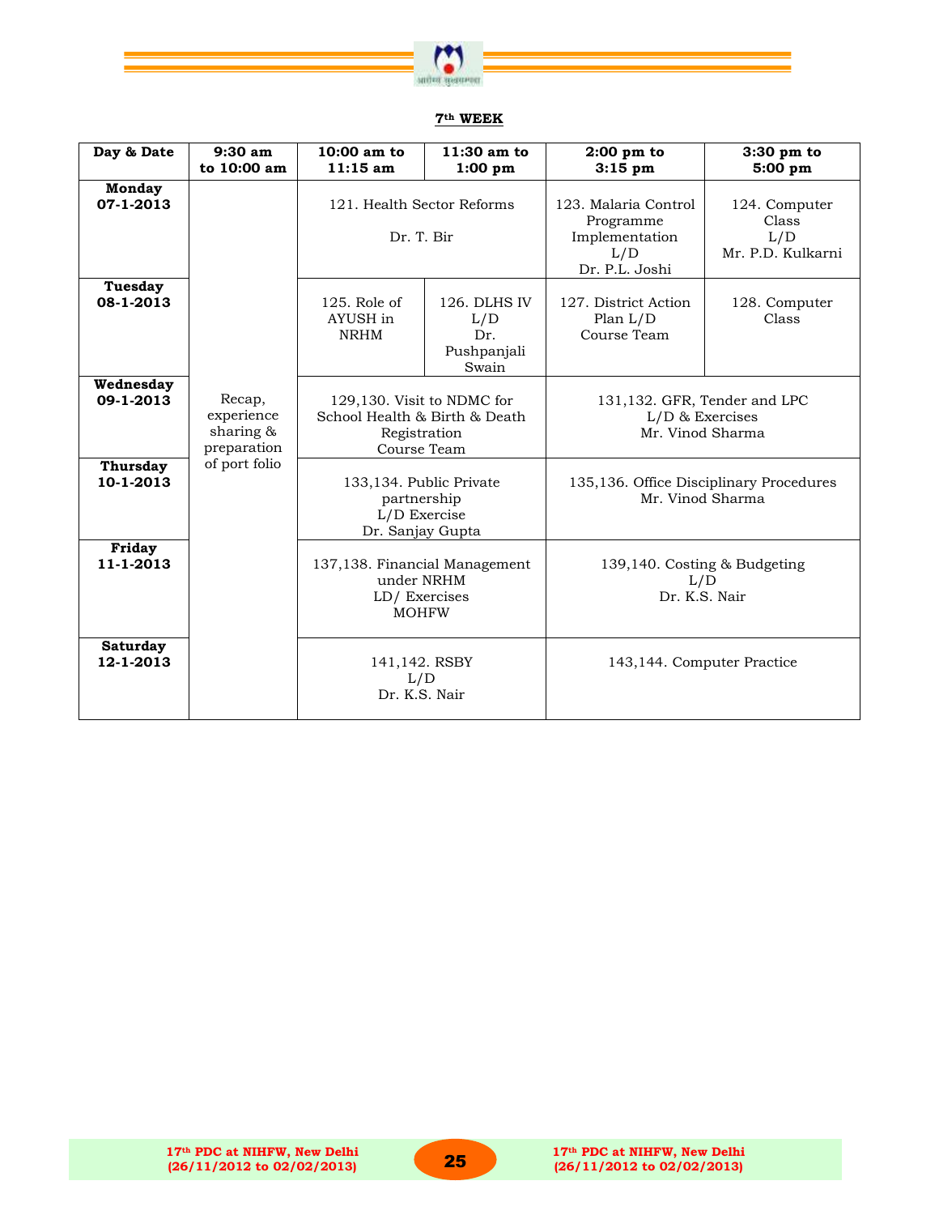**7th WEEK**

| Day & Date | 9:30 am to 10:00 am | 10:00 am to 11:15 am | 11:30 am to 1:00 pm | 2:00 pm to 3:15 pm | 3:30 pm to 5:00 pm |
|---|---|---|---|---|---|
| **Monday 07-1-2013** | Recap, experience sharing & preparation of port folio | 121. Health Sector Reforms Dr. T. Bir | | 123. Malaria Control Programme Implementation L/D Dr. P.L. Joshi | 124. Computer Class L/D Mr. P.D. Kulkarni |
| **Tuesday 08-1-2013** | | 125. Role of AYUSH in NRHM | 126. DLHS IV L/D Dr. Pushpanjali Swain | 127. District Action Plan L/D Course Team | 128. Computer Class |
| **Wednesday 09-1-2013** | | 129,130. Visit to NDMC for School Health & Birth & Death Registration Course Team | | 131,132. GFR, Tender and LPC L/D & Exercises Mr. Vinod Sharma | |
| **Thursday 10-1-2013** | | 133,134. Public Private partnership L/D Exercise Dr. Sanjay Gupta | | 135,136. Office Disciplinary Procedures Mr. Vinod Sharma | |
| **Friday 11-1-2013** | | 137,138. Financial Management under NRHM LD/ Exercises MOHFW | | 139,140. Costing & Budgeting L/D Dr. K.S. Nair | |
| **Saturday 12-1-2013** | | 141,142. RSBY L/D Dr. K.S. Nair | | 143,144. Computer Practice | |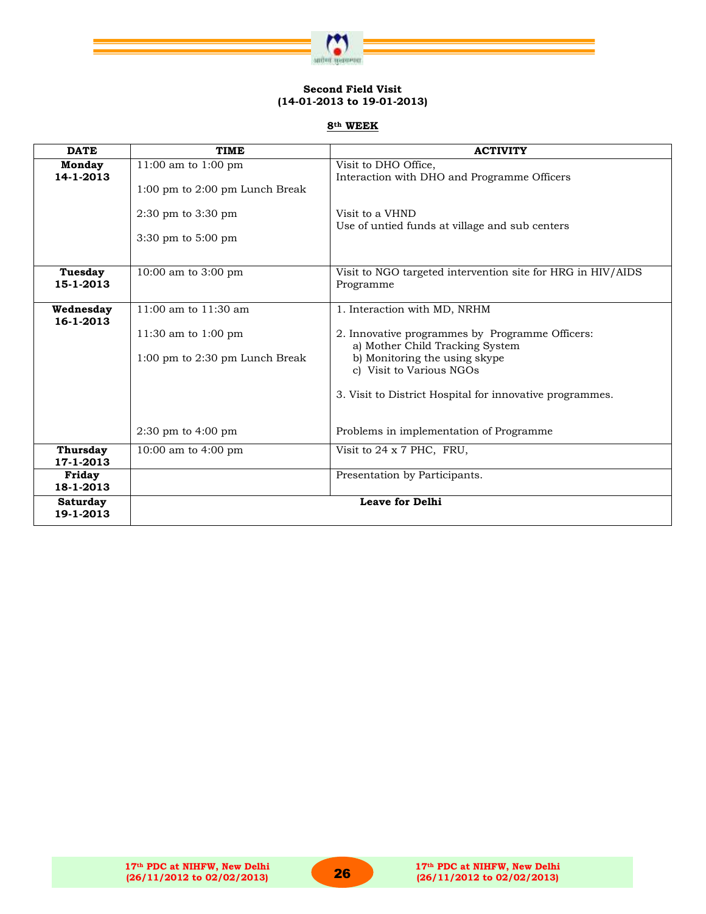**Second Field Visit**
**(14-01-2013 to 19-01-2013)**

**8th WEEK**

| DATE | TIME | ACTIVITY |
|---|---|---|
| **Monday 14-1-2013** | 11:00 am to 1:00 pm<br><br>1:00 pm to 2:00 pm Lunch Break<br><br>2:30 pm to 3:30 pm<br><br>3:30 pm to 5:00 pm | Visit to DHO Office,<br>Interaction with DHO and Programme Officers<br><br>Visit to a VHND<br>Use of untied funds at village and sub centers |
| **Tuesday 15-1-2013** | 10:00 am to 3:00 pm | Visit to NGO targeted intervention site for HRG in HIV/AIDS Programme |
| **Wednesday 16-1-2013** | 11:00 am to 11:30 am<br><br>11:30 am to 1:00 pm<br><br>1:00 pm to 2:30 pm Lunch Break<br><br>2:30 pm to 4:00 pm | 1. Interaction with MD, NRHM<br><br>2. Innovative programmes by Programme Officers:<br>a) Mother Child Tracking System<br>b) Monitoring the using skype<br>c) Visit to Various NGOs<br><br>3. Visit to District Hospital for innovative programmes.<br><br>Problems in implementation of Programme |
| **Thursday 17-1-2013** | 10:00 am to 4:00 pm | Visit to 24 x 7 PHC, FRU, |
| **Friday 18-1-2013** | | Presentation by Participants. |
| **Saturday 19-1-2013** | **Leave for Delhi** | |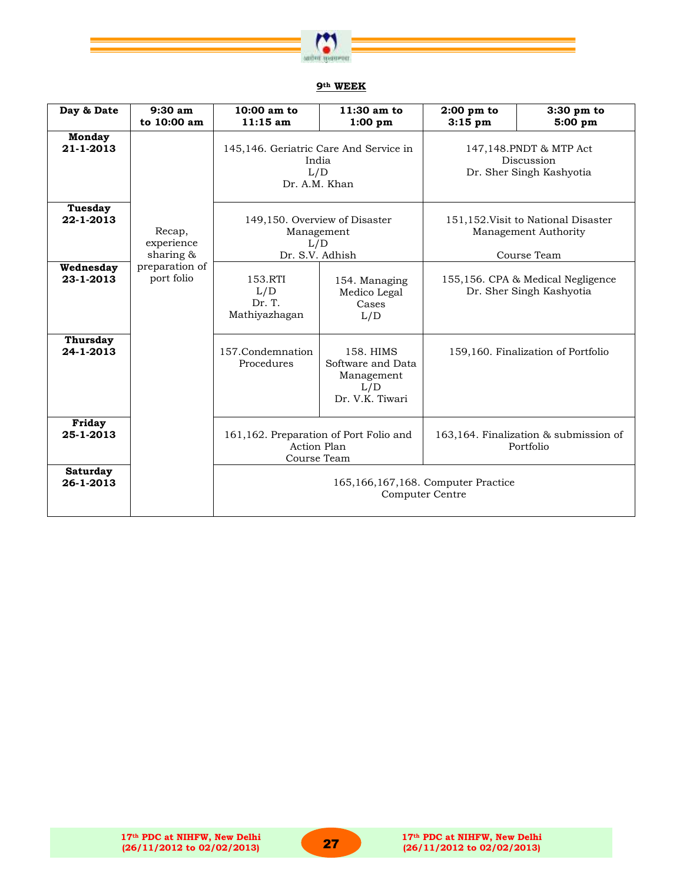## 9th WEEK

| Day & Date | 9:30 am to 10:00 am | 10:00 am to 11:15 am | 11:30 am to 1:00 pm | 2:00 pm to 3:15 pm | 3:30 pm to 5:00 pm |
|---|---|---|---|---|---|
| **Monday 21-1-2013** | Recap, experience sharing & preparation of port folio | 145,146. Geriatric Care And Service in India L/D Dr. A.M. Khan | | 147,148.PNDT & MTP Act Discussion Dr. Sher Singh Kashyotia | |
| **Tuesday 22-1-2013** | | 149,150. Overview of Disaster Management L/D Dr. S.V. Adhish | | 151,152.Visit to National Disaster Management Authority Course Team | |
| **Wednesday 23-1-2013** | | 153.RTI L/D Dr. T. Mathiyazhagan | 154. Managing Medico Legal Cases L/D | 155,156. CPA & Medical Negligence Dr. Sher Singh Kashyotia | |
| **Thursday 24-1-2013** | | 157.Condemnation Procedures | 158. HIMS Software and Data Management L/D Dr. V.K. Tiwari | 159,160. Finalization of Portfolio | |
| **Friday 25-1-2013** | | 161,162. Preparation of Port Folio and Action Plan Course Team | | 163,164. Finalization & submission of Portfolio | |
| **Saturday 26-1-2013** | | 165,166,167,168. Computer Practice Computer Centre | | | |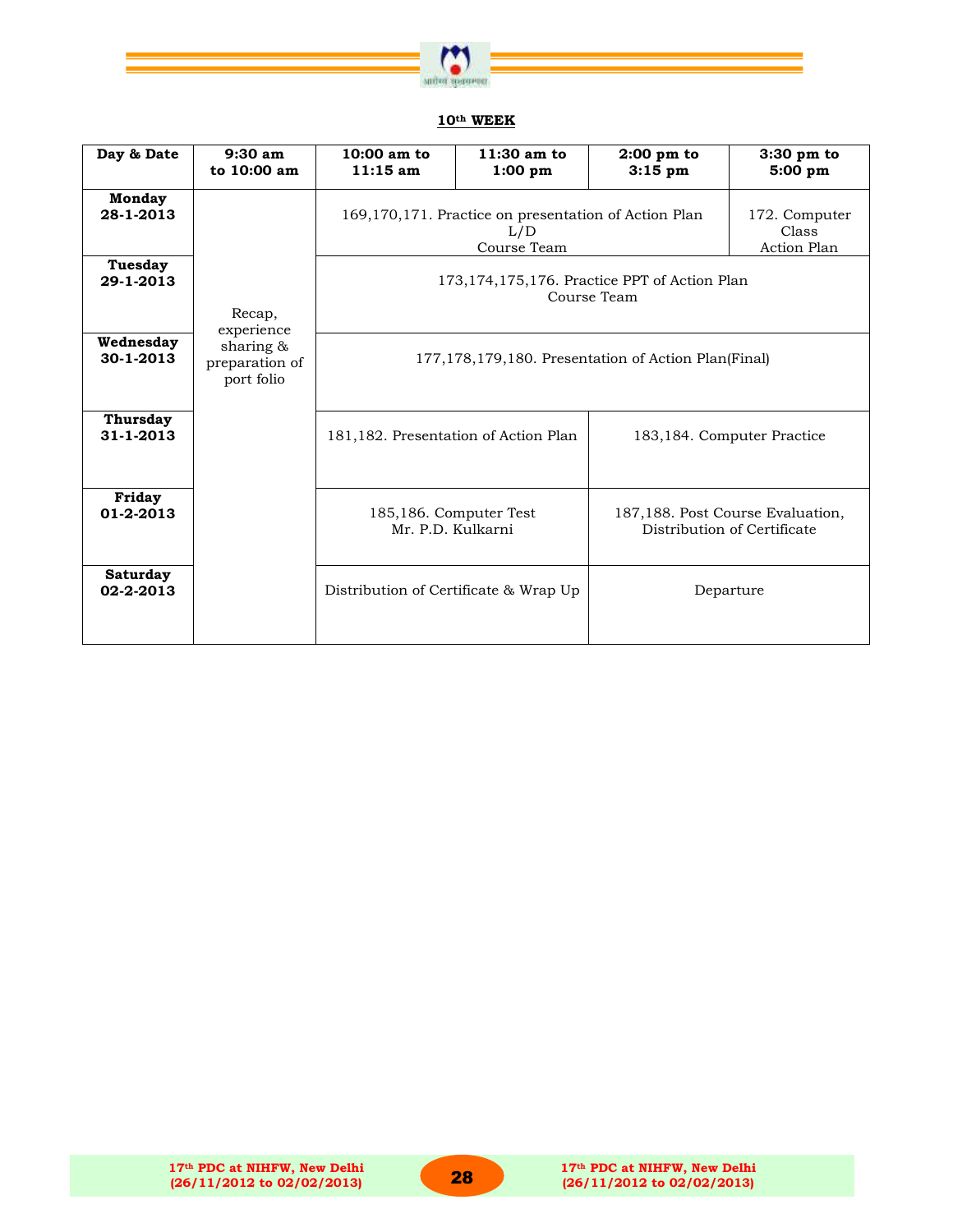## 10th WEEK

| Day & Date | 9:30 am to 10:00 am | 10:00 am to 11:15 am | 11:30 am to 1:00 pm | 2:00 pm to 3:15 pm | 3:30 pm to 5:00 pm |
|---|---|---|---|---|---|
| **Monday 28-1-2013** | Recap, experience sharing & preparation of port folio | 169,170,171. Practice on presentation of Action Plan L/D Course Team | | | 172. Computer Class Action Plan |
| **Tuesday 29-1-2013** | | 173,174,175,176. Practice PPT of Action Plan Course Team | | | |
| **Wednesday 30-1-2013** | | 177,178,179,180. Presentation of Action Plan(Final) | | | |
| **Thursday 31-1-2013** | | 181,182. Presentation of Action Plan | | 183,184. Computer Practice | |
| **Friday 01-2-2013** | | 185,186. Computer Test Mr. P.D. Kulkarni | | 187,188. Post Course Evaluation, Distribution of Certificate | |
| **Saturday 02-2-2013** | | Distribution of Certificate & Wrap Up | | Departure | |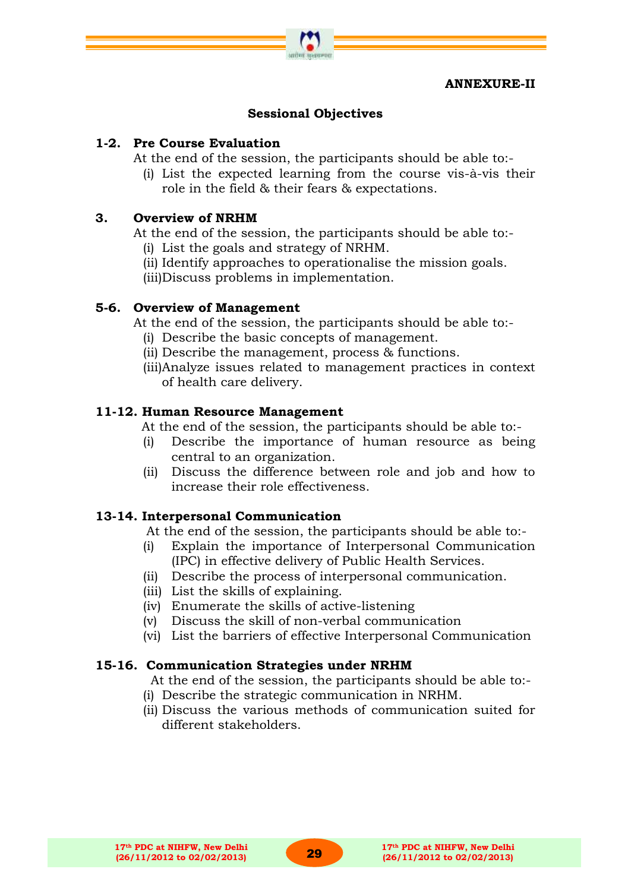**ANNEXURE-II**

## Sessional Objectives

### 1-2. Pre Course Evaluation

At the end of the session, the participants should be able to:-

(i) List the expected learning from the course vis-à-vis their role in the field & their fears & expectations.

### 3. Overview of NRHM

At the end of the session, the participants should be able to:-

(i) List the goals and strategy of NRHM.
(ii) Identify approaches to operationalise the mission goals.
(iii) Discuss problems in implementation.

### 5-6. Overview of Management

At the end of the session, the participants should be able to:-

(i) Describe the basic concepts of management.
(ii) Describe the management, process & functions.
(iii) Analyze issues related to management practices in context of health care delivery.

### 11-12. Human Resource Management

At the end of the session, the participants should be able to:-

(i) Describe the importance of human resource as being central to an organization.
(ii) Discuss the difference between role and job and how to increase their role effectiveness.

### 13-14. Interpersonal Communication

At the end of the session, the participants should be able to:-

(i) Explain the importance of Interpersonal Communication (IPC) in effective delivery of Public Health Services.
(ii) Describe the process of interpersonal communication.
(iii) List the skills of explaining.
(iv) Enumerate the skills of active-listening
(v) Discuss the skill of non-verbal communication
(vi) List the barriers of effective Interpersonal Communication

### 15-16. Communication Strategies under NRHM

At the end of the session, the participants should be able to:-

(i) Describe the strategic communication in NRHM.
(ii) Discuss the various methods of communication suited for different stakeholders.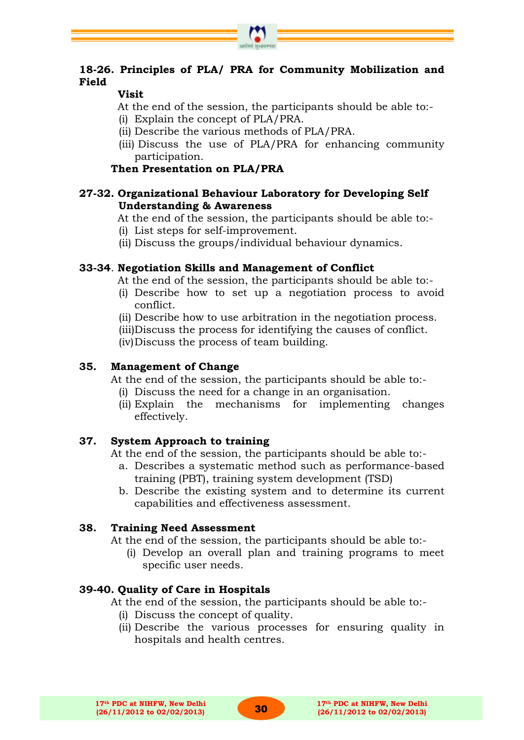**18-26. Principles of PLA/ PRA for Community Mobilization and Field Visit**

At the end of the session, the participants should be able to:-

(i) Explain the concept of PLA/PRA.
(ii) Describe the various methods of PLA/PRA.
(iii) Discuss the use of PLA/PRA for enhancing community participation.

**Then Presentation on PLA/PRA**

**27-32. Organizational Behaviour Laboratory for Developing Self Understanding & Awareness**

At the end of the session, the participants should be able to:-

(i) List steps for self-improvement.
(ii) Discuss the groups/individual behaviour dynamics.

**33-34. Negotiation Skills and Management of Conflict**

At the end of the session, the participants should be able to:-

(i) Describe how to set up a negotiation process to avoid conflict.
(ii) Describe how to use arbitration in the negotiation process.
(iii) Discuss the process for identifying the causes of conflict.
(iv) Discuss the process of team building.

**35. Management of Change**

At the end of the session, the participants should be able to:-

(i) Discuss the need for a change in an organisation.
(ii) Explain the mechanisms for implementing changes effectively.

**37. System Approach to training**

At the end of the session, the participants should be able to:-

a. Describes a systematic method such as performance-based training (PBT), training system development (TSD)
b. Describe the existing system and to determine its current capabilities and effectiveness assessment.

**38. Training Need Assessment**

At the end of the session, the participants should be able to:-

(i) Develop an overall plan and training programs to meet specific user needs.

**39-40. Quality of Care in Hospitals**

At the end of the session, the participants should be able to:-

(i) Discuss the concept of quality.
(ii) Describe the various processes for ensuring quality in hospitals and health centres.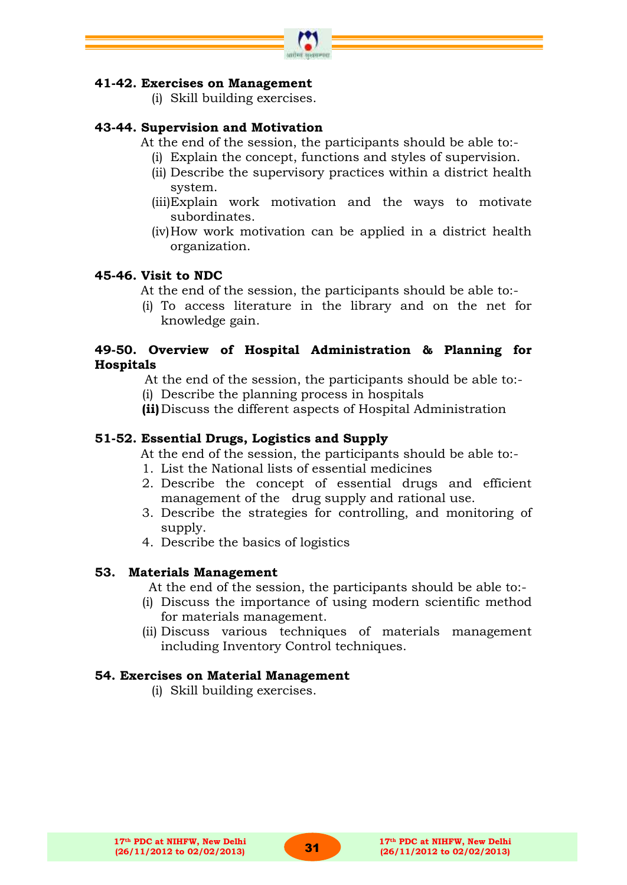**41-42. Exercises on Management**

(i) Skill building exercises.

**43-44. Supervision and Motivation**

At the end of the session, the participants should be able to:-

(i) Explain the concept, functions and styles of supervision.
(ii) Describe the supervisory practices within a district health system.
(iii) Explain work motivation and the ways to motivate subordinates.
(iv) How work motivation can be applied in a district health organization.

**45-46. Visit to NDC**

At the end of the session, the participants should be able to:-

(i) To access literature in the library and on the net for knowledge gain.

**49-50. Overview of Hospital Administration & Planning for Hospitals**

At the end of the session, the participants should be able to:-

(i) Describe the planning process in hospitals
**(ii)** Discuss the different aspects of Hospital Administration

**51-52. Essential Drugs, Logistics and Supply**

At the end of the session, the participants should be able to:-

1. List the National lists of essential medicines
2. Describe the concept of essential drugs and efficient management of the drug supply and rational use.
3. Describe the strategies for controlling, and monitoring of supply.
4. Describe the basics of logistics

**53. Materials Management**

At the end of the session, the participants should be able to:-

(i) Discuss the importance of using modern scientific method for materials management.
(ii) Discuss various techniques of materials management including Inventory Control techniques.

**54. Exercises on Material Management**

(i) Skill building exercises.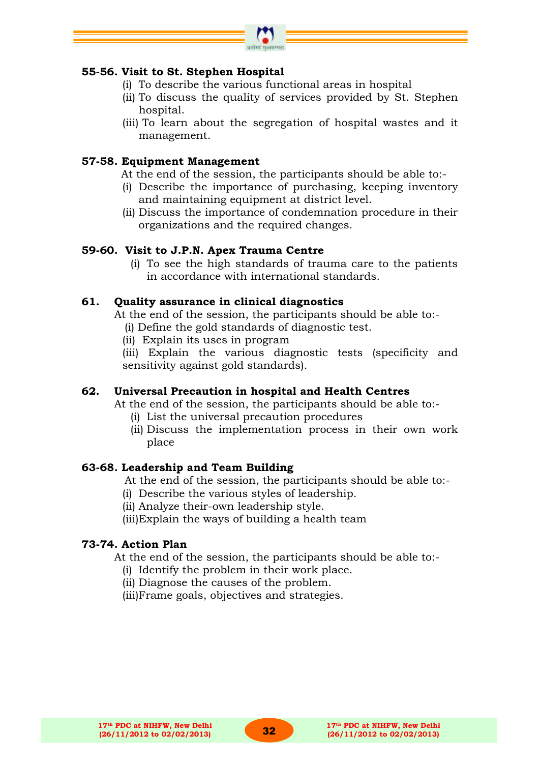**55-56. Visit to St. Stephen Hospital**

- (i) To describe the various functional areas in hospital
- (ii) To discuss the quality of services provided by St. Stephen hospital.
- (iii) To learn about the segregation of hospital wastes and it management.

**57-58. Equipment Management**

At the end of the session, the participants should be able to:-

- (i) Describe the importance of purchasing, keeping inventory and maintaining equipment at district level.
- (ii) Discuss the importance of condemnation procedure in their organizations and the required changes.

**59-60. Visit to J.P.N. Apex Trauma Centre**

- (i) To see the high standards of trauma care to the patients in accordance with international standards.

**61. Quality assurance in clinical diagnostics**

At the end of the session, the participants should be able to:-

- (i) Define the gold standards of diagnostic test.
- (ii) Explain its uses in program
- (iii) Explain the various diagnostic tests (specificity and sensitivity against gold standards).

**62. Universal Precaution in hospital and Health Centres**

At the end of the session, the participants should be able to:-

- (i) List the universal precaution procedures
- (ii) Discuss the implementation process in their own work place

**63-68. Leadership and Team Building**

At the end of the session, the participants should be able to:-

- (i) Describe the various styles of leadership.
- (ii) Analyze their-own leadership style.
- (iii) Explain the ways of building a health team

**73-74. Action Plan**

At the end of the session, the participants should be able to:-

- (i) Identify the problem in their work place.
- (ii) Diagnose the causes of the problem.
- (iii) Frame goals, objectives and strategies.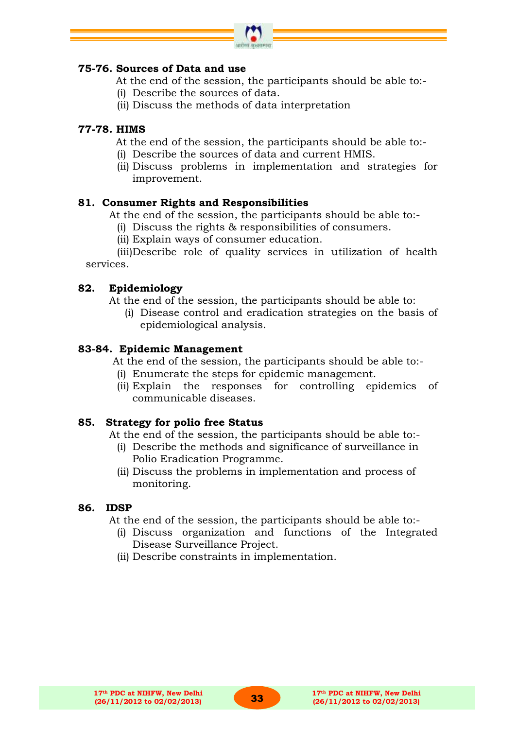### 75-76. Sources of Data and use

At the end of the session, the participants should be able to:-

(i) Describe the sources of data.

(ii) Discuss the methods of data interpretation

### 77-78. HIMS

At the end of the session, the participants should be able to:-

(i) Describe the sources of data and current HMIS.

(ii) Discuss problems in implementation and strategies for improvement.

### 81. Consumer Rights and Responsibilities

At the end of the session, the participants should be able to:-

(i) Discuss the rights & responsibilities of consumers.

(ii) Explain ways of consumer education.

(iii)Describe role of quality services in utilization of health services.

### 82. Epidemiology

At the end of the session, the participants should be able to:

(i) Disease control and eradication strategies on the basis of epidemiological analysis.

### 83-84. Epidemic Management

At the end of the session, the participants should be able to:-

(i) Enumerate the steps for epidemic management.

(ii) Explain the responses for controlling epidemics of communicable diseases.

### 85. Strategy for polio free Status

At the end of the session, the participants should be able to:-

(i) Describe the methods and significance of surveillance in Polio Eradication Programme.

(ii) Discuss the problems in implementation and process of monitoring.

### 86. IDSP

At the end of the session, the participants should be able to:-

(i) Discuss organization and functions of the Integrated Disease Surveillance Project.

(ii) Describe constraints in implementation.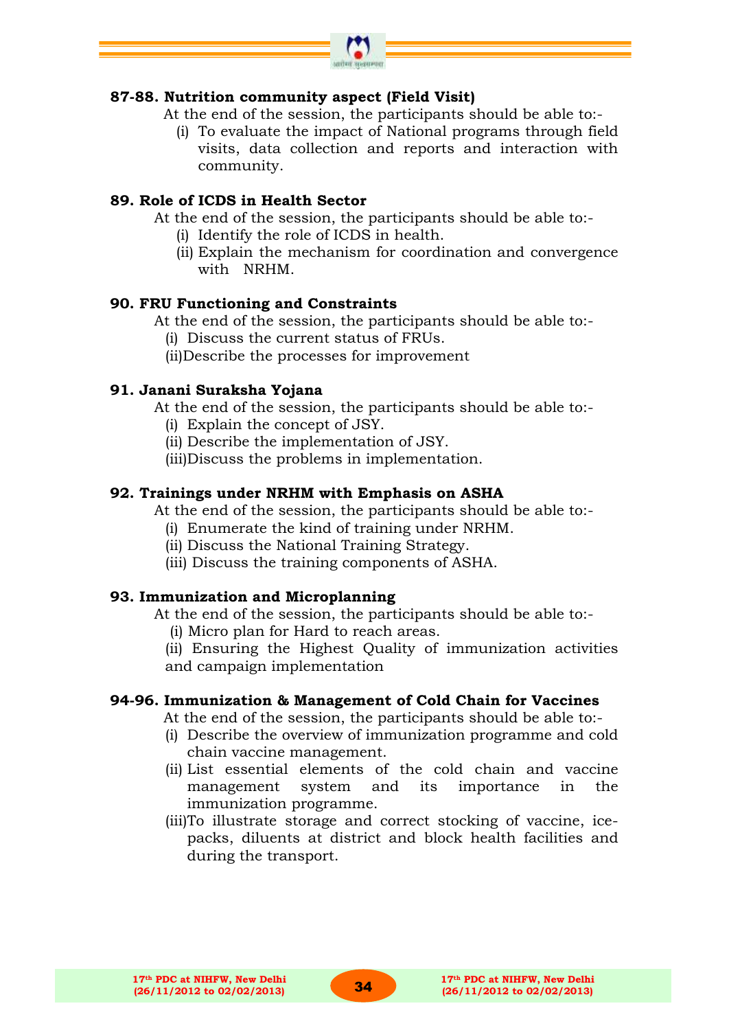**87-88. Nutrition community aspect (Field Visit)**

At the end of the session, the participants should be able to:-

(i) To evaluate the impact of National programs through field visits, data collection and reports and interaction with community.

**89. Role of ICDS in Health Sector**

At the end of the session, the participants should be able to:-

(i) Identify the role of ICDS in health.
(ii) Explain the mechanism for coordination and convergence with NRHM.

**90. FRU Functioning and Constraints**

At the end of the session, the participants should be able to:-

(i) Discuss the current status of FRUs.
(ii) Describe the processes for improvement

**91. Janani Suraksha Yojana**

At the end of the session, the participants should be able to:-

(i) Explain the concept of JSY.
(ii) Describe the implementation of JSY.
(iii) Discuss the problems in implementation.

**92. Trainings under NRHM with Emphasis on ASHA**

At the end of the session, the participants should be able to:-

(i) Enumerate the kind of training under NRHM.
(ii) Discuss the National Training Strategy.
(iii) Discuss the training components of ASHA.

**93. Immunization and Microplanning**

At the end of the session, the participants should be able to:-

(i) Micro plan for Hard to reach areas.
(ii) Ensuring the Highest Quality of immunization activities and campaign implementation

**94-96. Immunization & Management of Cold Chain for Vaccines**

At the end of the session, the participants should be able to:-

(i) Describe the overview of immunization programme and cold chain vaccine management.
(ii) List essential elements of the cold chain and vaccine management system and its importance in the immunization programme.
(iii) To illustrate storage and correct stocking of vaccine, ice-packs, diluents at district and block health facilities and during the transport.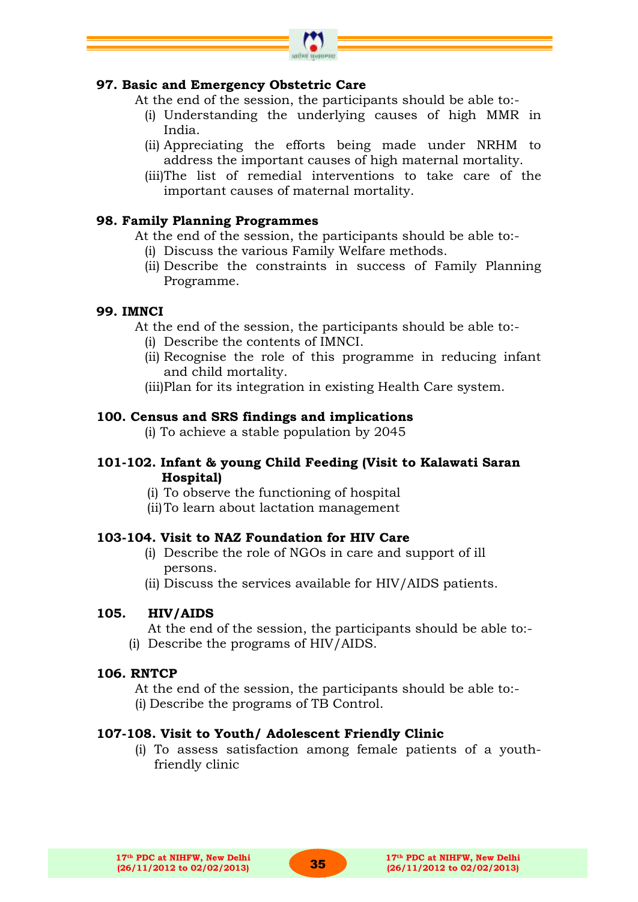**97. Basic and Emergency Obstetric Care**

At the end of the session, the participants should be able to:-

(i) Understanding the underlying causes of high MMR in India.

(ii) Appreciating the efforts being made under NRHM to address the important causes of high maternal mortality.

(iii) The list of remedial interventions to take care of the important causes of maternal mortality.

**98. Family Planning Programmes**

At the end of the session, the participants should be able to:-

(i) Discuss the various Family Welfare methods.

(ii) Describe the constraints in success of Family Planning Programme.

**99. IMNCI**

At the end of the session, the participants should be able to:-

(i) Describe the contents of IMNCI.

(ii) Recognise the role of this programme in reducing infant and child mortality.

(iii) Plan for its integration in existing Health Care system.

**100. Census and SRS findings and implications**

(i) To achieve a stable population by 2045

**101-102. Infant & young Child Feeding (Visit to Kalawati Saran Hospital)**

(i) To observe the functioning of hospital

(ii) To learn about lactation management

**103-104. Visit to NAZ Foundation for HIV Care**

(i) Describe the role of NGOs in care and support of ill persons.

(ii) Discuss the services available for HIV/AIDS patients.

**105. HIV/AIDS**

At the end of the session, the participants should be able to:-

(i) Describe the programs of HIV/AIDS.

**106. RNTCP**

At the end of the session, the participants should be able to:-

(i) Describe the programs of TB Control.

**107-108. Visit to Youth/ Adolescent Friendly Clinic**

(i) To assess satisfaction among female patients of a youth-friendly clinic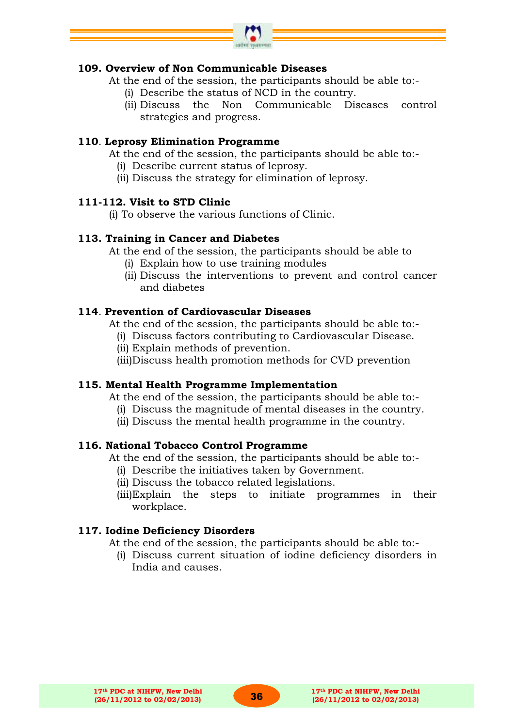**109. Overview of Non Communicable Diseases**

At the end of the session, the participants should be able to:-

(i) Describe the status of NCD in the country.
(ii) Discuss the Non Communicable Diseases control strategies and progress.

**110. Leprosy Elimination Programme**

At the end of the session, the participants should be able to:-

(i) Describe current status of leprosy.
(ii) Discuss the strategy for elimination of leprosy.

**111-112. Visit to STD Clinic**

(i) To observe the various functions of Clinic.

**113. Training in Cancer and Diabetes**

At the end of the session, the participants should be able to

(i) Explain how to use training modules
(ii) Discuss the interventions to prevent and control cancer and diabetes

**114. Prevention of Cardiovascular Diseases**

At the end of the session, the participants should be able to:-

(i) Discuss factors contributing to Cardiovascular Disease.
(ii) Explain methods of prevention.
(iii) Discuss health promotion methods for CVD prevention

**115. Mental Health Programme Implementation**

At the end of the session, the participants should be able to:-

(i) Discuss the magnitude of mental diseases in the country.
(ii) Discuss the mental health programme in the country.

**116. National Tobacco Control Programme**

At the end of the session, the participants should be able to:-

(i) Describe the initiatives taken by Government.
(ii) Discuss the tobacco related legislations.
(iii) Explain the steps to initiate programmes in their workplace.

**117. Iodine Deficiency Disorders**

At the end of the session, the participants should be able to:-

(i) Discuss current situation of iodine deficiency disorders in India and causes.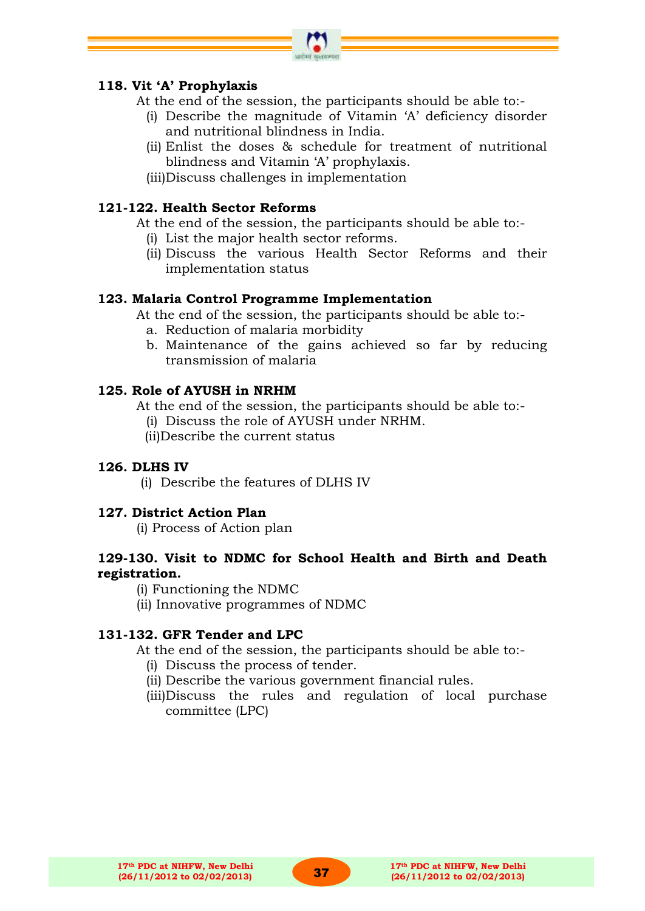**118. Vit 'A' Prophylaxis**

At the end of the session, the participants should be able to:-

- (i) Describe the magnitude of Vitamin 'A' deficiency disorder and nutritional blindness in India.
- (ii) Enlist the doses & schedule for treatment of nutritional blindness and Vitamin 'A' prophylaxis.
- (iii) Discuss challenges in implementation

**121-122. Health Sector Reforms**

At the end of the session, the participants should be able to:-

- (i) List the major health sector reforms.
- (ii) Discuss the various Health Sector Reforms and their implementation status

**123. Malaria Control Programme Implementation**

At the end of the session, the participants should be able to:-

- a. Reduction of malaria morbidity
- b. Maintenance of the gains achieved so far by reducing transmission of malaria

**125. Role of AYUSH in NRHM**

At the end of the session, the participants should be able to:-

- (i) Discuss the role of AYUSH under NRHM.
- (ii) Describe the current status

**126. DLHS IV**

- (i) Describe the features of DLHS IV

**127. District Action Plan**

- (i) Process of Action plan

**129-130. Visit to NDMC for School Health and Birth and Death registration.**

- (i) Functioning the NDMC
- (ii) Innovative programmes of NDMC

**131-132. GFR Tender and LPC**

At the end of the session, the participants should be able to:-

- (i) Discuss the process of tender.
- (ii) Describe the various government financial rules.
- (iii) Discuss the rules and regulation of local purchase committee (LPC)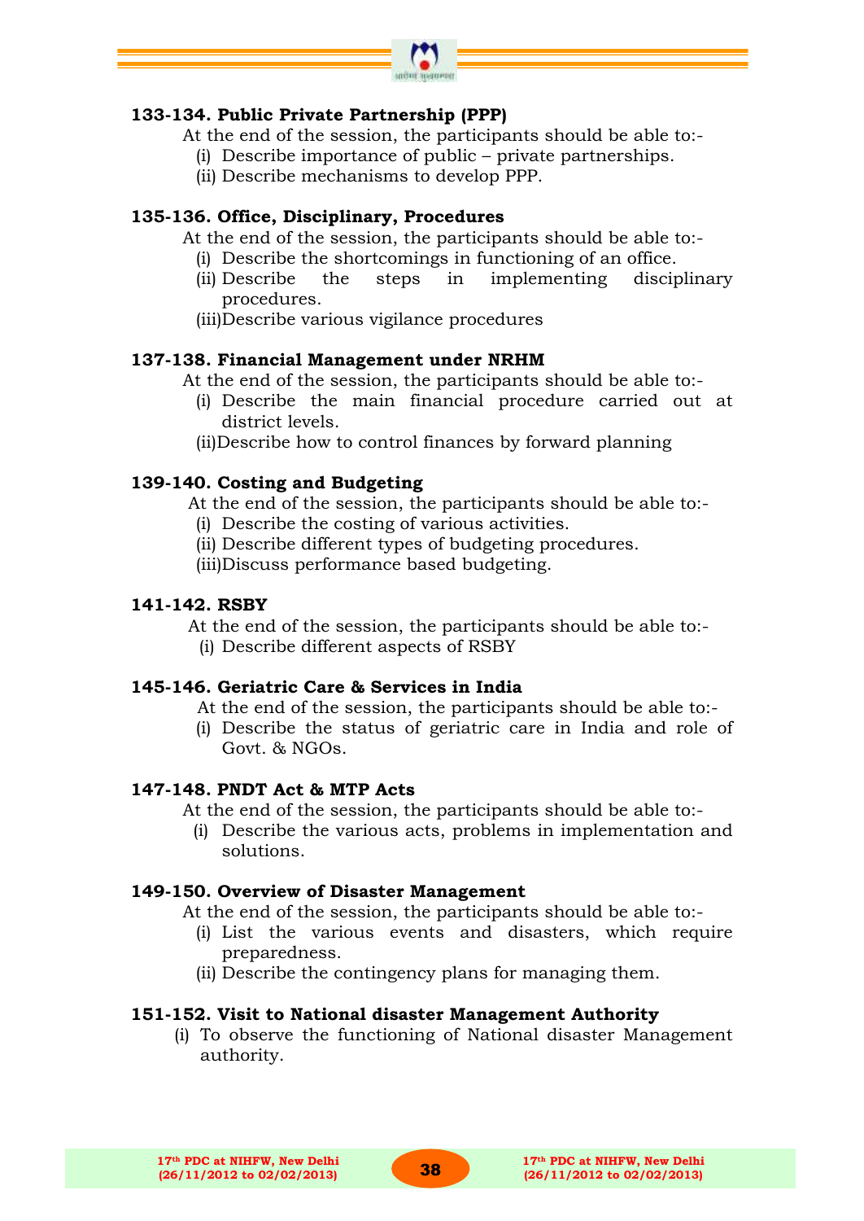### 133-134. Public Private Partnership (PPP)

At the end of the session, the participants should be able to:-

(i) Describe importance of public – private partnerships.
(ii) Describe mechanisms to develop PPP.

### 135-136. Office, Disciplinary, Procedures

At the end of the session, the participants should be able to:-

(i) Describe the shortcomings in functioning of an office.
(ii) Describe the steps in implementing disciplinary procedures.
(iii) Describe various vigilance procedures

### 137-138. Financial Management under NRHM

At the end of the session, the participants should be able to:-

(i) Describe the main financial procedure carried out at district levels.
(ii) Describe how to control finances by forward planning

### 139-140. Costing and Budgeting

At the end of the session, the participants should be able to:-

(i) Describe the costing of various activities.
(ii) Describe different types of budgeting procedures.
(iii) Discuss performance based budgeting.

### 141-142. RSBY

At the end of the session, the participants should be able to:-

(i) Describe different aspects of RSBY

### 145-146. Geriatric Care & Services in India

At the end of the session, the participants should be able to:-

(i) Describe the status of geriatric care in India and role of Govt. & NGOs.

### 147-148. PNDT Act & MTP Acts

At the end of the session, the participants should be able to:-

(i) Describe the various acts, problems in implementation and solutions.

### 149-150. Overview of Disaster Management

At the end of the session, the participants should be able to:-

(i) List the various events and disasters, which require preparedness.
(ii) Describe the contingency plans for managing them.

### 151-152. Visit to National disaster Management Authority

(i) To observe the functioning of National disaster Management authority.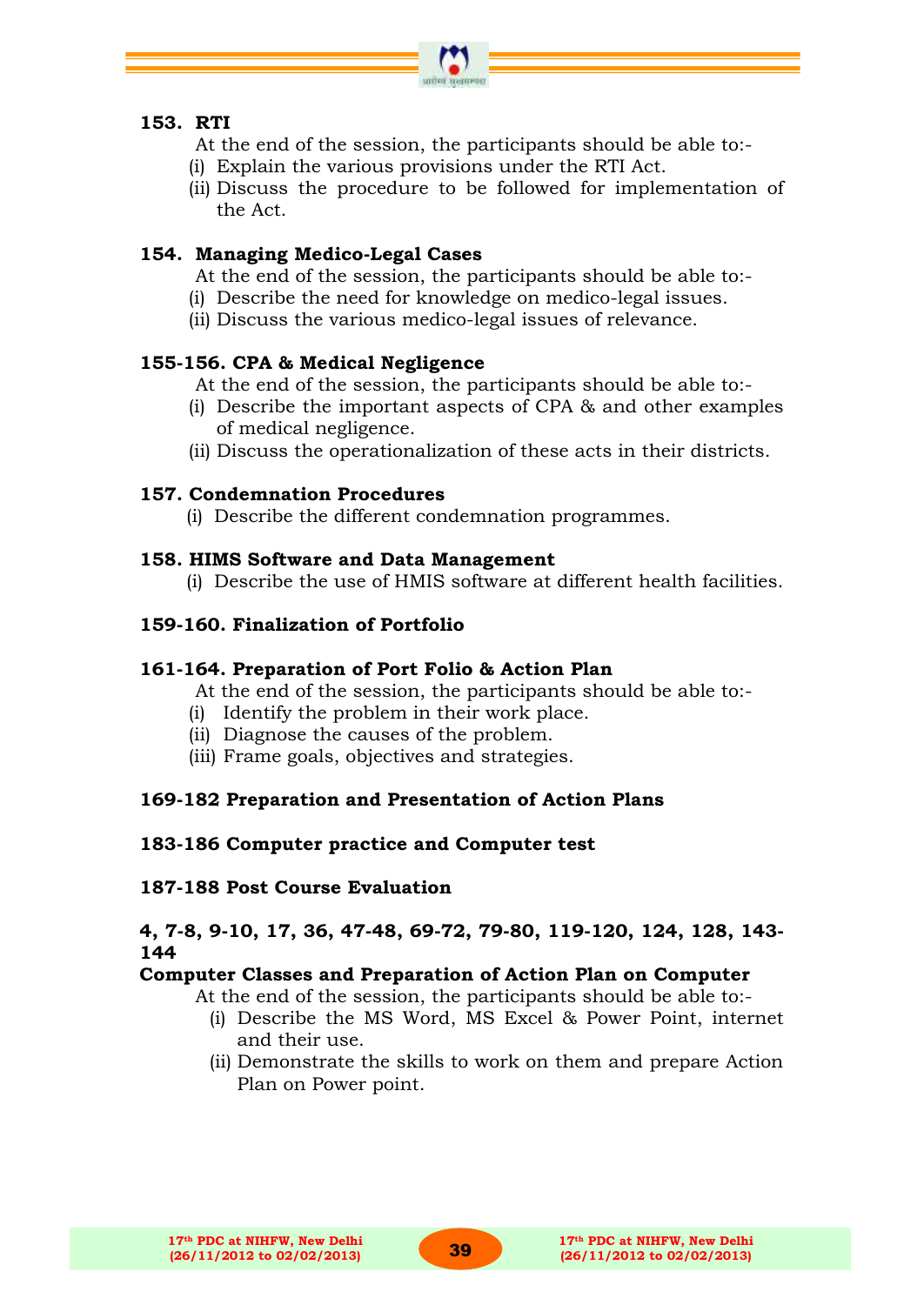### 153. RTI

At the end of the session, the participants should be able to:-

(i) Explain the various provisions under the RTI Act.
(ii) Discuss the procedure to be followed for implementation of the Act.

### 154. Managing Medico-Legal Cases

At the end of the session, the participants should be able to:-

(i) Describe the need for knowledge on medico-legal issues.
(ii) Discuss the various medico-legal issues of relevance.

### 155-156. CPA & Medical Negligence

At the end of the session, the participants should be able to:-

(i) Describe the important aspects of CPA & and other examples of medical negligence.
(ii) Discuss the operationalization of these acts in their districts.

### 157. Condemnation Procedures

(i) Describe the different condemnation programmes.

### 158. HIMS Software and Data Management

(i) Describe the use of HMIS software at different health facilities.

### 159-160. Finalization of Portfolio

### 161-164. Preparation of Port Folio & Action Plan

At the end of the session, the participants should be able to:-

(i) Identify the problem in their work place.
(ii) Diagnose the causes of the problem.
(iii) Frame goals, objectives and strategies.

### 169-182 Preparation and Presentation of Action Plans

### 183-186 Computer practice and Computer test

### 187-188 Post Course Evaluation

### 4, 7-8, 9-10, 17, 36, 47-48, 69-72, 79-80, 119-120, 124, 128, 143-144

**Computer Classes and Preparation of Action Plan on Computer**

At the end of the session, the participants should be able to:-

(i) Describe the MS Word, MS Excel & Power Point, internet and their use.
(ii) Demonstrate the skills to work on them and prepare Action Plan on Power point.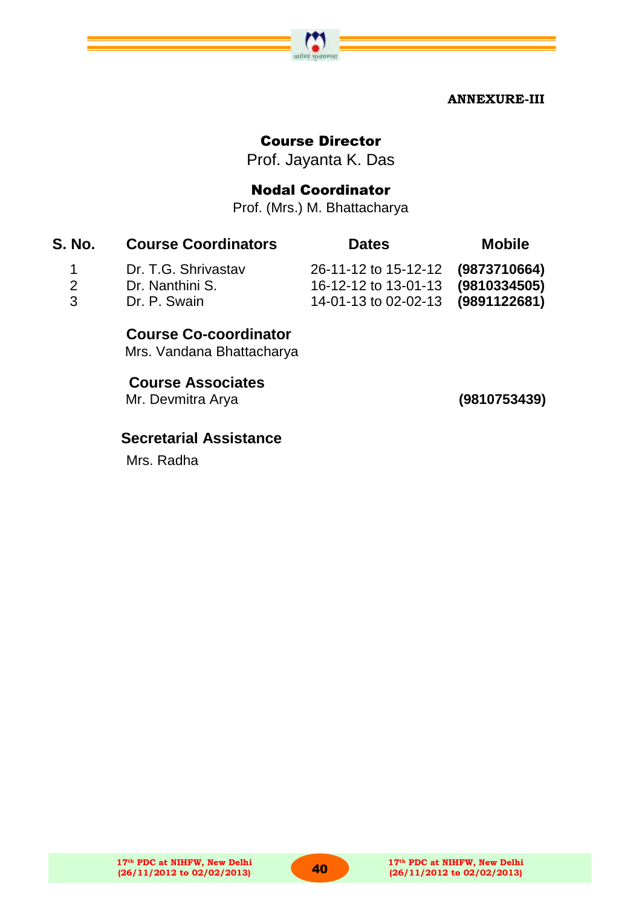**ANNEXURE-III**

## Course Director

Prof. Jayanta K. Das

## Nodal Coordinator

Prof. (Mrs.) M. Bhattacharya

| S. No. | Course Coordinators | Dates | Mobile |
|---|---|---|---|
| 1 | Dr. T.G. Shrivastav | 26-11-12 to 15-12-12 | **(9873710664)** |
| 2 | Dr. Nanthini S. | 16-12-12 to 13-01-13 | **(9810334505)** |
| 3 | Dr. P. Swain | 14-01-13 to 02-02-13 | **(9891122681)** |

### Course Co-coordinator

Mrs. Vandana Bhattacharya

### Course Associates

Mr. Devmitra Arya **(9810753439)**

### Secretarial Assistance

Mrs. Radha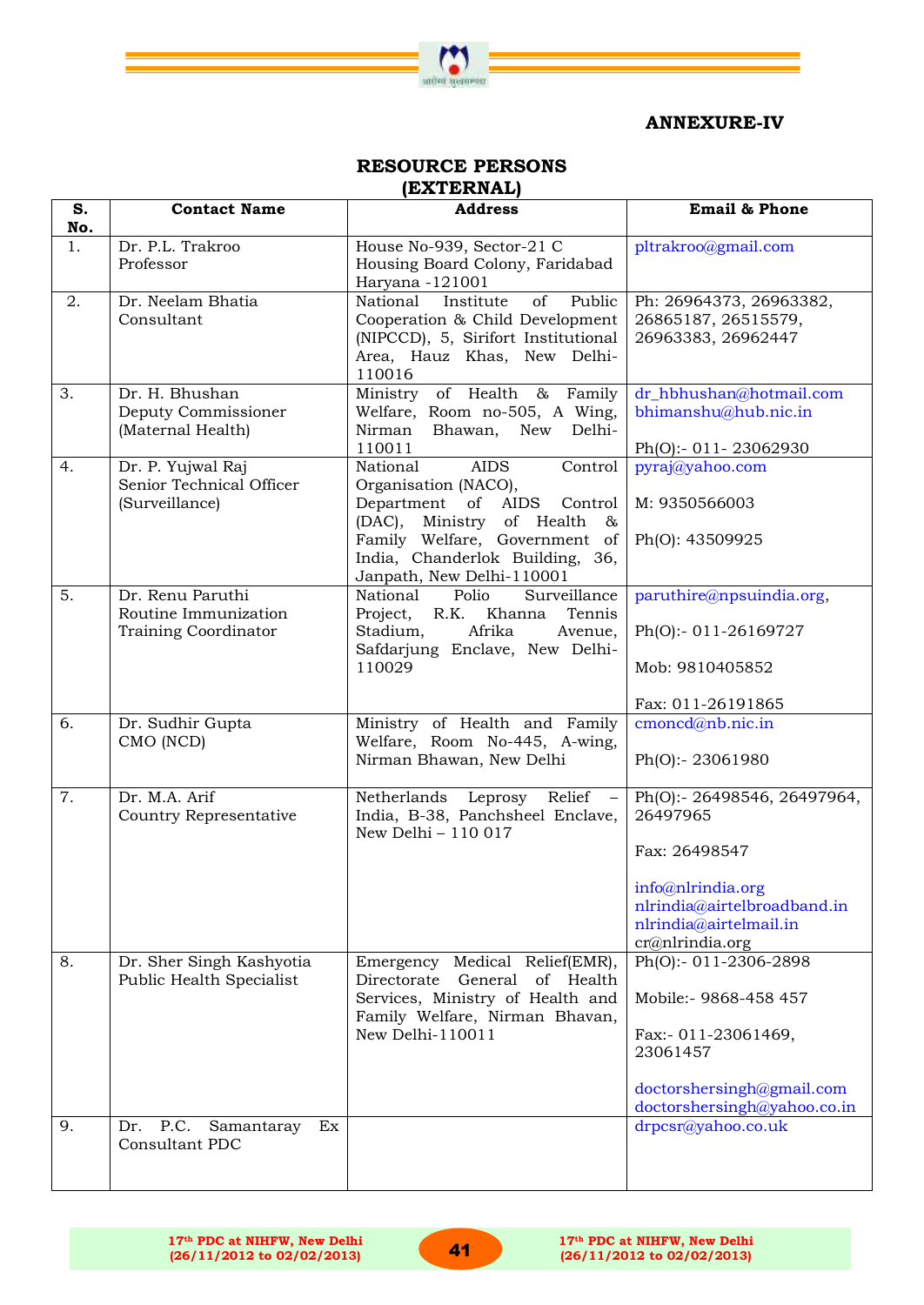**ANNEXURE-IV**

## RESOURCE PERSONS (EXTERNAL)

| S. No. | Contact Name | Address | Email & Phone |
|---|---|---|---|
| 1. | Dr. P.L. Trakroo<br>Professor | House No-939, Sector-21 C Housing Board Colony, Faridabad Haryana -121001 | pltrakroo@gmail.com |
| 2. | Dr. Neelam Bhatia<br>Consultant | National Institute of Public Cooperation & Child Development (NIPCCD), 5, Sirifort Institutional Area, Hauz Khas, New Delhi-110016 | Ph: 26964373, 26963382, 26865187, 26515579, 26963383, 26962447 |
| 3. | Dr. H. Bhushan<br>Deputy Commissioner (Maternal Health) | Ministry of Health & Family Welfare, Room no-505, A Wing, Nirman Bhawan, New Delhi-110011 | dr_hbhushan@hotmail.com<br>bhimanshu@hub.nic.in<br><br>Ph(O):- 011- 23062930 |
| 4. | Dr. P. Yujwal Raj<br>Senior Technical Officer (Surveillance) | National AIDS Control Organisation (NACO), Department of AIDS Control (DAC), Ministry of Health & Family Welfare, Government of India, Chanderlok Building, 36, Janpath, New Delhi-110001 | pyraj@yahoo.com<br><br>M: 9350566003<br><br>Ph(O): 43509925 |
| 5. | Dr. Renu Paruthi<br>Routine Immunization Training Coordinator | National Polio Surveillance Project, R.K. Khanna Tennis Stadium, Afrika Avenue, Safdarjung Enclave, New Delhi-110029 | paruthire@npsuindia.org,<br><br>Ph(O):- 011-26169727<br><br>Mob: 9810405852<br><br>Fax: 011-26191865 |
| 6. | Dr. Sudhir Gupta<br>CMO (NCD) | Ministry of Health and Family Welfare, Room No-445, A-wing, Nirman Bhawan, New Delhi | cmoncd@nb.nic.in<br><br>Ph(O):- 23061980 |
| 7. | Dr. M.A. Arif<br>Country Representative | Netherlands Leprosy Relief – India, B-38, Panchsheel Enclave, New Delhi – 110 017 | Ph(O):- 26498546, 26497964, 26497965<br><br>Fax: 26498547<br><br>info@nlrindia.org<br>nlrindia@airtelbroadband.in<br>nlrindia@airtelmail.in<br>cr@nlrindia.org |
| 8. | Dr. Sher Singh Kashyotia<br>Public Health Specialist | Emergency Medical Relief(EMR), Directorate General of Health Services, Ministry of Health and Family Welfare, Nirman Bhavan, New Delhi-110011 | Ph(O):- 011-2306-2898<br><br>Mobile:- 9868-458 457<br><br>Fax:- 011-23061469, 23061457<br><br>doctorshersingh@gmail.com<br>doctorshersingh@yahoo.co.in |
| 9. | Dr. P.C. Samantaray Ex Consultant PDC | | drpcsr@yahoo.co.uk |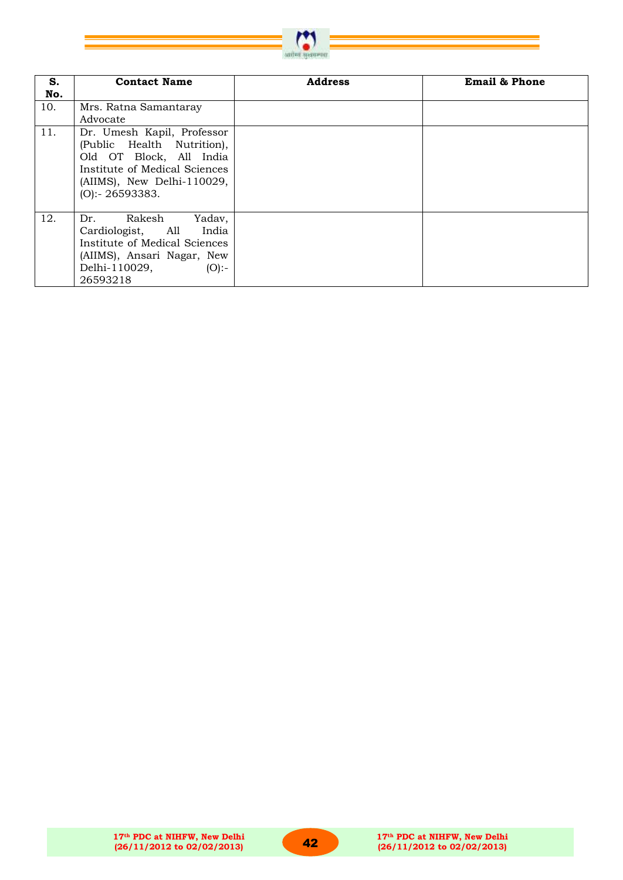| S. No. | Contact Name | Address | Email & Phone |
|---|---|---|---|
| 10. | Mrs. Ratna Samantaray Advocate | | |
| 11. | Dr. Umesh Kapil, Professor (Public Health Nutrition), Old OT Block, All India Institute of Medical Sciences (AIIMS), New Delhi-110029, (O):- 26593383. | | |
| 12. | Dr. Rakesh Yadav, Cardiologist, All India Institute of Medical Sciences (AIIMS), Ansari Nagar, New Delhi-110029, (O):- 26593218 | | |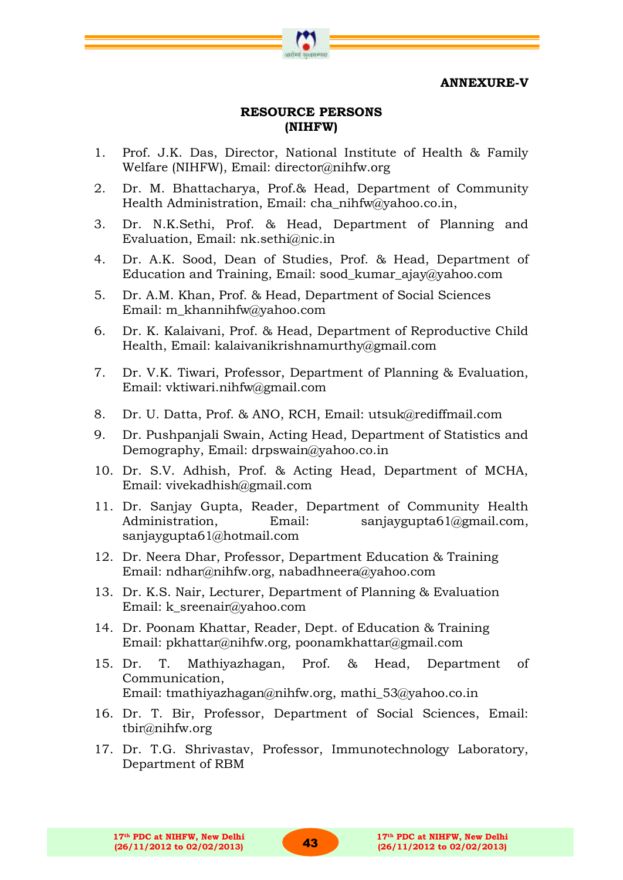**ANNEXURE-V**

## RESOURCE PERSONS
## (NIHFW)

1. Prof. J.K. Das, Director, National Institute of Health & Family Welfare (NIHFW), Email: director@nihfw.org
2. Dr. M. Bhattacharya, Prof.& Head, Department of Community Health Administration, Email: cha_nihfw@yahoo.co.in,
3. Dr. N.K.Sethi, Prof. & Head, Department of Planning and Evaluation, Email: nk.sethi@nic.in
4. Dr. A.K. Sood, Dean of Studies, Prof. & Head, Department of Education and Training, Email: sood_kumar_ajay@yahoo.com
5. Dr. A.M. Khan, Prof. & Head, Department of Social Sciences Email: m_khannihfw@yahoo.com
6. Dr. K. Kalaivani, Prof. & Head, Department of Reproductive Child Health, Email: kalaivanikrishnamurthy@gmail.com
7. Dr. V.K. Tiwari, Professor, Department of Planning & Evaluation, Email: vktiwari.nihfw@gmail.com
8. Dr. U. Datta, Prof. & ANO, RCH, Email: utsuk@rediffmail.com
9. Dr. Pushpanjali Swain, Acting Head, Department of Statistics and Demography, Email: drpswain@yahoo.co.in
10. Dr. S.V. Adhish, Prof. & Acting Head, Department of MCHA, Email: vivekadhish@gmail.com
11. Dr. Sanjay Gupta, Reader, Department of Community Health Administration, Email: sanjaygupta61@gmail.com, sanjaygupta61@hotmail.com
12. Dr. Neera Dhar, Professor, Department Education & Training Email: ndhar@nihfw.org, nabadhneera@yahoo.com
13. Dr. K.S. Nair, Lecturer, Department of Planning & Evaluation Email: k_sreenair@yahoo.com
14. Dr. Poonam Khattar, Reader, Dept. of Education & Training Email: pkhattar@nihfw.org, poonamkhattar@gmail.com
15. Dr. T. Mathiyazhagan, Prof. & Head, Department of Communication, Email: tmathiyazhagan@nihfw.org, mathi_53@yahoo.co.in
16. Dr. T. Bir, Professor, Department of Social Sciences, Email: tbir@nihfw.org
17. Dr. T.G. Shrivastav, Professor, Immunotechnology Laboratory, Department of RBM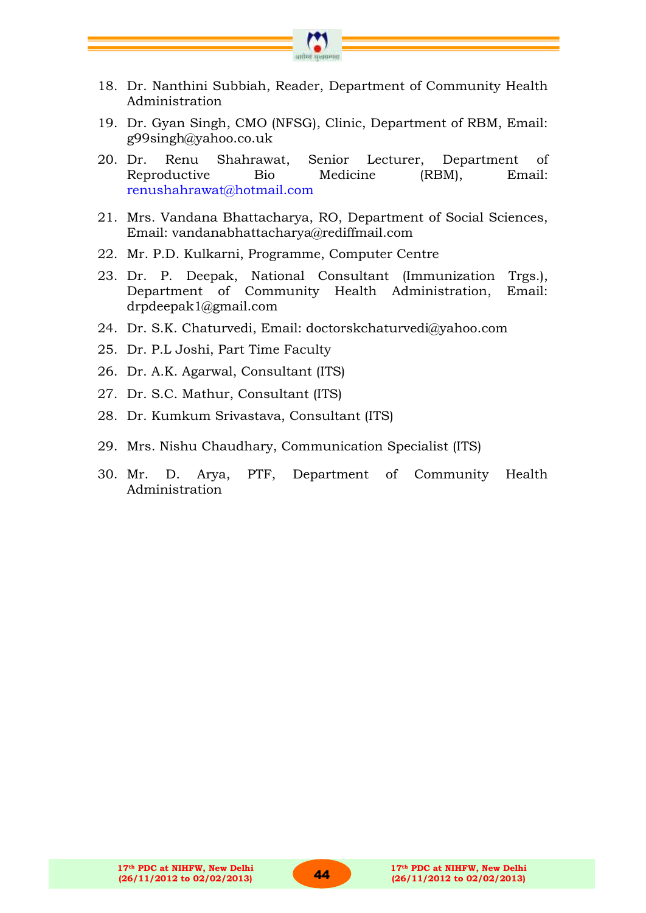18. Dr. Nanthini Subbiah, Reader, Department of Community Health Administration
19. Dr. Gyan Singh, CMO (NFSG), Clinic, Department of RBM, Email: g99singh@yahoo.co.uk
20. Dr. Renu Shahrawat, Senior Lecturer, Department of Reproductive Bio Medicine (RBM), Email: renushahrawat@hotmail.com
21. Mrs. Vandana Bhattacharya, RO, Department of Social Sciences, Email: vandanabhattacharya@rediffmail.com
22. Mr. P.D. Kulkarni, Programme, Computer Centre
23. Dr. P. Deepak, National Consultant (Immunization Trgs.), Department of Community Health Administration, Email: drpdeepak1@gmail.com
24. Dr. S.K. Chaturvedi, Email: doctorskchaturvedi@yahoo.com
25. Dr. P.L Joshi, Part Time Faculty
26. Dr. A.K. Agarwal, Consultant (ITS)
27. Dr. S.C. Mathur, Consultant (ITS)
28. Dr. Kumkum Srivastava, Consultant (ITS)
29. Mrs. Nishu Chaudhary, Communication Specialist (ITS)
30. Mr. D. Arya, PTF, Department of Community Health Administration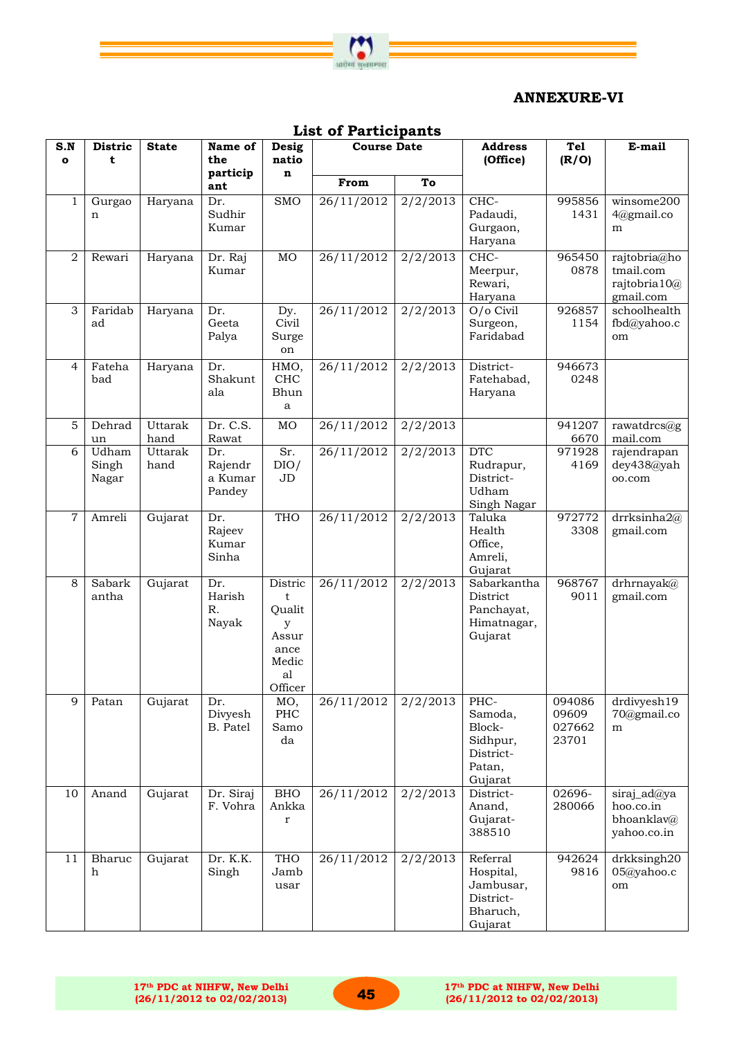## ANNEXURE-VI

### List of Participants

| S.No | District | State | Name of the participant | Designation | Course Date | | Address (Office) | Tel (R/O) | E-mail |
|---|---|---|---|---|---|---|---|---|---|
| | | | | | From | To | | | |
| 1 | Gurgaon | Haryana | Dr. Sudhir Kumar | SMO | 26/11/2012 | 2/2/2013 | CHC-Padaudi, Gurgaon, Haryana | 9958561431 | winsome2004@gmail.com |
| 2 | Rewari | Haryana | Dr. Raj Kumar | MO | 26/11/2012 | 2/2/2013 | CHC-Meerpur, Rewari, Haryana | 9654500878 | rajtobria@hotmail.com rajtobria10@gmail.com |
| 3 | Faridabad | Haryana | Dr. Geeta Palya | Dy. Civil Surgeon | 26/11/2012 | 2/2/2013 | O/o Civil Surgeon, Faridabad | 9268571154 | schoolhealthfbd@yahoo.com |
| 4 | Fatehabad | Haryana | Dr. Shakuntala | HMO, CHC Bhuna | 26/11/2012 | 2/2/2013 | District-Fatehabad, Haryana | 9466730248 | |
| 5 | Dehradun | Uttarakhand | Dr. C.S. Rawat | MO | 26/11/2012 | 2/2/2013 | | 9412076670 | rawatdrcs@gmail.com |
| 6 | Udham Singh Nagar | Uttarakhand | Dr. Rajendra Kumar Pandey | Sr. DIO/JD | 26/11/2012 | 2/2/2013 | DTC Rudrapur, District-Udham Singh Nagar | 9719284169 | rajendrapandey438@yahoo.com |
| 7 | Amreli | Gujarat | Dr. Rajeev Kumar Sinha | THO | 26/11/2012 | 2/2/2013 | Taluka Health Office, Amreli, Gujarat | 9727723308 | drrksinha2@gmail.com |
| 8 | Sabarkantha | Gujarat | Dr. Harish R. Nayak | District Quality Assurance Medical Officer | 26/11/2012 | 2/2/2013 | Sabarkantha District Panchayat, Himatnagar, Gujarat | 9687679011 | drhrnayak@gmail.com |
| 9 | Patan | Gujarat | Dr. Divyesh B. Patel | MO, PHC Samoda | 26/11/2012 | 2/2/2013 | PHC-Samoda, Block-Sidhpur, District-Patan, Gujarat | 09408609609 02766223701 | drdivyesh1970@gmail.com |
| 10 | Anand | Gujarat | Dr. Siraj F. Vohra | BHO Ankkar | 26/11/2012 | 2/2/2013 | District-Anand, Gujarat-388510 | 02696-280066 | siraj_ad@yahoo.co.in bhoanklav@yahoo.co.in |
| 11 | Bharuch | Gujarat | Dr. K.K. Singh | THO Jambusar | 26/11/2012 | 2/2/2013 | Referral Hospital, Jambusar, District-Bharuch, Gujarat | 9426249816 | drkksingh2005@yahoo.com |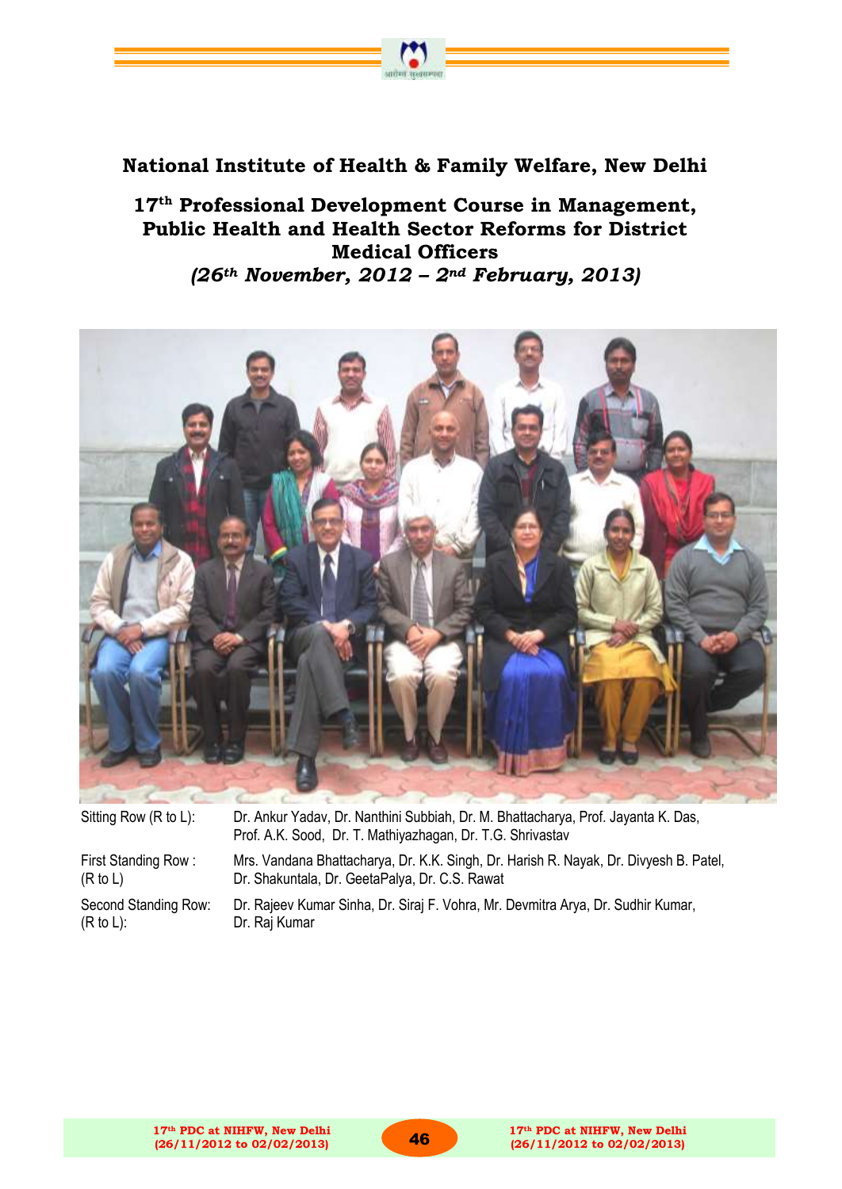# National Institute of Health & Family Welfare, New Delhi

## 17th Professional Development Course in Management, Public Health and Health Sector Reforms for District Medical Officers

***(26th November, 2012 – 2nd February, 2013)***

| | |
|---|---|
| Sitting Row (R to L): | Dr. Ankur Yadav, Dr. Nanthini Subbiah, Dr. M. Bhattacharya, Prof. Jayanta K. Das, Prof. A.K. Sood, Dr. T. Mathiyazhagan, Dr. T.G. Shrivastav |
| First Standing Row : (R to L) | Mrs. Vandana Bhattacharya, Dr. K.K. Singh, Dr. Harish R. Nayak, Dr. Divyesh B. Patel, Dr. Shakuntala, Dr. GeetaPalya, Dr. C.S. Rawat |
| Second Standing Row: (R to L): | Dr. Rajeev Kumar Sinha, Dr. Siraj F. Vohra, Mr. Devmitra Arya, Dr. Sudhir Kumar, Dr. Raj Kumar |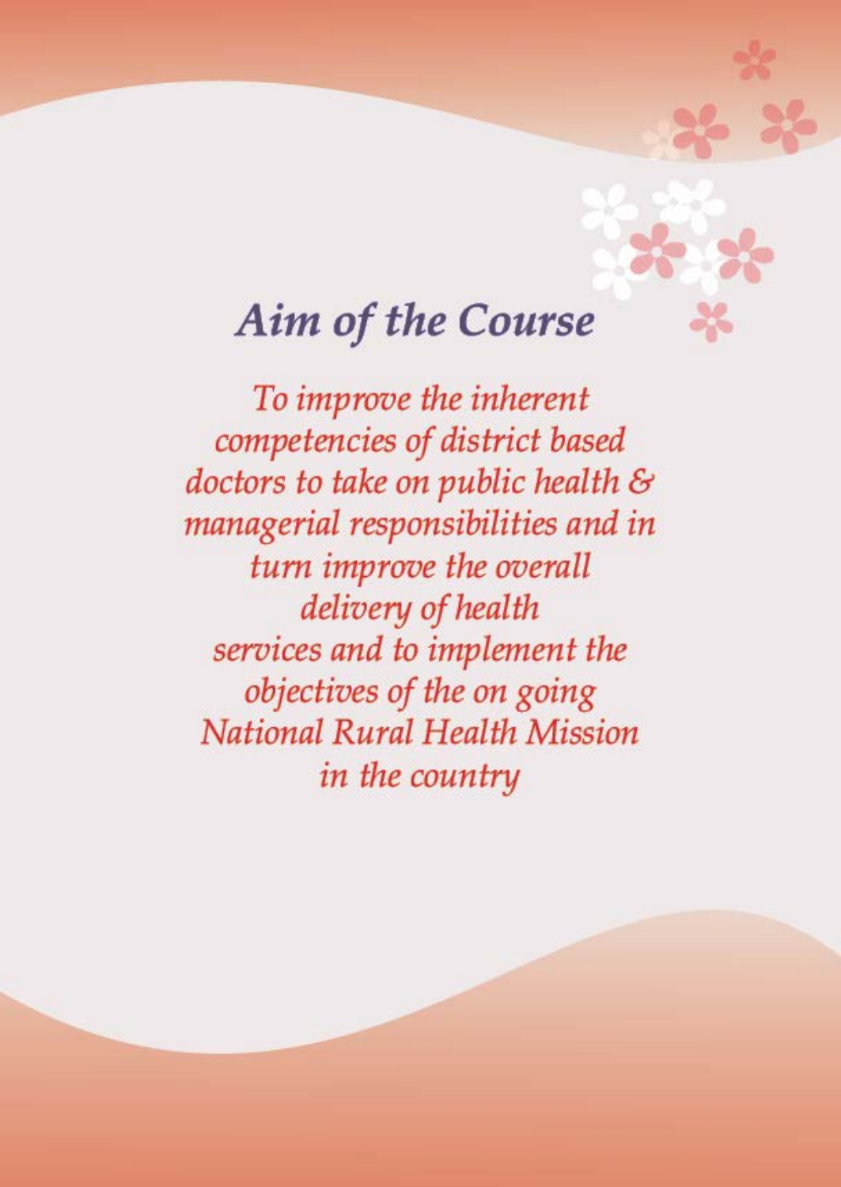# *Aim of the Course*

*To improve the inherent competencies of district based doctors to take on public health & managerial responsibilities and in turn improve the overall delivery of health services and to implement the objectives of the on going National Rural Health Mission in the country*